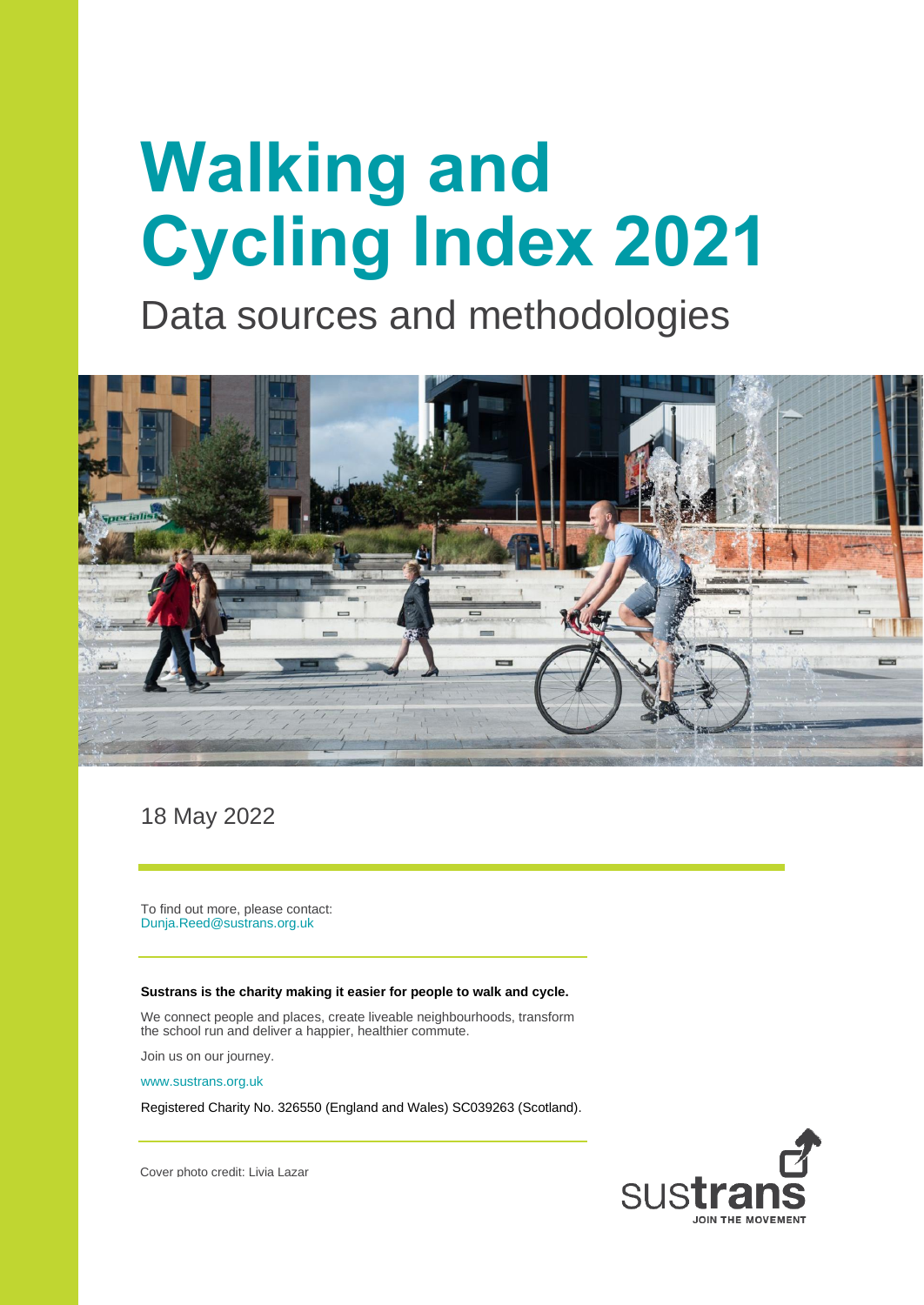# Walking and Cycling Index 2021

## Data sources and methodologies

18 May 2022

To find out more, please contact:
Dunja.Reed@sustrans.org.uk

**Sustrans is the charity making it easier for people to walk and cycle.**

We connect people and places, create liveable neighbourhoods, transform the school run and deliver a happier, healthier commute.

Join us on our journey.

www.sustrans.org.uk

Registered Charity No. 326550 (England and Wales) SC039263 (Scotland).

Cover photo credit: Livia Lazar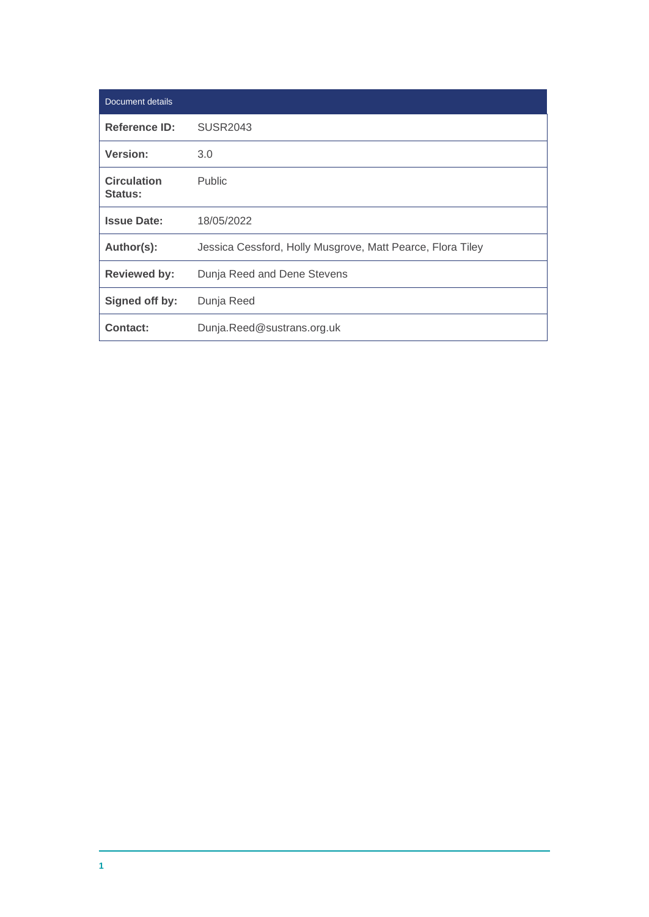| Document details | |
|---|---|
| **Reference ID:** | SUSR2043 |
| **Version:** | 3.0 |
| **Circulation Status:** | Public |
| **Issue Date:** | 18/05/2022 |
| **Author(s):** | Jessica Cessford, Holly Musgrove, Matt Pearce, Flora Tiley |
| **Reviewed by:** | Dunja Reed and Dene Stevens |
| **Signed off by:** | Dunja Reed |
| **Contact:** | Dunja.Reed@sustrans.org.uk |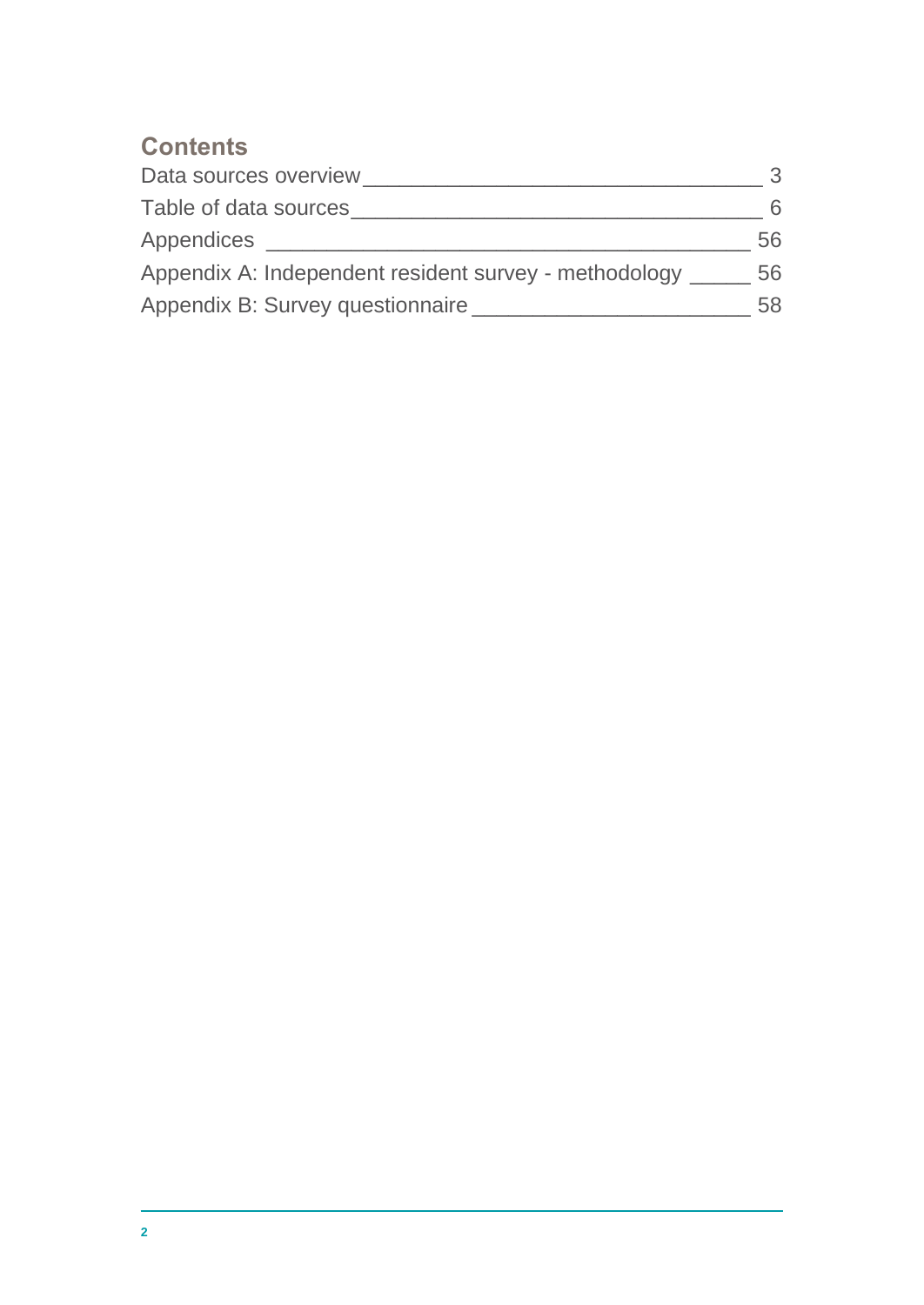## Contents

Data sources overview ________________________________ 3
Table of data sources _________________________________ 6
Appendices ______________________________________ 56
Appendix A: Independent resident survey - methodology _____ 56
Appendix B: Survey questionnaire ______________________ 58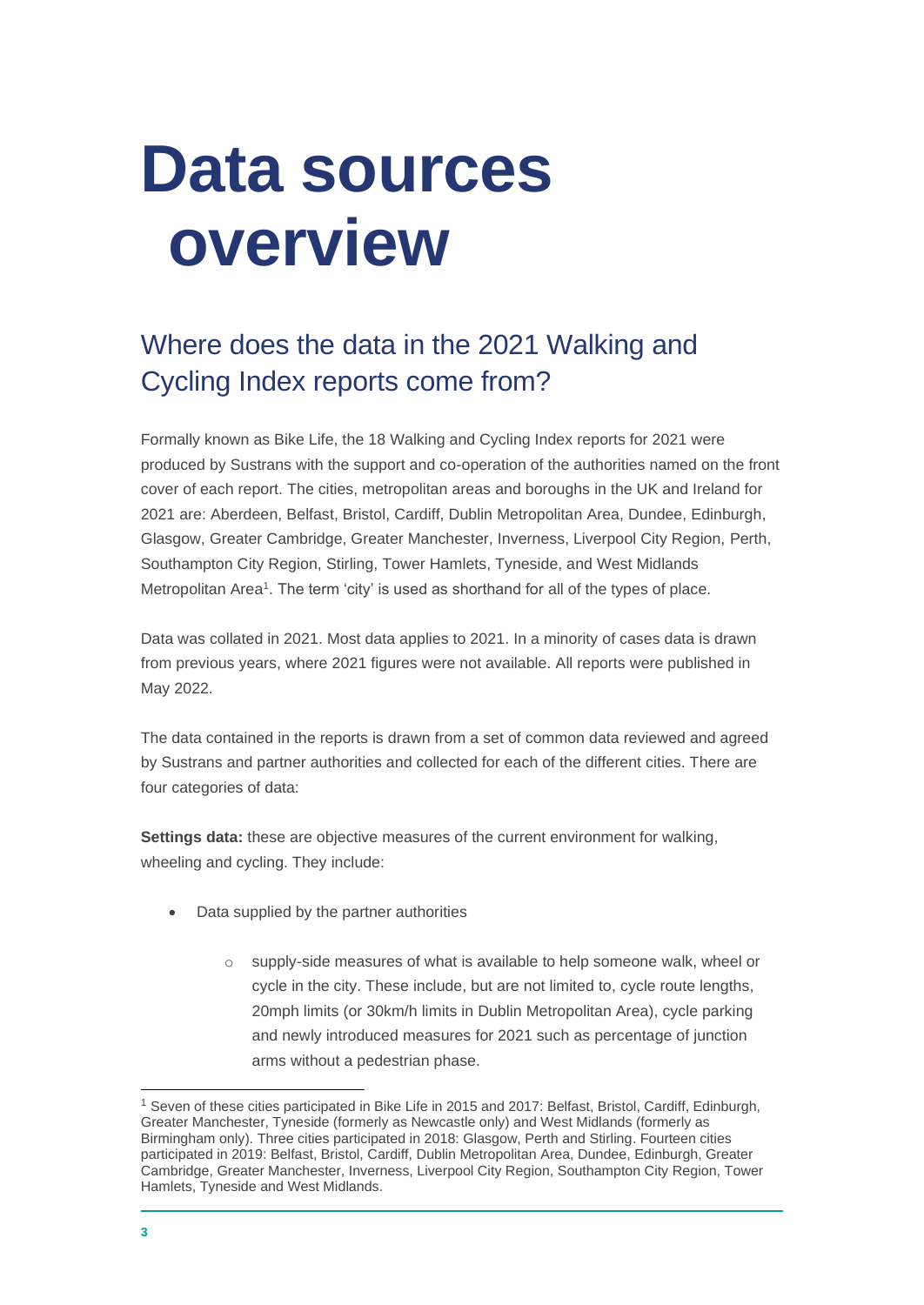# Data sources overview

## Where does the data in the 2021 Walking and Cycling Index reports come from?

Formally known as Bike Life, the 18 Walking and Cycling Index reports for 2021 were produced by Sustrans with the support and co-operation of the authorities named on the front cover of each report. The cities, metropolitan areas and boroughs in the UK and Ireland for 2021 are: Aberdeen, Belfast, Bristol, Cardiff, Dublin Metropolitan Area, Dundee, Edinburgh, Glasgow, Greater Cambridge, Greater Manchester, Inverness, Liverpool City Region, Perth, Southampton City Region, Stirling, Tower Hamlets, Tyneside, and West Midlands Metropolitan Area[1]. The term 'city' is used as shorthand for all of the types of place.

Data was collated in 2021. Most data applies to 2021. In a minority of cases data is drawn from previous years, where 2021 figures were not available. All reports were published in May 2022.

The data contained in the reports is drawn from a set of common data reviewed and agreed by Sustrans and partner authorities and collected for each of the different cities. There are four categories of data:

**Settings data:** these are objective measures of the current environment for walking, wheeling and cycling. They include:

- Data supplied by the partner authorities
  - supply-side measures of what is available to help someone walk, wheel or cycle in the city. These include, but are not limited to, cycle route lengths, 20mph limits (or 30km/h limits in Dublin Metropolitan Area), cycle parking and newly introduced measures for 2021 such as percentage of junction arms without a pedestrian phase.

[1] Seven of these cities participated in Bike Life in 2015 and 2017: Belfast, Bristol, Cardiff, Edinburgh, Greater Manchester, Tyneside (formerly as Newcastle only) and West Midlands (formerly as Birmingham only). Three cities participated in 2018: Glasgow, Perth and Stirling. Fourteen cities participated in 2019: Belfast, Bristol, Cardiff, Dublin Metropolitan Area, Dundee, Edinburgh, Greater Cambridge, Greater Manchester, Inverness, Liverpool City Region, Southampton City Region, Tower Hamlets, Tyneside and West Midlands.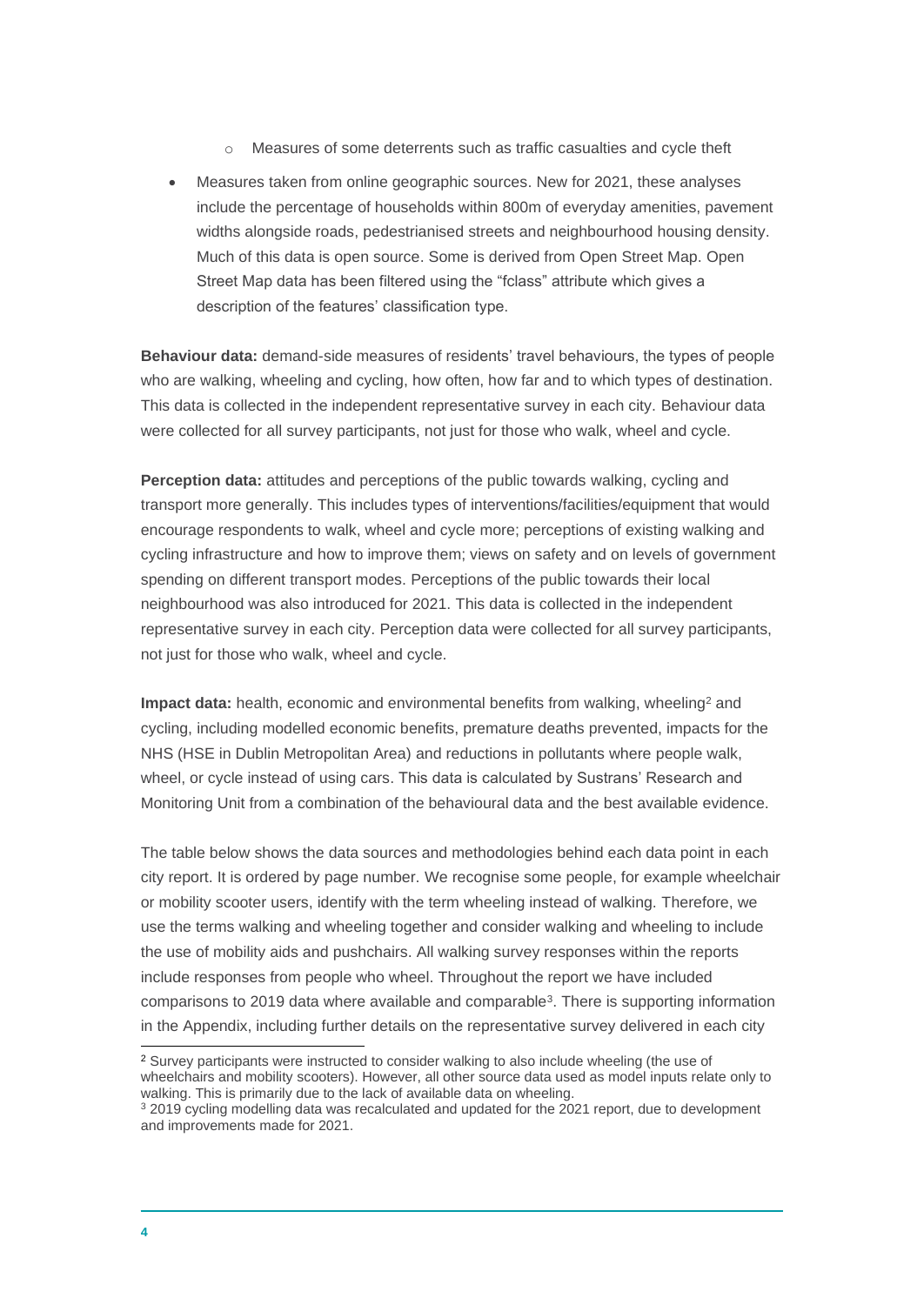- Measures of some deterrents such as traffic casualties and cycle theft

- Measures taken from online geographic sources. New for 2021, these analyses include the percentage of households within 800m of everyday amenities, pavement widths alongside roads, pedestrianised streets and neighbourhood housing density. Much of this data is open source. Some is derived from Open Street Map. Open Street Map data has been filtered using the "fclass" attribute which gives a description of the features' classification type.

**Behaviour data:** demand-side measures of residents' travel behaviours, the types of people who are walking, wheeling and cycling, how often, how far and to which types of destination. This data is collected in the independent representative survey in each city. Behaviour data were collected for all survey participants, not just for those who walk, wheel and cycle.

**Perception data:** attitudes and perceptions of the public towards walking, cycling and transport more generally. This includes types of interventions/facilities/equipment that would encourage respondents to walk, wheel and cycle more; perceptions of existing walking and cycling infrastructure and how to improve them; views on safety and on levels of government spending on different transport modes. Perceptions of the public towards their local neighbourhood was also introduced for 2021. This data is collected in the independent representative survey in each city. Perception data were collected for all survey participants, not just for those who walk, wheel and cycle.

**Impact data:** health, economic and environmental benefits from walking, wheeling[2] and cycling, including modelled economic benefits, premature deaths prevented, impacts for the NHS (HSE in Dublin Metropolitan Area) and reductions in pollutants where people walk, wheel, or cycle instead of using cars. This data is calculated by Sustrans' Research and Monitoring Unit from a combination of the behavioural data and the best available evidence.

The table below shows the data sources and methodologies behind each data point in each city report. It is ordered by page number. We recognise some people, for example wheelchair or mobility scooter users, identify with the term wheeling instead of walking. Therefore, we use the terms walking and wheeling together and consider walking and wheeling to include the use of mobility aids and pushchairs. All walking survey responses within the reports include responses from people who wheel. Throughout the report we have included comparisons to 2019 data where available and comparable[3]. There is supporting information in the Appendix, including further details on the representative survey delivered in each city

---

[2] Survey participants were instructed to consider walking to also include wheeling (the use of wheelchairs and mobility scooters). However, all other source data used as model inputs relate only to walking. This is primarily due to the lack of available data on wheeling.

[3] 2019 cycling modelling data was recalculated and updated for the 2021 report, due to development and improvements made for 2021.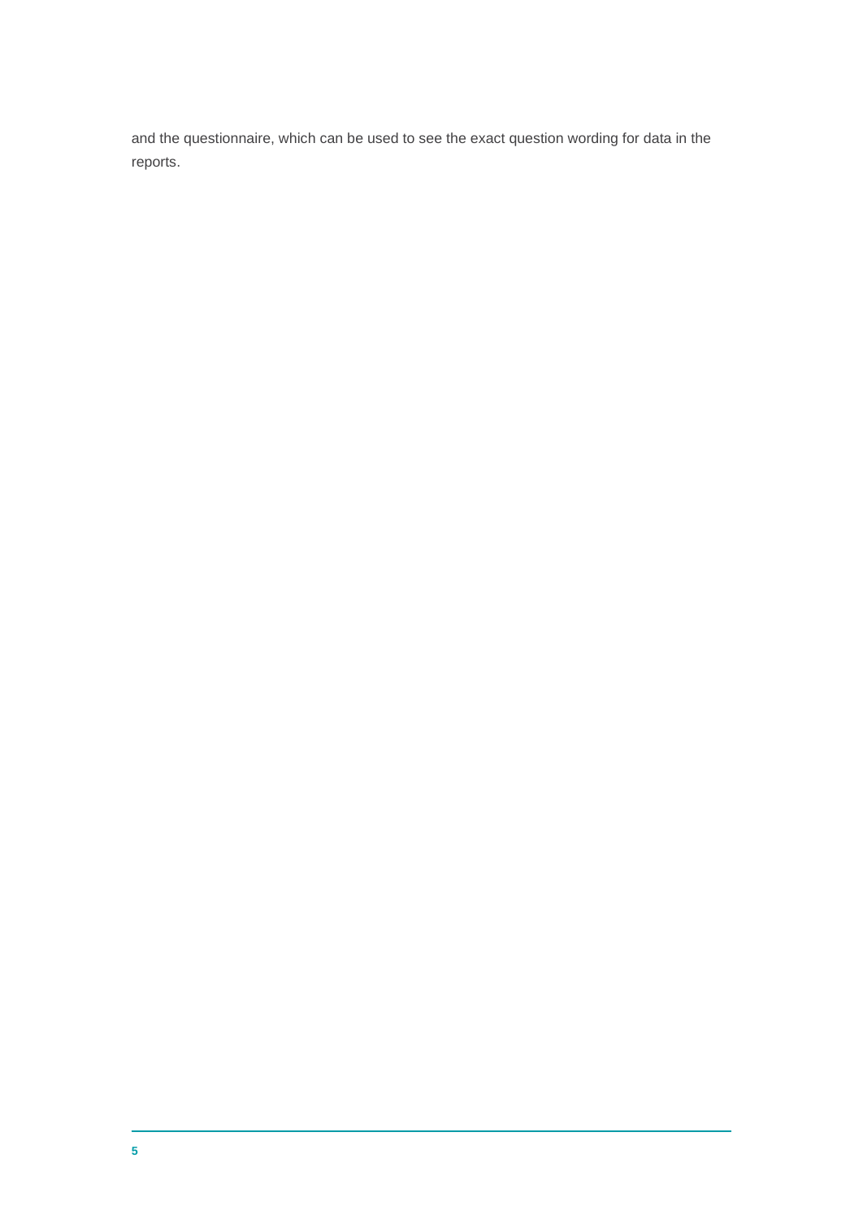and the questionnaire, which can be used to see the exact question wording for data in the reports.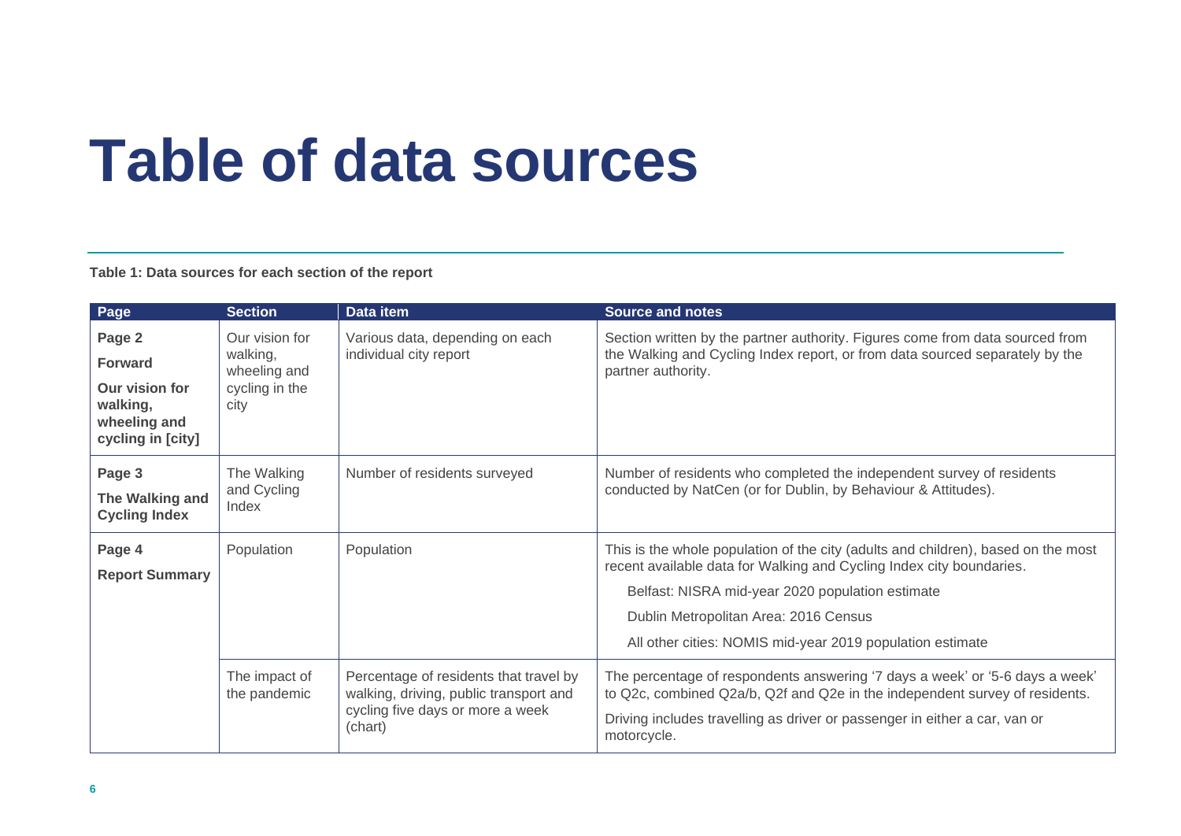# Table of data sources

**Table 1: Data sources for each section of the report**

| Page | Section | Data item | Source and notes |
|---|---|---|---|
| **Page 2** **Forward** **Our vision for walking, wheeling and cycling in [city]** | Our vision for walking, wheeling and cycling in the city | Various data, depending on each individual city report | Section written by the partner authority. Figures come from data sourced from the Walking and Cycling Index report, or from data sourced separately by the partner authority. |
| **Page 3** **The Walking and Cycling Index** | The Walking and Cycling Index | Number of residents surveyed | Number of residents who completed the independent survey of residents conducted by NatCen (or for Dublin, by Behaviour & Attitudes). |
| **Page 4** **Report Summary** | Population | Population | This is the whole population of the city (adults and children), based on the most recent available data for Walking and Cycling Index city boundaries. Belfast: NISRA mid-year 2020 population estimate Dublin Metropolitan Area: 2016 Census All other cities: NOMIS mid-year 2019 population estimate |
| | The impact of the pandemic | Percentage of residents that travel by walking, driving, public transport and cycling five days or more a week (chart) | The percentage of respondents answering '7 days a week' or '5-6 days a week' to Q2c, combined Q2a/b, Q2f and Q2e in the independent survey of residents. Driving includes travelling as driver or passenger in either a car, van or motorcycle. |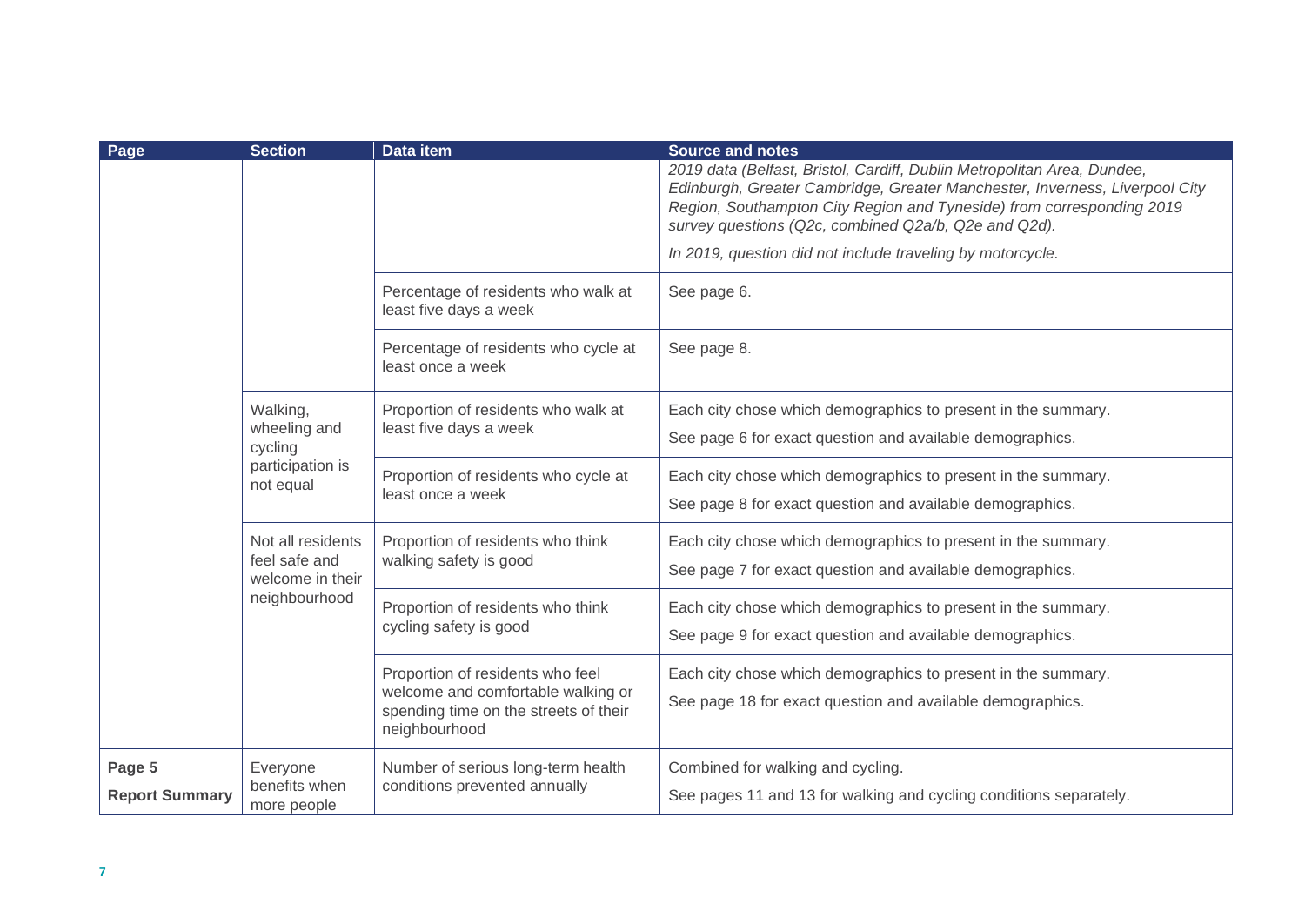| Page | Section | Data item | Source and notes |
| --- | --- | --- | --- |
| | | | *2019 data (Belfast, Bristol, Cardiff, Dublin Metropolitan Area, Dundee, Edinburgh, Greater Cambridge, Greater Manchester, Inverness, Liverpool City Region, Southampton City Region and Tyneside) from corresponding 2019 survey questions (Q2c, combined Q2a/b, Q2e and Q2d).*<br><br>*In 2019, question did not include traveling by motorcycle.* |
| | | Percentage of residents who walk at least five days a week | See page 6. |
| | | Percentage of residents who cycle at least once a week | See page 8. |
| | Walking, wheeling and cycling participation is not equal | Proportion of residents who walk at least five days a week | Each city chose which demographics to present in the summary.<br><br>See page 6 for exact question and available demographics. |
| | | Proportion of residents who cycle at least once a week | Each city chose which demographics to present in the summary.<br><br>See page 8 for exact question and available demographics. |
| | Not all residents feel safe and welcome in their neighbourhood | Proportion of residents who think walking safety is good | Each city chose which demographics to present in the summary.<br><br>See page 7 for exact question and available demographics. |
| | | Proportion of residents who think cycling safety is good | Each city chose which demographics to present in the summary.<br><br>See page 9 for exact question and available demographics. |
| | | Proportion of residents who feel welcome and comfortable walking or spending time on the streets of their neighbourhood | Each city chose which demographics to present in the summary.<br><br>See page 18 for exact question and available demographics. |
| Page 5<br><br>**Report Summary** | Everyone benefits when more people | Number of serious long-term health conditions prevented annually | Combined for walking and cycling.<br><br>See pages 11 and 13 for walking and cycling conditions separately. |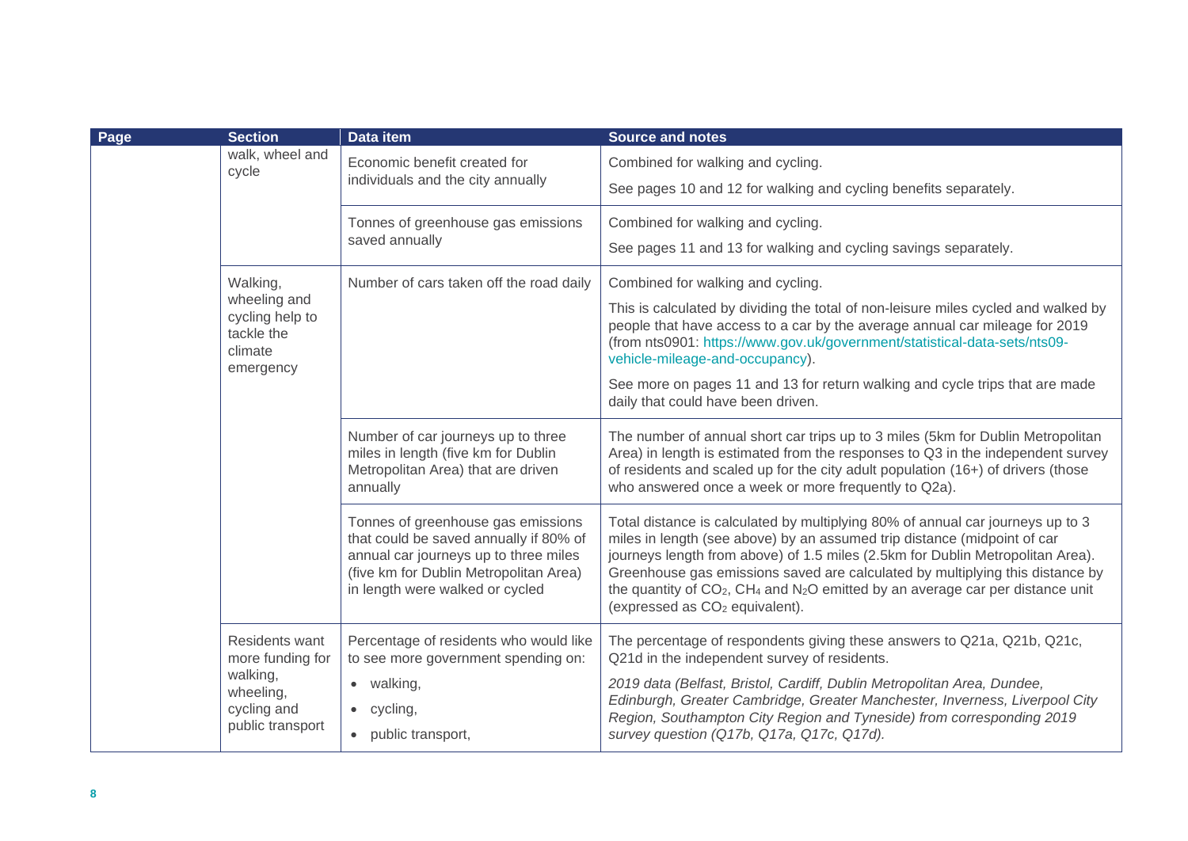| Page | Section | Data item | Source and notes |
| --- | --- | --- | --- |
| | walk, wheel and cycle | Economic benefit created for individuals and the city annually | Combined for walking and cycling.<br><br>See pages 10 and 12 for walking and cycling benefits separately. |
| | | Tonnes of greenhouse gas emissions saved annually | Combined for walking and cycling.<br><br>See pages 11 and 13 for walking and cycling savings separately. |
| | Walking, wheeling and cycling help to tackle the climate emergency | Number of cars taken off the road daily | Combined for walking and cycling.<br><br>This is calculated by dividing the total of non-leisure miles cycled and walked by people that have access to a car by the average annual car mileage for 2019 (from nts0901: https://www.gov.uk/government/statistical-data-sets/nts09-vehicle-mileage-and-occupancy).<br><br>See more on pages 11 and 13 for return walking and cycle trips that are made daily that could have been driven. |
| | | Number of car journeys up to three miles in length (five km for Dublin Metropolitan Area) that are driven annually | The number of annual short car trips up to 3 miles (5km for Dublin Metropolitan Area) in length is estimated from the responses to Q3 in the independent survey of residents and scaled up for the city adult population (16+) of drivers (those who answered once a week or more frequently to Q2a). |
| | | Tonnes of greenhouse gas emissions that could be saved annually if 80% of annual car journeys up to three miles (five km for Dublin Metropolitan Area) in length were walked or cycled | Total distance is calculated by multiplying 80% of annual car journeys up to 3 miles in length (see above) by an assumed trip distance (midpoint of car journeys length from above) of 1.5 miles (2.5km for Dublin Metropolitan Area). Greenhouse gas emissions saved are calculated by multiplying this distance by the quantity of $CO_2$, $CH_4$ and $N_2O$ emitted by an average car per distance unit (expressed as $CO_2$ equivalent). |
| | Residents want more funding for walking, wheeling, cycling and public transport | Percentage of residents who would like to see more government spending on:<br><br>• walking,<br>• cycling,<br>• public transport, | The percentage of respondents giving these answers to Q21a, Q21b, Q21c, Q21d in the independent survey of residents.<br><br>*2019 data (Belfast, Bristol, Cardiff, Dublin Metropolitan Area, Dundee, Edinburgh, Greater Cambridge, Greater Manchester, Inverness, Liverpool City Region, Southampton City Region and Tyneside) from corresponding 2019 survey question (Q17b, Q17a, Q17c, Q17d).* |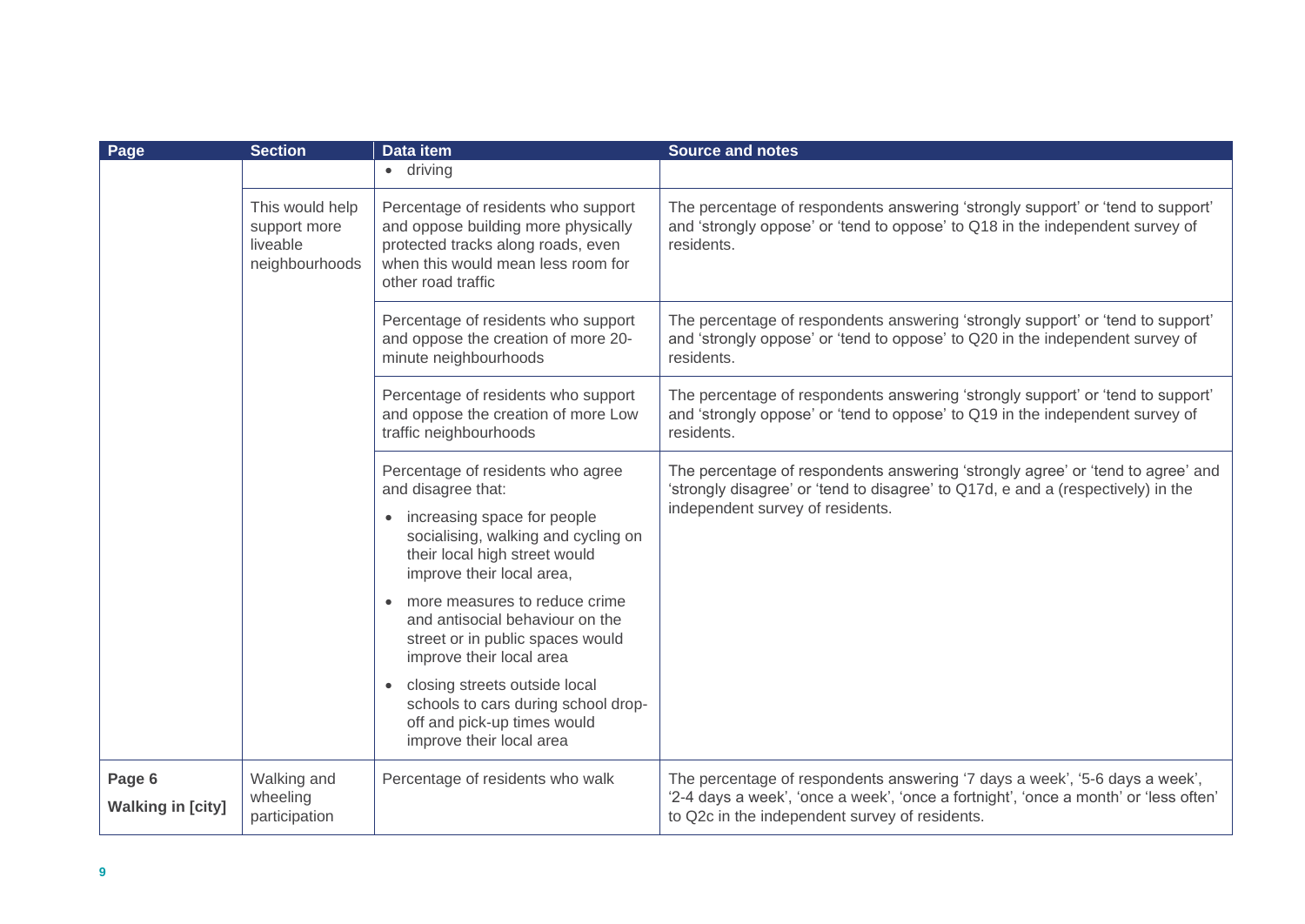| Page | Section | Data item | Source and notes |
|---|---|---|---|
| | | • driving | |
| | This would help support more liveable neighbourhoods | Percentage of residents who support and oppose building more physically protected tracks along roads, even when this would mean less room for other road traffic | The percentage of respondents answering 'strongly support' or 'tend to support' and 'strongly oppose' or 'tend to oppose' to Q18 in the independent survey of residents. |
| | | Percentage of residents who support and oppose the creation of more 20-minute neighbourhoods | The percentage of respondents answering 'strongly support' or 'tend to support' and 'strongly oppose' or 'tend to oppose' to Q20 in the independent survey of residents. |
| | | Percentage of residents who support and oppose the creation of more Low traffic neighbourhoods | The percentage of respondents answering 'strongly support' or 'tend to support' and 'strongly oppose' or 'tend to oppose' to Q19 in the independent survey of residents. |
| | | Percentage of residents who agree and disagree that: <br>• increasing space for people socialising, walking and cycling on their local high street would improve their local area, <br>• more measures to reduce crime and antisocial behaviour on the street or in public spaces would improve their local area <br>• closing streets outside local schools to cars during school drop-off and pick-up times would improve their local area | The percentage of respondents answering 'strongly agree' or 'tend to agree' and 'strongly disagree' or 'tend to disagree' to Q17d, e and a (respectively) in the independent survey of residents. |
| **Page 6** <br>**Walking in [city]** | Walking and wheeling participation | Percentage of residents who walk | The percentage of respondents answering '7 days a week', '5-6 days a week', '2-4 days a week', 'once a week', 'once a fortnight', 'once a month' or 'less often' to Q2c in the independent survey of residents. |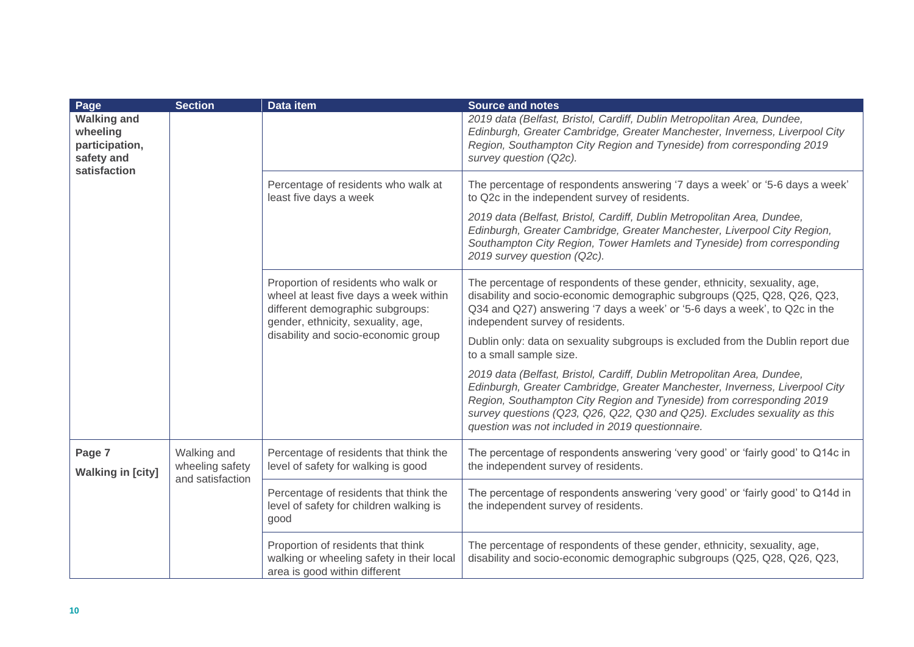| Page | Section | Data item | Source and notes |
|---|---|---|---|
| **Walking and wheeling participation, safety and satisfaction** | | | *2019 data (Belfast, Bristol, Cardiff, Dublin Metropolitan Area, Dundee, Edinburgh, Greater Cambridge, Greater Manchester, Inverness, Liverpool City Region, Southampton City Region and Tyneside) from corresponding 2019 survey question (Q2c).* |
| | | Percentage of residents who walk at least five days a week | The percentage of respondents answering '7 days a week' or '5-6 days a week' to Q2c in the independent survey of residents.<br><br>*2019 data (Belfast, Bristol, Cardiff, Dublin Metropolitan Area, Dundee, Edinburgh, Greater Cambridge, Greater Manchester, Liverpool City Region, Southampton City Region, Tower Hamlets and Tyneside) from corresponding 2019 survey question (Q2c).* |
| | | Proportion of residents who walk or wheel at least five days a week within different demographic subgroups: gender, ethnicity, sexuality, age, disability and socio-economic group | The percentage of respondents of these gender, ethnicity, sexuality, age, disability and socio-economic demographic subgroups (Q25, Q28, Q26, Q23, Q34 and Q27) answering '7 days a week' or '5-6 days a week', to Q2c in the independent survey of residents.<br><br>Dublin only: data on sexuality subgroups is excluded from the Dublin report due to a small sample size.<br><br>*2019 data (Belfast, Bristol, Cardiff, Dublin Metropolitan Area, Dundee, Edinburgh, Greater Cambridge, Greater Manchester, Inverness, Liverpool City Region, Southampton City Region and Tyneside) from corresponding 2019 survey questions (Q23, Q26, Q22, Q30 and Q25). Excludes sexuality as this question was not included in 2019 questionnaire.* |
| **Page 7**<br><br>**Walking in [city]** | Walking and wheeling safety and satisfaction | Percentage of residents that think the level of safety for walking is good | The percentage of respondents answering 'very good' or 'fairly good' to Q14c in the independent survey of residents. |
| | | Percentage of residents that think the level of safety for children walking is good | The percentage of respondents answering 'very good' or 'fairly good' to Q14d in the independent survey of residents. |
| | | Proportion of residents that think walking or wheeling safety in their local area is good within different | The percentage of respondents of these gender, ethnicity, sexuality, age, disability and socio-economic demographic subgroups (Q25, Q28, Q26, Q23, |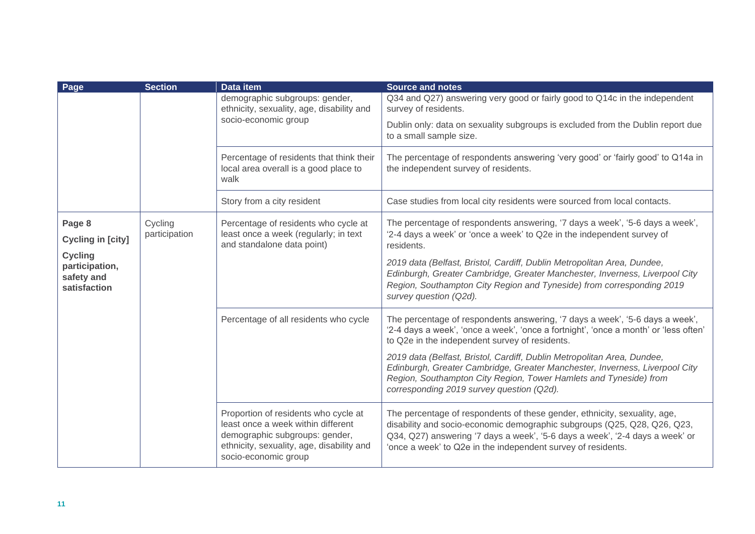| Page | Section | Data item | Source and notes |
| --- | --- | --- | --- |
| | | demographic subgroups: gender, ethnicity, sexuality, age, disability and socio-economic group | Q34 and Q27) answering very good or fairly good to Q14c in the independent survey of residents.<br><br>Dublin only: data on sexuality subgroups is excluded from the Dublin report due to a small sample size. |
| | | Percentage of residents that think their local area overall is a good place to walk | The percentage of respondents answering 'very good' or 'fairly good' to Q14a in the independent survey of residents. |
| | | Story from a city resident | Case studies from local city residents were sourced from local contacts. |
| **Page 8**<br><br>**Cycling in [city]**<br><br>**Cycling participation, safety and satisfaction** | Cycling participation | Percentage of residents who cycle at least once a week (regularly; in text and standalone data point) | The percentage of respondents answering, '7 days a week', '5-6 days a week', '2-4 days a week' or 'once a week' to Q2e in the independent survey of residents.<br><br>*2019 data (Belfast, Bristol, Cardiff, Dublin Metropolitan Area, Dundee, Edinburgh, Greater Cambridge, Greater Manchester, Inverness, Liverpool City Region, Southampton City Region and Tyneside) from corresponding 2019 survey question (Q2d).* |
| | | Percentage of all residents who cycle | The percentage of respondents answering, '7 days a week', '5-6 days a week', '2-4 days a week', 'once a week', 'once a fortnight', 'once a month' or 'less often' to Q2e in the independent survey of residents.<br><br>*2019 data (Belfast, Bristol, Cardiff, Dublin Metropolitan Area, Dundee, Edinburgh, Greater Cambridge, Greater Manchester, Inverness, Liverpool City Region, Southampton City Region, Tower Hamlets and Tyneside) from corresponding 2019 survey question (Q2d).* |
| | | Proportion of residents who cycle at least once a week within different demographic subgroups: gender, ethnicity, sexuality, age, disability and socio-economic group | The percentage of respondents of these gender, ethnicity, sexuality, age, disability and socio-economic demographic subgroups (Q25, Q28, Q26, Q23, Q34, Q27) answering '7 days a week', '5-6 days a week', '2-4 days a week' or 'once a week' to Q2e in the independent survey of residents. |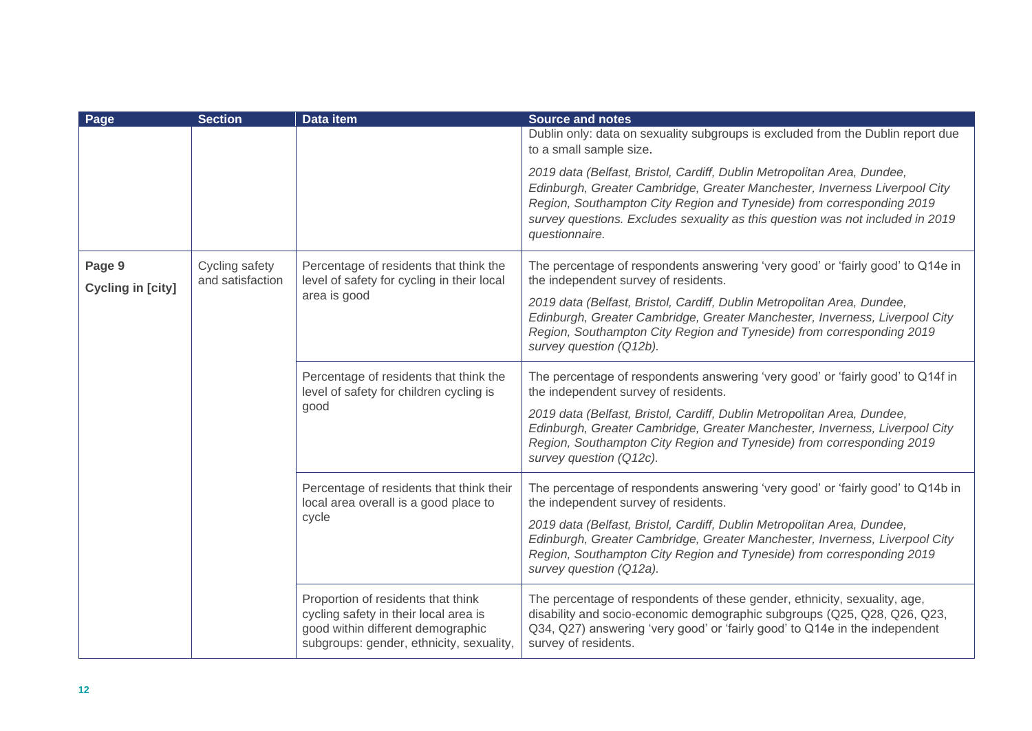| Page | Section | Data item | Source and notes |
|---|---|---|---|
| | | | Dublin only: data on sexuality subgroups is excluded from the Dublin report due to a small sample size.<br><br>*2019 data (Belfast, Bristol, Cardiff, Dublin Metropolitan Area, Dundee, Edinburgh, Greater Cambridge, Greater Manchester, Inverness Liverpool City Region, Southampton City Region and Tyneside) from corresponding 2019 survey questions. Excludes sexuality as this question was not included in 2019 questionnaire.* |
| **Page 9**<br><br>**Cycling in [city]** | Cycling safety and satisfaction | Percentage of residents that think the level of safety for cycling in their local area is good | The percentage of respondents answering 'very good' or 'fairly good' to Q14e in the independent survey of residents.<br><br>*2019 data (Belfast, Bristol, Cardiff, Dublin Metropolitan Area, Dundee, Edinburgh, Greater Cambridge, Greater Manchester, Inverness, Liverpool City Region, Southampton City Region and Tyneside) from corresponding 2019 survey question (Q12b).* |
| | | Percentage of residents that think the level of safety for children cycling is good | The percentage of respondents answering 'very good' or 'fairly good' to Q14f in the independent survey of residents.<br><br>*2019 data (Belfast, Bristol, Cardiff, Dublin Metropolitan Area, Dundee, Edinburgh, Greater Cambridge, Greater Manchester, Inverness, Liverpool City Region, Southampton City Region and Tyneside) from corresponding 2019 survey question (Q12c).* |
| | | Percentage of residents that think their local area overall is a good place to cycle | The percentage of respondents answering 'very good' or 'fairly good' to Q14b in the independent survey of residents.<br><br>*2019 data (Belfast, Bristol, Cardiff, Dublin Metropolitan Area, Dundee, Edinburgh, Greater Cambridge, Greater Manchester, Inverness, Liverpool City Region, Southampton City Region and Tyneside) from corresponding 2019 survey question (Q12a).* |
| | | Proportion of residents that think cycling safety in their local area is good within different demographic subgroups: gender, ethnicity, sexuality, | The percentage of respondents of these gender, ethnicity, sexuality, age, disability and socio-economic demographic subgroups (Q25, Q28, Q26, Q23, Q34, Q27) answering 'very good' or 'fairly good' to Q14e in the independent survey of residents. |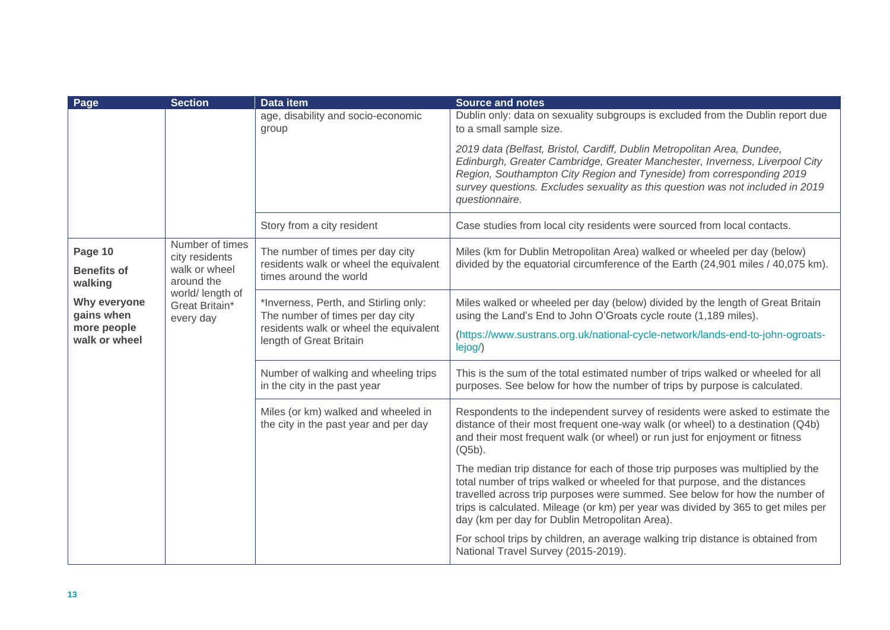| Page | Section | Data item | Source and notes |
| --- | --- | --- | --- |
| | | age, disability and socio-economic group | Dublin only: data on sexuality subgroups is excluded from the Dublin report due to a small sample size.<br><br>*2019 data (Belfast, Bristol, Cardiff, Dublin Metropolitan Area, Dundee, Edinburgh, Greater Cambridge, Greater Manchester, Inverness, Liverpool City Region, Southampton City Region and Tyneside) from corresponding 2019 survey questions. Excludes sexuality as this question was not included in 2019 questionnaire.* |
| | | Story from a city resident | Case studies from local city residents were sourced from local contacts. |
| **Page 10**<br><br>**Benefits of walking**<br><br>**Why everyone gains when more people walk or wheel** | Number of times city residents walk or wheel around the world/ length of Great Britain* every day | The number of times per day city residents walk or wheel the equivalent times around the world | Miles (km for Dublin Metropolitan Area) walked or wheeled per day (below) divided by the equatorial circumference of the Earth (24,901 miles / 40,075 km). |
| | | *Inverness, Perth, and Stirling only: The number of times per day city residents walk or wheel the equivalent length of Great Britain | Miles walked or wheeled per day (below) divided by the length of Great Britain using the Land's End to John O'Groats cycle route (1,189 miles).<br><br>(https://www.sustrans.org.uk/national-cycle-network/lands-end-to-john-ogroats-lejog/) |
| | | Number of walking and wheeling trips in the city in the past year | This is the sum of the total estimated number of trips walked or wheeled for all purposes. See below for how the number of trips by purpose is calculated. |
| | | Miles (or km) walked and wheeled in the city in the past year and per day | Respondents to the independent survey of residents were asked to estimate the distance of their most frequent one-way walk (or wheel) to a destination (Q4b) and their most frequent walk (or wheel) or run just for enjoyment or fitness (Q5b).<br><br>The median trip distance for each of those trip purposes was multiplied by the total number of trips walked or wheeled for that purpose, and the distances travelled across trip purposes were summed. See below for how the number of trips is calculated. Mileage (or km) per year was divided by 365 to get miles per day (km per day for Dublin Metropolitan Area).<br><br>For school trips by children, an average walking trip distance is obtained from National Travel Survey (2015-2019). |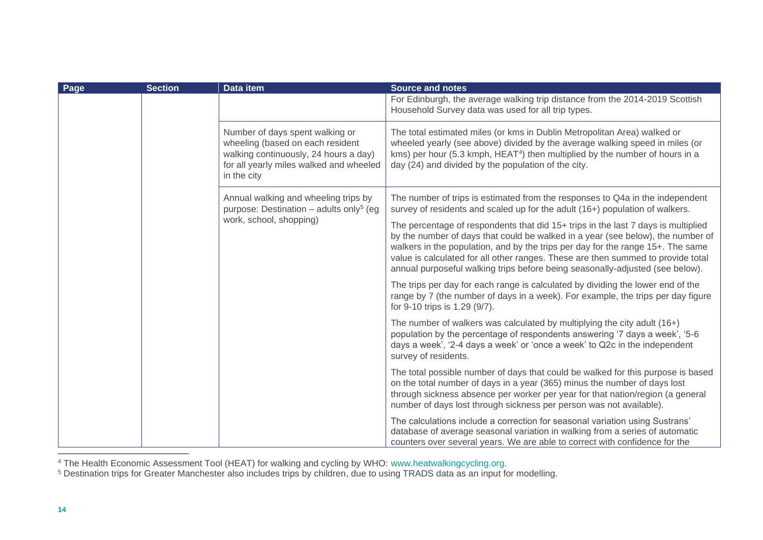| Page | Section | Data item | Source and notes |
|---|---|---|---|
| | | | For Edinburgh, the average walking trip distance from the 2014-2019 Scottish Household Survey data was used for all trip types. |
| | | Number of days spent walking or wheeling (based on each resident walking continuously, 24 hours a day) for all yearly miles walked and wheeled in the city | The total estimated miles (or kms in Dublin Metropolitan Area) walked or wheeled yearly (see above) divided by the average walking speed in miles (or kms) per hour (5.3 kmph, HEAT[4]) then multiplied by the number of hours in a day (24) and divided by the population of the city. |
| | | Annual walking and wheeling trips by purpose: Destination – adults only[5] (eg work, school, shopping) | The number of trips is estimated from the responses to Q4a in the independent survey of residents and scaled up for the adult (16+) population of walkers.<br><br>The percentage of respondents that did 15+ trips in the last 7 days is multiplied by the number of days that could be walked in a year (see below), the number of walkers in the population, and by the trips per day for the range 15+. The same value is calculated for all other ranges. These are then summed to provide total annual purposeful walking trips before being seasonally-adjusted (see below).<br><br>The trips per day for each range is calculated by dividing the lower end of the range by 7 (the number of days in a week). For example, the trips per day figure for 9-10 trips is 1.29 (9/7).<br><br>The number of walkers was calculated by multiplying the city adult (16+) population by the percentage of respondents answering '7 days a week', '5-6 days a week', '2-4 days a week' or 'once a week' to Q2c in the independent survey of residents.<br><br>The total possible number of days that could be walked for this purpose is based on the total number of days in a year (365) minus the number of days lost through sickness absence per worker per year for that nation/region (a general number of days lost through sickness per person was not available).<br><br>The calculations include a correction for seasonal variation using Sustrans' database of average seasonal variation in walking from a series of automatic counters over several years. We are able to correct with confidence for the |

[4] The Health Economic Assessment Tool (HEAT) for walking and cycling by WHO: www.heatwalkingcycling.org.

[5] Destination trips for Greater Manchester also includes trips by children, due to using TRADS data as an input for modelling.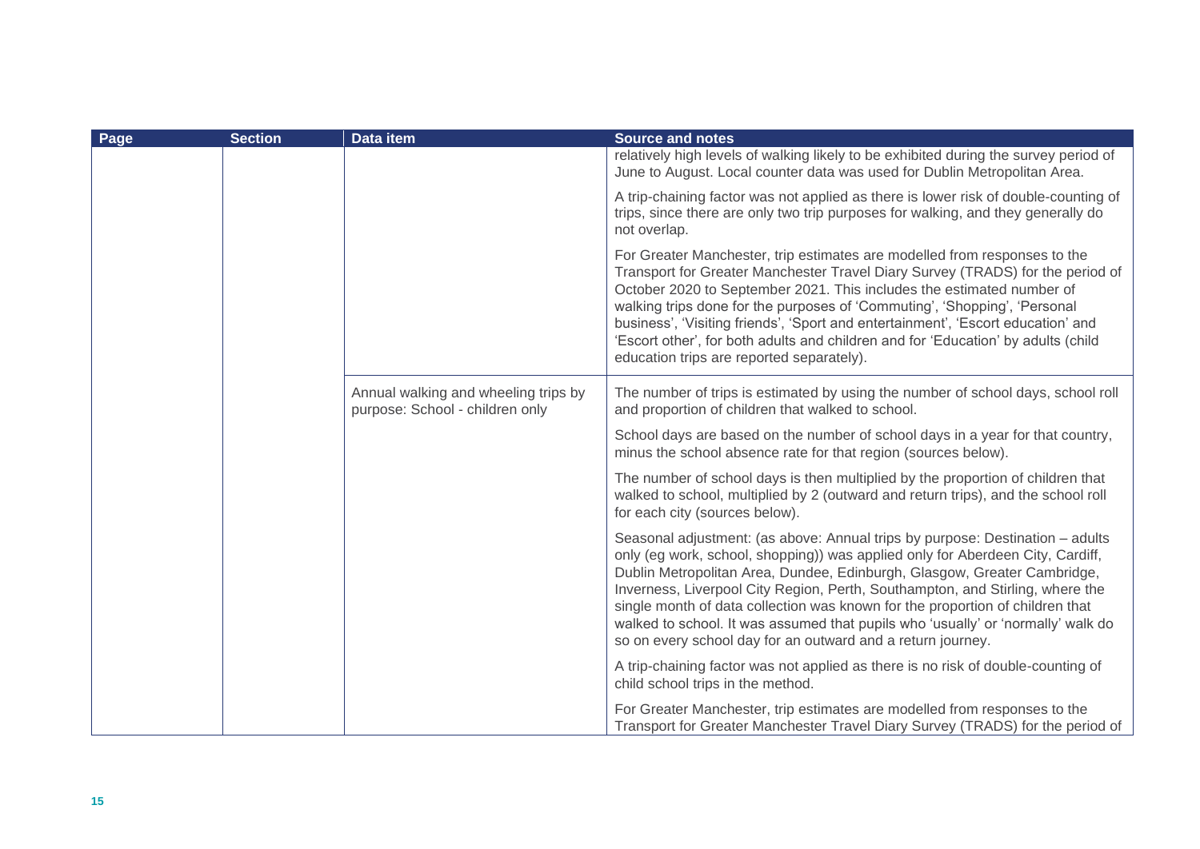| Page | Section | Data item | Source and notes |
| --- | --- | --- | --- |
| | | | relatively high levels of walking likely to be exhibited during the survey period of June to August. Local counter data was used for Dublin Metropolitan Area.<br><br>A trip-chaining factor was not applied as there is lower risk of double-counting of trips, since there are only two trip purposes for walking, and they generally do not overlap.<br><br>For Greater Manchester, trip estimates are modelled from responses to the Transport for Greater Manchester Travel Diary Survey (TRADS) for the period of October 2020 to September 2021. This includes the estimated number of walking trips done for the purposes of 'Commuting', 'Shopping', 'Personal business', 'Visiting friends', 'Sport and entertainment', 'Escort education' and 'Escort other', for both adults and children and for 'Education' by adults (child education trips are reported separately). |
| | | Annual walking and wheeling trips by purpose: School - children only | The number of trips is estimated by using the number of school days, school roll and proportion of children that walked to school.<br><br>School days are based on the number of school days in a year for that country, minus the school absence rate for that region (sources below).<br><br>The number of school days is then multiplied by the proportion of children that walked to school, multiplied by 2 (outward and return trips), and the school roll for each city (sources below).<br><br>Seasonal adjustment: (as above: Annual trips by purpose: Destination – adults only (eg work, school, shopping)) was applied only for Aberdeen City, Cardiff, Dublin Metropolitan Area, Dundee, Edinburgh, Glasgow, Greater Cambridge, Inverness, Liverpool City Region, Perth, Southampton, and Stirling, where the single month of data collection was known for the proportion of children that walked to school. It was assumed that pupils who 'usually' or 'normally' walk do so on every school day for an outward and a return journey.<br><br>A trip-chaining factor was not applied as there is no risk of double-counting of child school trips in the method.<br><br>For Greater Manchester, trip estimates are modelled from responses to the Transport for Greater Manchester Travel Diary Survey (TRADS) for the period of |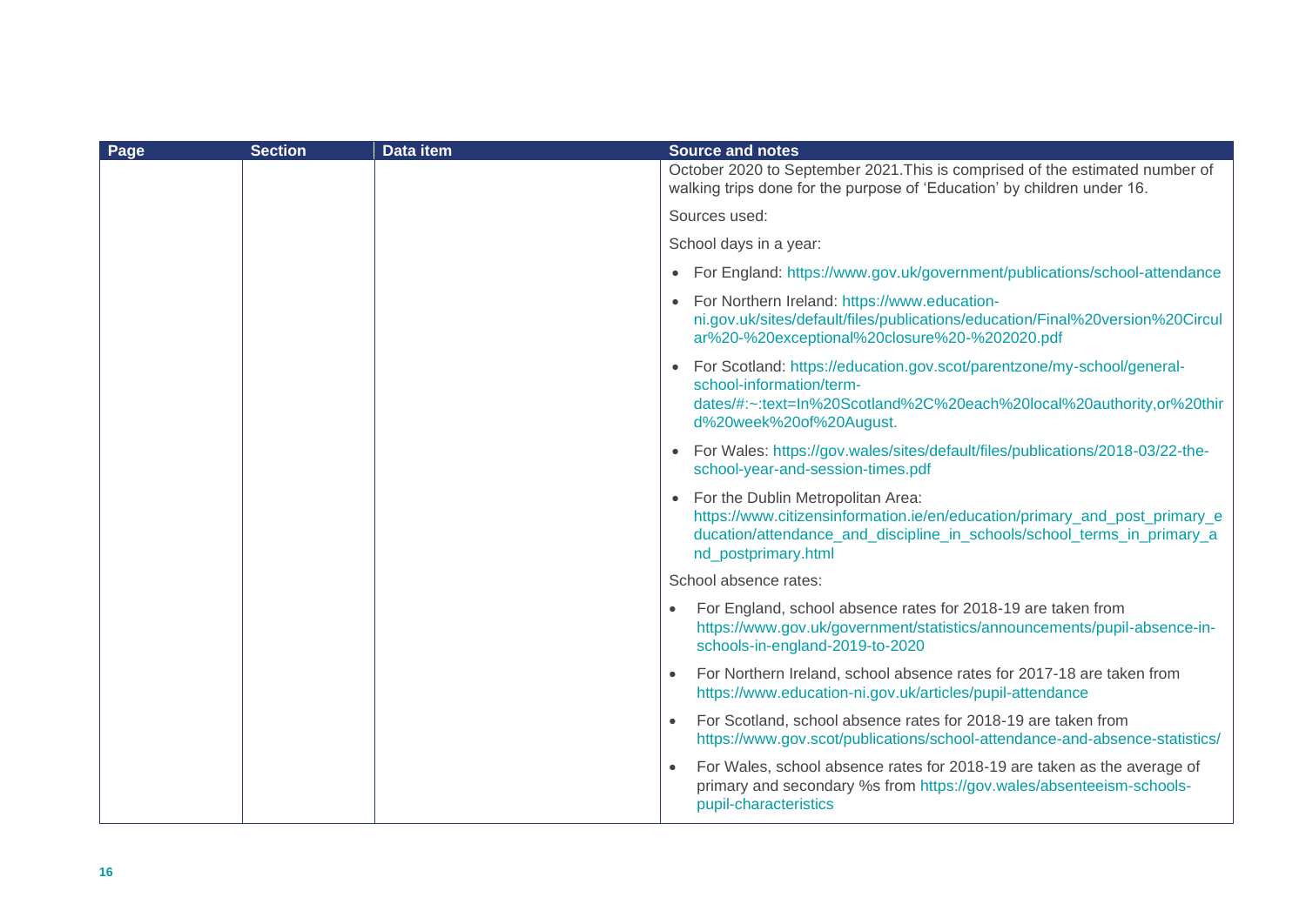| Page | Section | Data item | Source and notes |
| --- | --- | --- | --- |
| | | | October 2020 to September 2021.This is comprised of the estimated number of walking trips done for the purpose of 'Education' by children under 16.<br><br>Sources used:<br><br>School days in a year:<br><br>• For England: https://www.gov.uk/government/publications/school-attendance<br>• For Northern Ireland: https://www.education-ni.gov.uk/sites/default/files/publications/education/Final%20version%20Circular%20-%20exceptional%20closure%20-%202020.pdf<br>• For Scotland: https://education.gov.scot/parentzone/my-school/general-school-information/term-dates/#:~:text=In%20Scotland%2C%20each%20local%20authority,or%20third%20week%20of%20August.<br>• For Wales: https://gov.wales/sites/default/files/publications/2018-03/22-the-school-year-and-session-times.pdf<br>• For the Dublin Metropolitan Area: https://www.citizensinformation.ie/en/education/primary_and_post_primary_education/attendance_and_discipline_in_schools/school_terms_in_primary_and_postprimary.html<br><br>School absence rates:<br><br>• For England, school absence rates for 2018-19 are taken from https://www.gov.uk/government/statistics/announcements/pupil-absence-in-schools-in-england-2019-to-2020<br>• For Northern Ireland, school absence rates for 2017-18 are taken from https://www.education-ni.gov.uk/articles/pupil-attendance<br>• For Scotland, school absence rates for 2018-19 are taken from https://www.gov.scot/publications/school-attendance-and-absence-statistics/<br>• For Wales, school absence rates for 2018-19 are taken as the average of primary and secondary %s from https://gov.wales/absenteeism-schools-pupil-characteristics |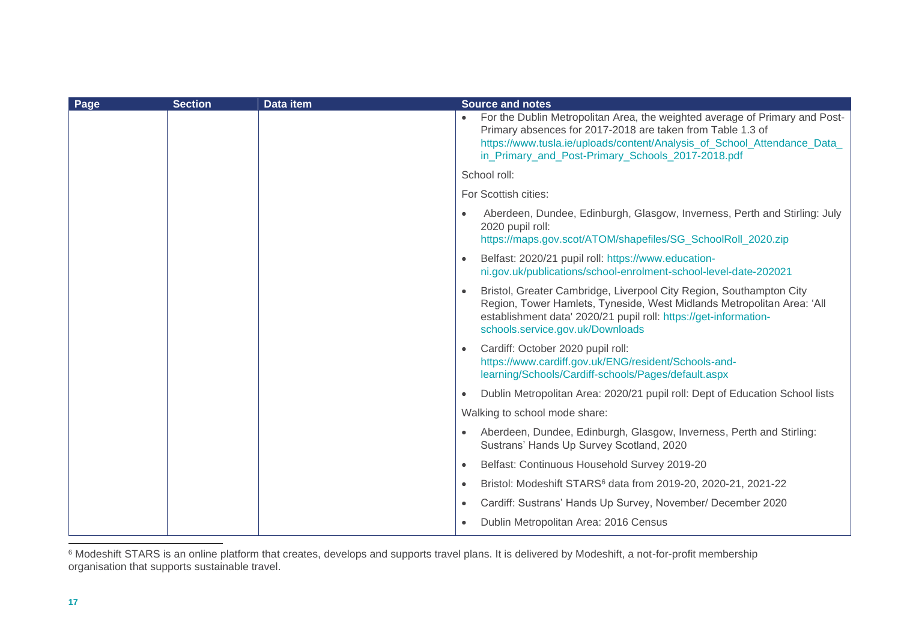| Page | Section | Data item | Source and notes |
|---|---|---|---|
| | | | • For the Dublin Metropolitan Area, the weighted average of Primary and Post-Primary absences for 2017-2018 are taken from Table 1.3 of https://www.tusla.ie/uploads/content/Analysis_of_School_Attendance_Data_in_Primary_and_Post-Primary_Schools_2017-2018.pdf |
| | | | School roll: |
| | | | For Scottish cities: |
| | | | • Aberdeen, Dundee, Edinburgh, Glasgow, Inverness, Perth and Stirling: July 2020 pupil roll: https://maps.gov.scot/ATOM/shapefiles/SG_SchoolRoll_2020.zip |
| | | | • Belfast: 2020/21 pupil roll: https://www.education-ni.gov.uk/publications/school-enrolment-school-level-date-202021 |
| | | | • Bristol, Greater Cambridge, Liverpool City Region, Southampton City Region, Tower Hamlets, Tyneside, West Midlands Metropolitan Area: 'All establishment data' 2020/21 pupil roll: https://get-information-schools.service.gov.uk/Downloads |
| | | | • Cardiff: October 2020 pupil roll: https://www.cardiff.gov.uk/ENG/resident/Schools-and-learning/Schools/Cardiff-schools/Pages/default.aspx |
| | | | • Dublin Metropolitan Area: 2020/21 pupil roll: Dept of Education School lists |
| | | | Walking to school mode share: |
| | | | • Aberdeen, Dundee, Edinburgh, Glasgow, Inverness, Perth and Stirling: Sustrans' Hands Up Survey Scotland, 2020 |
| | | | • Belfast: Continuous Household Survey 2019-20 |
| | | | • Bristol: Modeshift STARS[6] data from 2019-20, 2020-21, 2021-22 |
| | | | • Cardiff: Sustrans' Hands Up Survey, November/ December 2020 |
| | | | • Dublin Metropolitan Area: 2016 Census |

[6] Modeshift STARS is an online platform that creates, develops and supports travel plans. It is delivered by Modeshift, a not-for-profit membership organisation that supports sustainable travel.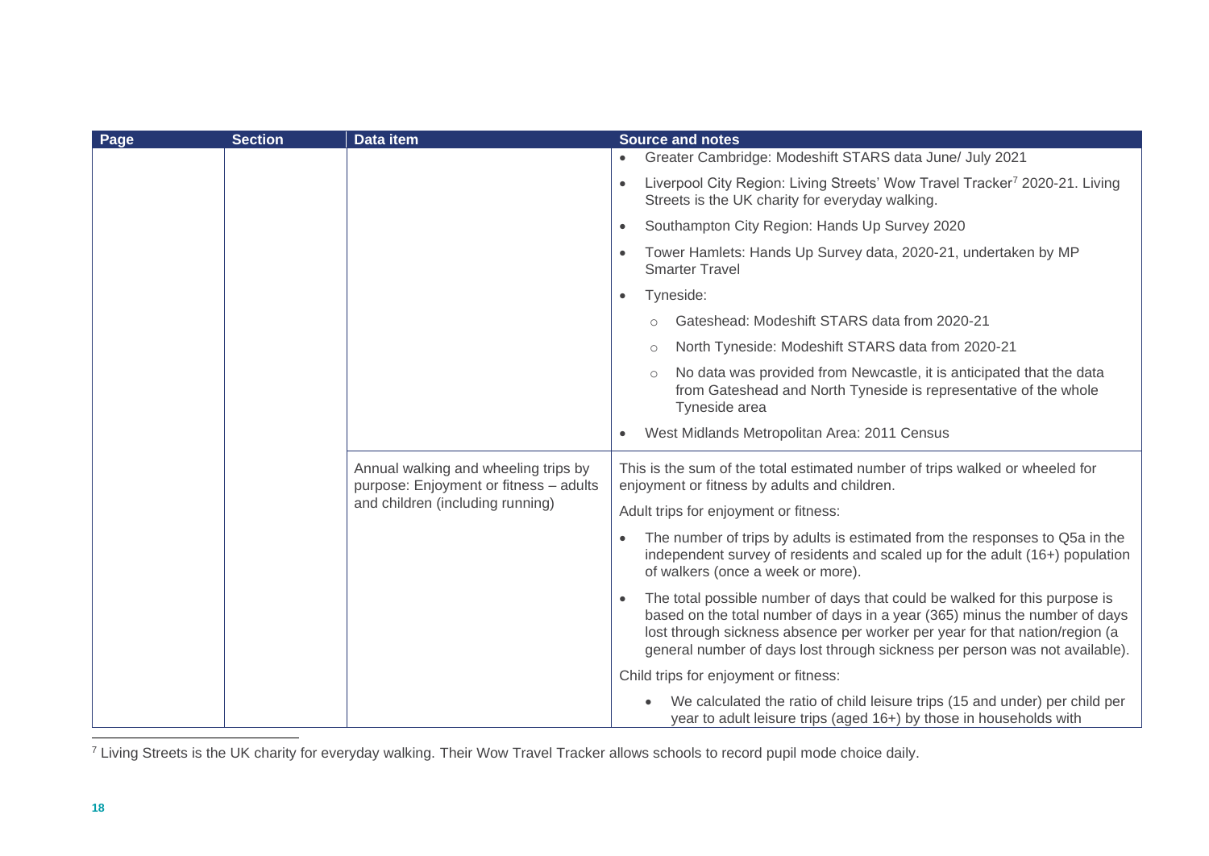| Page | Section | Data item | Source and notes |
| --- | --- | --- | --- |
| | | | • Greater Cambridge: Modeshift STARS data June/ July 2021<br>• Liverpool City Region: Living Streets' Wow Travel Tracker[7] 2020-21. Living Streets is the UK charity for everyday walking.<br>• Southampton City Region: Hands Up Survey 2020<br>• Tower Hamlets: Hands Up Survey data, 2020-21, undertaken by MP Smarter Travel<br>• Tyneside:<br>  ○ Gateshead: Modeshift STARS data from 2020-21<br>  ○ North Tyneside: Modeshift STARS data from 2020-21<br>  ○ No data was provided from Newcastle, it is anticipated that the data from Gateshead and North Tyneside is representative of the whole Tyneside area<br>• West Midlands Metropolitan Area: 2011 Census |
| | | Annual walking and wheeling trips by purpose: Enjoyment or fitness – adults and children (including running) | This is the sum of the total estimated number of trips walked or wheeled for enjoyment or fitness by adults and children.<br>Adult trips for enjoyment or fitness:<br>• The number of trips by adults is estimated from the responses to Q5a in the independent survey of residents and scaled up for the adult (16+) population of walkers (once a week or more).<br>• The total possible number of days that could be walked for this purpose is based on the total number of days in a year (365) minus the number of days lost through sickness absence per worker per year for that nation/region (a general number of days lost through sickness per person was not available).<br>Child trips for enjoyment or fitness:<br>• We calculated the ratio of child leisure trips (15 and under) per child per year to adult leisure trips (aged 16+) by those in households with |

[7] Living Streets is the UK charity for everyday walking. Their Wow Travel Tracker allows schools to record pupil mode choice daily.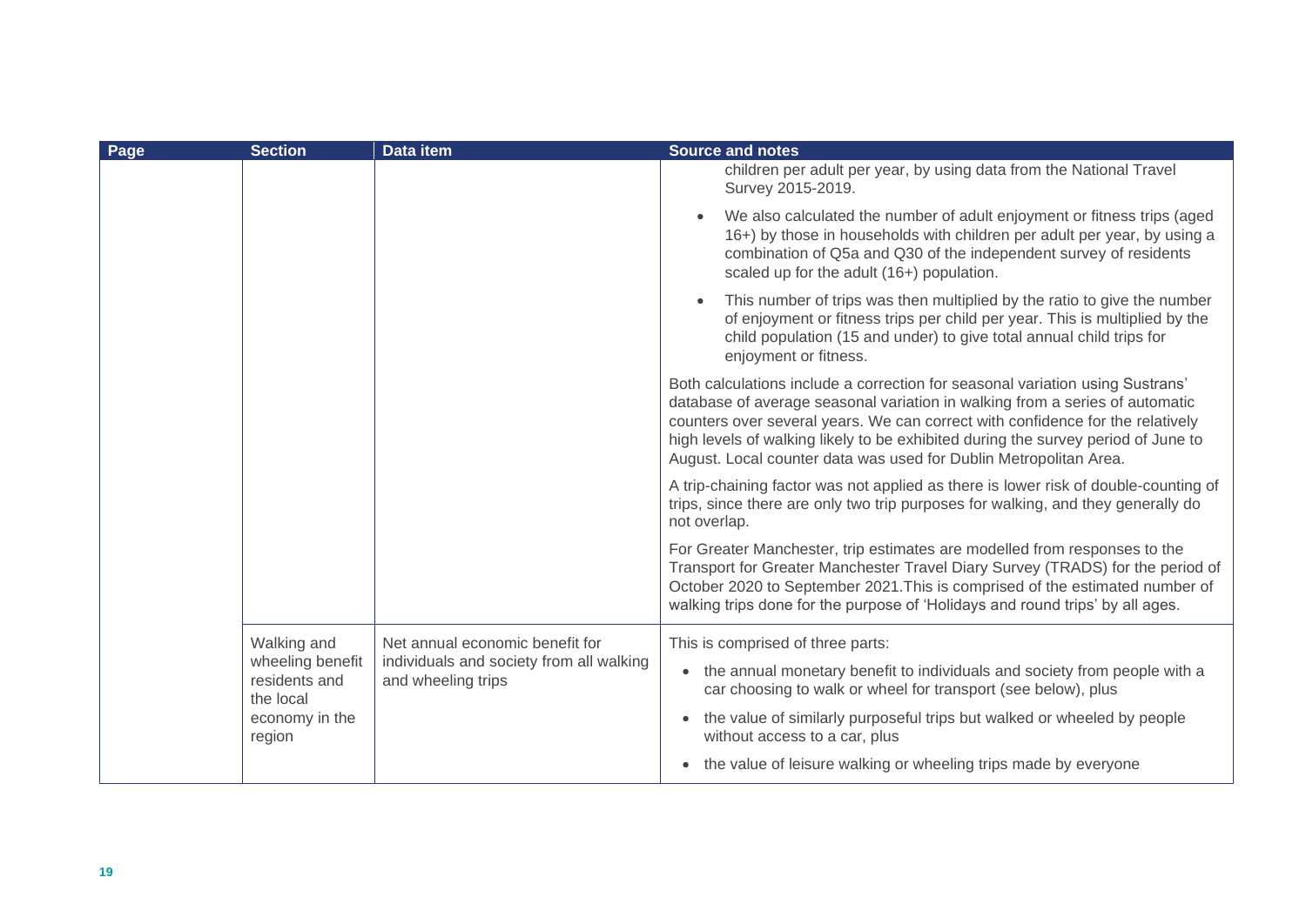| Page | Section | Data item | Source and notes |
|---|---|---|---|
| | | | children per adult per year, by using data from the National Travel Survey 2015-2019.<br>• We also calculated the number of adult enjoyment or fitness trips (aged 16+) by those in households with children per adult per year, by using a combination of Q5a and Q30 of the independent survey of residents scaled up for the adult (16+) population.<br>• This number of trips was then multiplied by the ratio to give the number of enjoyment or fitness trips per child per year. This is multiplied by the child population (15 and under) to give total annual child trips for enjoyment or fitness.<br><br>Both calculations include a correction for seasonal variation using Sustrans' database of average seasonal variation in walking from a series of automatic counters over several years. We can correct with confidence for the relatively high levels of walking likely to be exhibited during the survey period of June to August. Local counter data was used for Dublin Metropolitan Area.<br><br>A trip-chaining factor was not applied as there is lower risk of double-counting of trips, since there are only two trip purposes for walking, and they generally do not overlap.<br><br>For Greater Manchester, trip estimates are modelled from responses to the Transport for Greater Manchester Travel Diary Survey (TRADS) for the period of October 2020 to September 2021.This is comprised of the estimated number of walking trips done for the purpose of 'Holidays and round trips' by all ages. |
| | Walking and wheeling benefit residents and the local economy in the region | Net annual economic benefit for individuals and society from all walking and wheeling trips | This is comprised of three parts:<br>• the annual monetary benefit to individuals and society from people with a car choosing to walk or wheel for transport (see below), plus<br>• the value of similarly purposeful trips but walked or wheeled by people without access to a car, plus<br>• the value of leisure walking or wheeling trips made by everyone |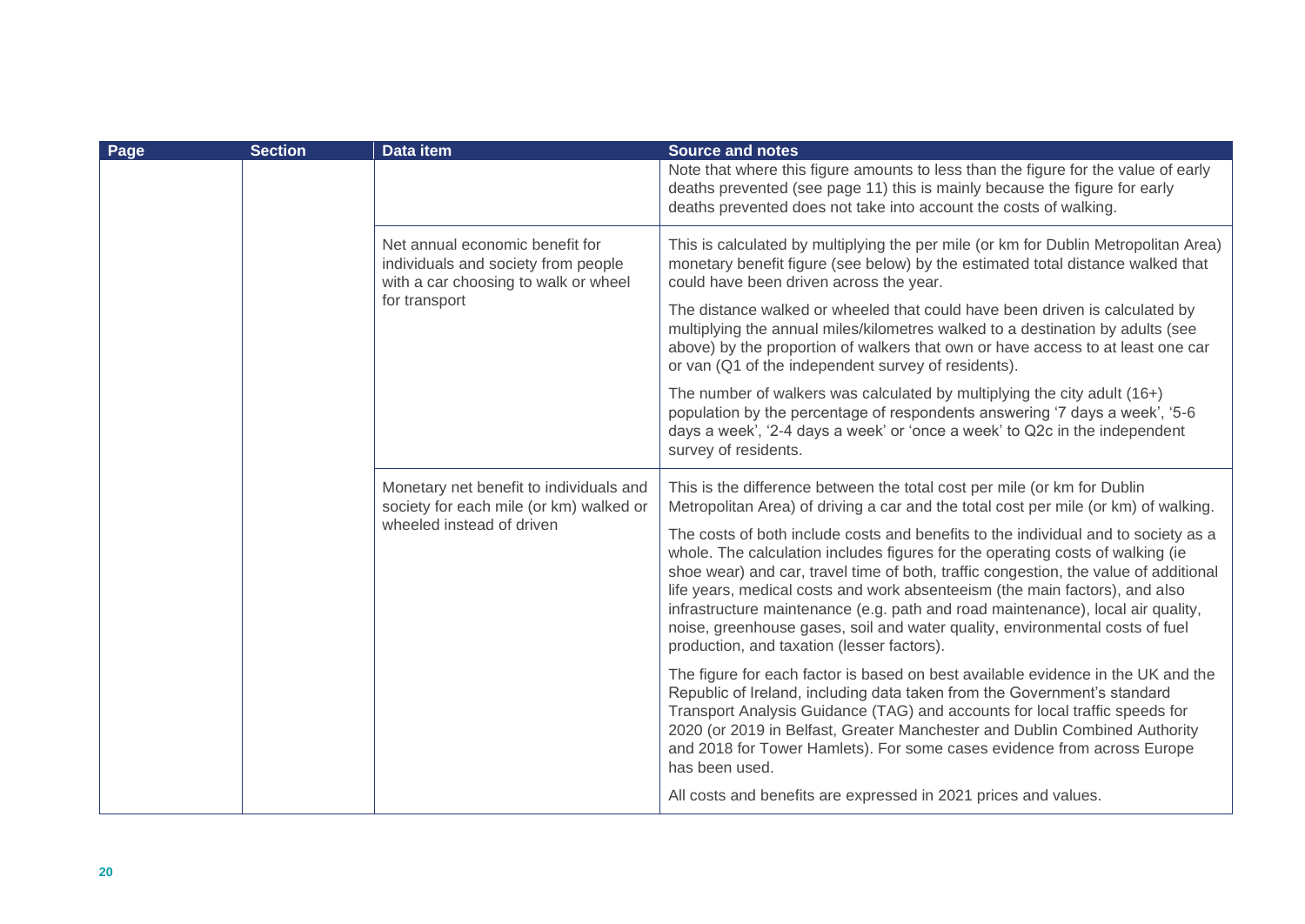| Page | Section | Data item | Source and notes |
|---|---|---|---|
| | | | Note that where this figure amounts to less than the figure for the value of early deaths prevented (see page 11) this is mainly because the figure for early deaths prevented does not take into account the costs of walking. |
| | | Net annual economic benefit for individuals and society from people with a car choosing to walk or wheel for transport | This is calculated by multiplying the per mile (or km for Dublin Metropolitan Area) monetary benefit figure (see below) by the estimated total distance walked that could have been driven across the year.<br><br>The distance walked or wheeled that could have been driven is calculated by multiplying the annual miles/kilometres walked to a destination by adults (see above) by the proportion of walkers that own or have access to at least one car or van (Q1 of the independent survey of residents).<br><br>The number of walkers was calculated by multiplying the city adult (16+) population by the percentage of respondents answering '7 days a week', '5-6 days a week', '2-4 days a week' or 'once a week' to Q2c in the independent survey of residents. |
| | | Monetary net benefit to individuals and society for each mile (or km) walked or wheeled instead of driven | This is the difference between the total cost per mile (or km for Dublin Metropolitan Area) of driving a car and the total cost per mile (or km) of walking.<br><br>The costs of both include costs and benefits to the individual and to society as a whole. The calculation includes figures for the operating costs of walking (ie shoe wear) and car, travel time of both, traffic congestion, the value of additional life years, medical costs and work absenteeism (the main factors), and also infrastructure maintenance (e.g. path and road maintenance), local air quality, noise, greenhouse gases, soil and water quality, environmental costs of fuel production, and taxation (lesser factors).<br><br>The figure for each factor is based on best available evidence in the UK and the Republic of Ireland, including data taken from the Government's standard Transport Analysis Guidance (TAG) and accounts for local traffic speeds for 2020 (or 2019 in Belfast, Greater Manchester and Dublin Combined Authority and 2018 for Tower Hamlets). For some cases evidence from across Europe has been used.<br><br>All costs and benefits are expressed in 2021 prices and values. |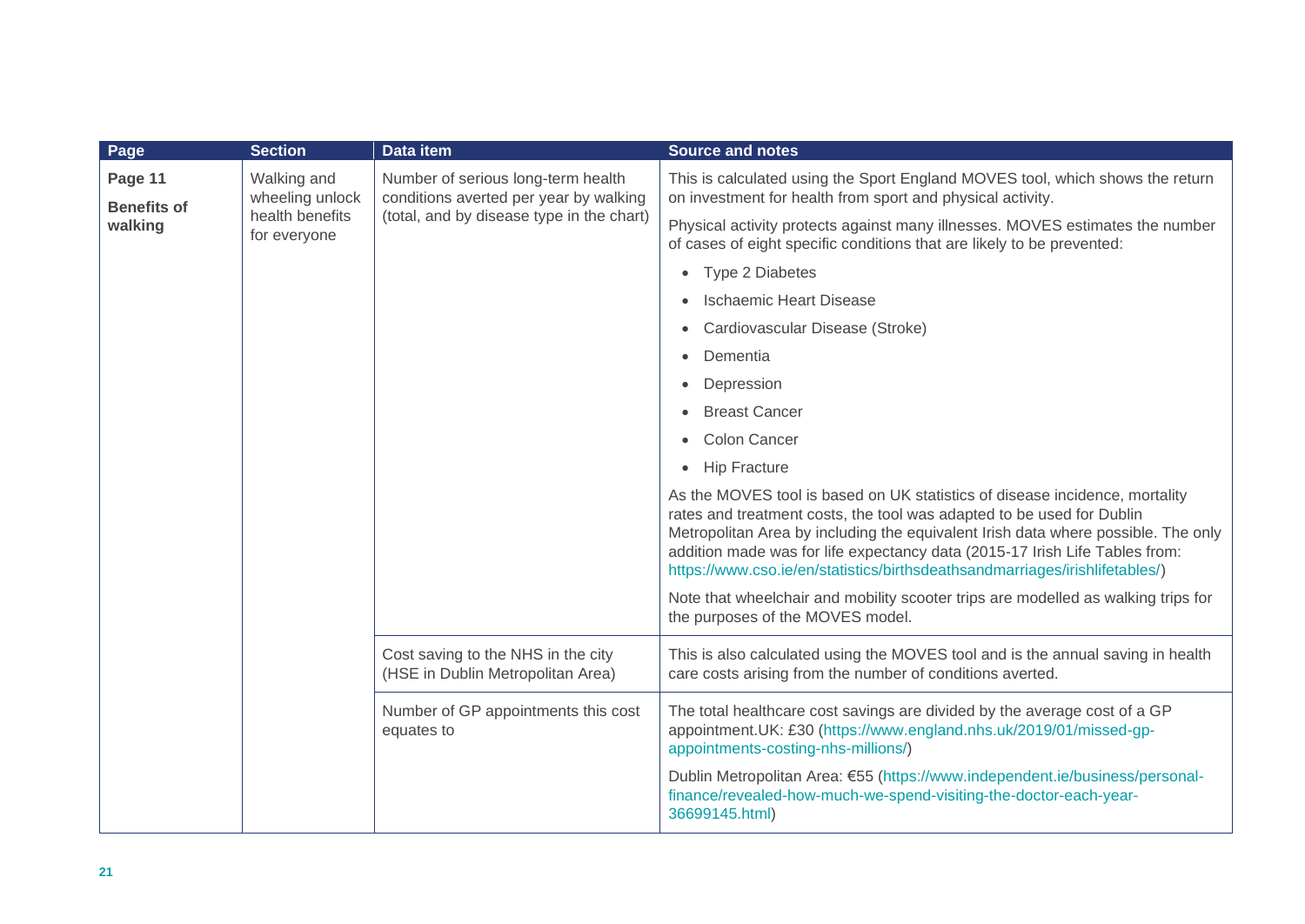| Page | Section | Data item | Source and notes |
| --- | --- | --- | --- |
| **Page 11** **Benefits of walking** | Walking and wheeling unlock health benefits for everyone | Number of serious long-term health conditions averted per year by walking (total, and by disease type in the chart) | This is calculated using the Sport England MOVES tool, which shows the return on investment for health from sport and physical activity.<br><br>Physical activity protects against many illnesses. MOVES estimates the number of cases of eight specific conditions that are likely to be prevented:<br>• Type 2 Diabetes<br>• Ischaemic Heart Disease<br>• Cardiovascular Disease (Stroke)<br>• Dementia<br>• Depression<br>• Breast Cancer<br>• Colon Cancer<br>• Hip Fracture<br><br>As the MOVES tool is based on UK statistics of disease incidence, mortality rates and treatment costs, the tool was adapted to be used for Dublin Metropolitan Area by including the equivalent Irish data where possible. The only addition made was for life expectancy data (2015-17 Irish Life Tables from: https://www.cso.ie/en/statistics/birthsdeathsandmarriages/irishlifetables/)<br><br>Note that wheelchair and mobility scooter trips are modelled as walking trips for the purposes of the MOVES model. |
| | | Cost saving to the NHS in the city (HSE in Dublin Metropolitan Area) | This is also calculated using the MOVES tool and is the annual saving in health care costs arising from the number of conditions averted. |
| | | Number of GP appointments this cost equates to | The total healthcare cost savings are divided by the average cost of a GP appointment.UK: £30 (https://www.england.nhs.uk/2019/01/missed-gp-appointments-costing-nhs-millions/)<br><br>Dublin Metropolitan Area: €55 (https://www.independent.ie/business/personal-finance/revealed-how-much-we-spend-visiting-the-doctor-each-year-36699145.html) |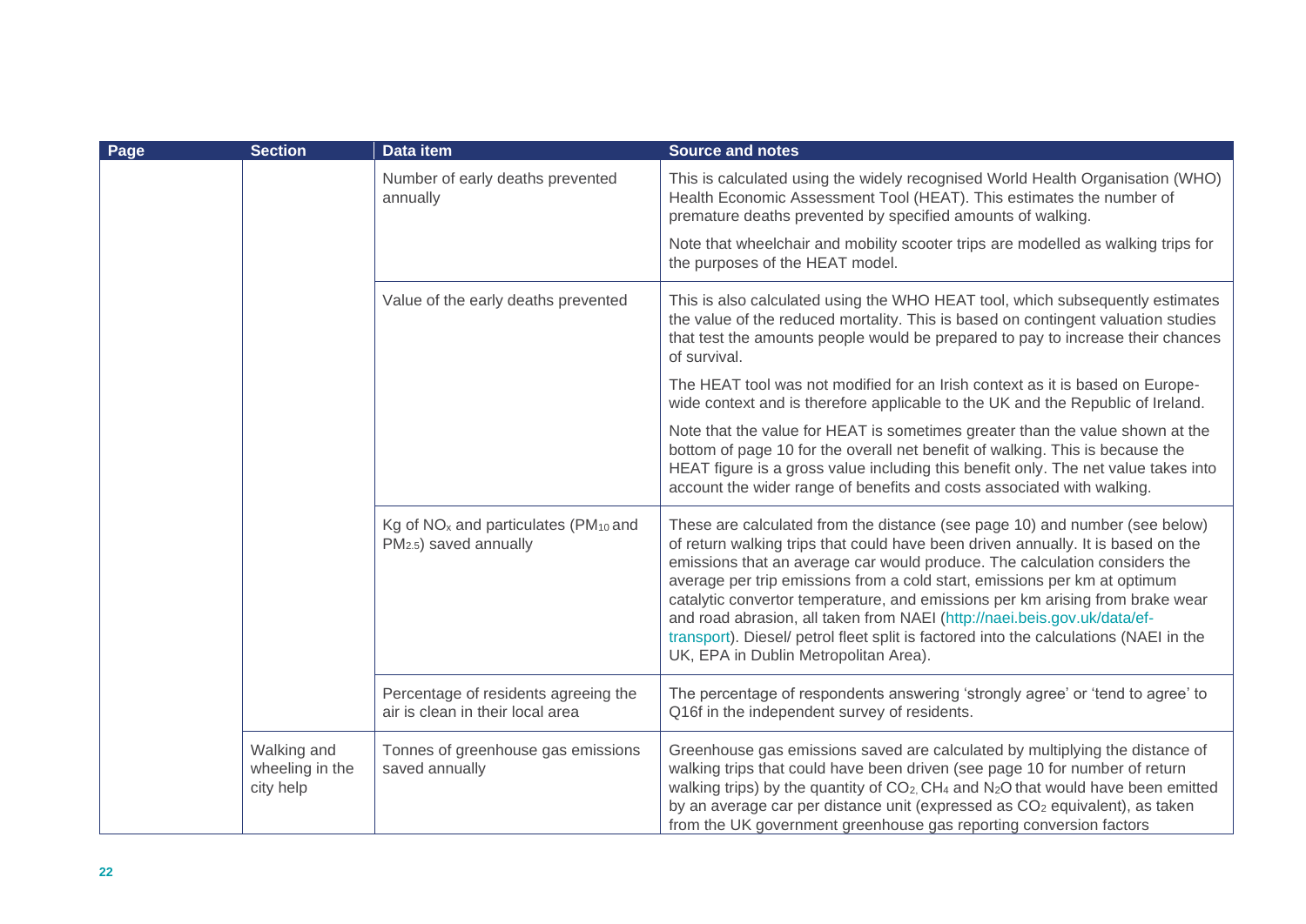| Page | Section | Data item | Source and notes |
| --- | --- | --- | --- |
| | | Number of early deaths prevented annually | This is calculated using the widely recognised World Health Organisation (WHO) Health Economic Assessment Tool (HEAT). This estimates the number of premature deaths prevented by specified amounts of walking.<br><br>Note that wheelchair and mobility scooter trips are modelled as walking trips for the purposes of the HEAT model. |
| | | Value of the early deaths prevented | This is also calculated using the WHO HEAT tool, which subsequently estimates the value of the reduced mortality. This is based on contingent valuation studies that test the amounts people would be prepared to pay to increase their chances of survival.<br><br>The HEAT tool was not modified for an Irish context as it is based on Europe-wide context and is therefore applicable to the UK and the Republic of Ireland.<br><br>Note that the value for HEAT is sometimes greater than the value shown at the bottom of page 10 for the overall net benefit of walking. This is because the HEAT figure is a gross value including this benefit only. The net value takes into account the wider range of benefits and costs associated with walking. |
| | | Kg of $NO_x$ and particulates ($PM_{10}$ and $PM_{2.5}$) saved annually | These are calculated from the distance (see page 10) and number (see below) of return walking trips that could have been driven annually. It is based on the emissions that an average car would produce. The calculation considers the average per trip emissions from a cold start, emissions per km at optimum catalytic convertor temperature, and emissions per km arising from brake wear and road abrasion, all taken from NAEI (http://naei.beis.gov.uk/data/ef-transport). Diesel/ petrol fleet split is factored into the calculations (NAEI in the UK, EPA in Dublin Metropolitan Area). |
| | | Percentage of residents agreeing the air is clean in their local area | The percentage of respondents answering 'strongly agree' or 'tend to agree' to Q16f in the independent survey of residents. |
| | Walking and wheeling in the city help | Tonnes of greenhouse gas emissions saved annually | Greenhouse gas emissions saved are calculated by multiplying the distance of walking trips that could have been driven (see page 10 for number of return walking trips) by the quantity of $CO_2$, $CH_4$ and $N_2O$ that would have been emitted by an average car per distance unit (expressed as $CO_2$ equivalent), as taken from the UK government greenhouse gas reporting conversion factors |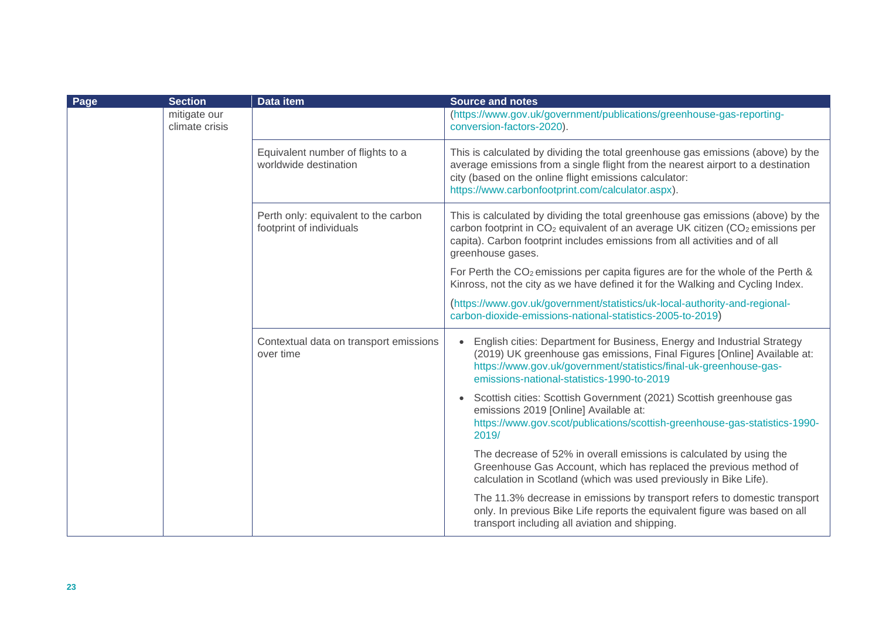| Page | Section | Data item | Source and notes |
|---|---|---|---|
| | mitigate our climate crisis | | (https://www.gov.uk/government/publications/greenhouse-gas-reporting-conversion-factors-2020). |
| | | Equivalent number of flights to a worldwide destination | This is calculated by dividing the total greenhouse gas emissions (above) by the average emissions from a single flight from the nearest airport to a destination city (based on the online flight emissions calculator: https://www.carbonfootprint.com/calculator.aspx). |
| | | Perth only: equivalent to the carbon footprint of individuals | This is calculated by dividing the total greenhouse gas emissions (above) by the carbon footprint in $CO_2$ equivalent of an average UK citizen ($CO_2$ emissions per capita). Carbon footprint includes emissions from all activities and of all greenhouse gases.<br><br>For Perth the $CO_2$ emissions per capita figures are for the whole of the Perth & Kinross, not the city as we have defined it for the Walking and Cycling Index.<br><br>(https://www.gov.uk/government/statistics/uk-local-authority-and-regional-carbon-dioxide-emissions-national-statistics-2005-to-2019) |
| | | Contextual data on transport emissions over time | • English cities: Department for Business, Energy and Industrial Strategy (2019) UK greenhouse gas emissions, Final Figures [Online] Available at: https://www.gov.uk/government/statistics/final-uk-greenhouse-gas-emissions-national-statistics-1990-to-2019<br><br>• Scottish cities: Scottish Government (2021) Scottish greenhouse gas emissions 2019 [Online] Available at: https://www.gov.scot/publications/scottish-greenhouse-gas-statistics-1990-2019/<br><br>The decrease of 52% in overall emissions is calculated by using the Greenhouse Gas Account, which has replaced the previous method of calculation in Scotland (which was used previously in Bike Life).<br><br>The 11.3% decrease in emissions by transport refers to domestic transport only. In previous Bike Life reports the equivalent figure was based on all transport including all aviation and shipping. |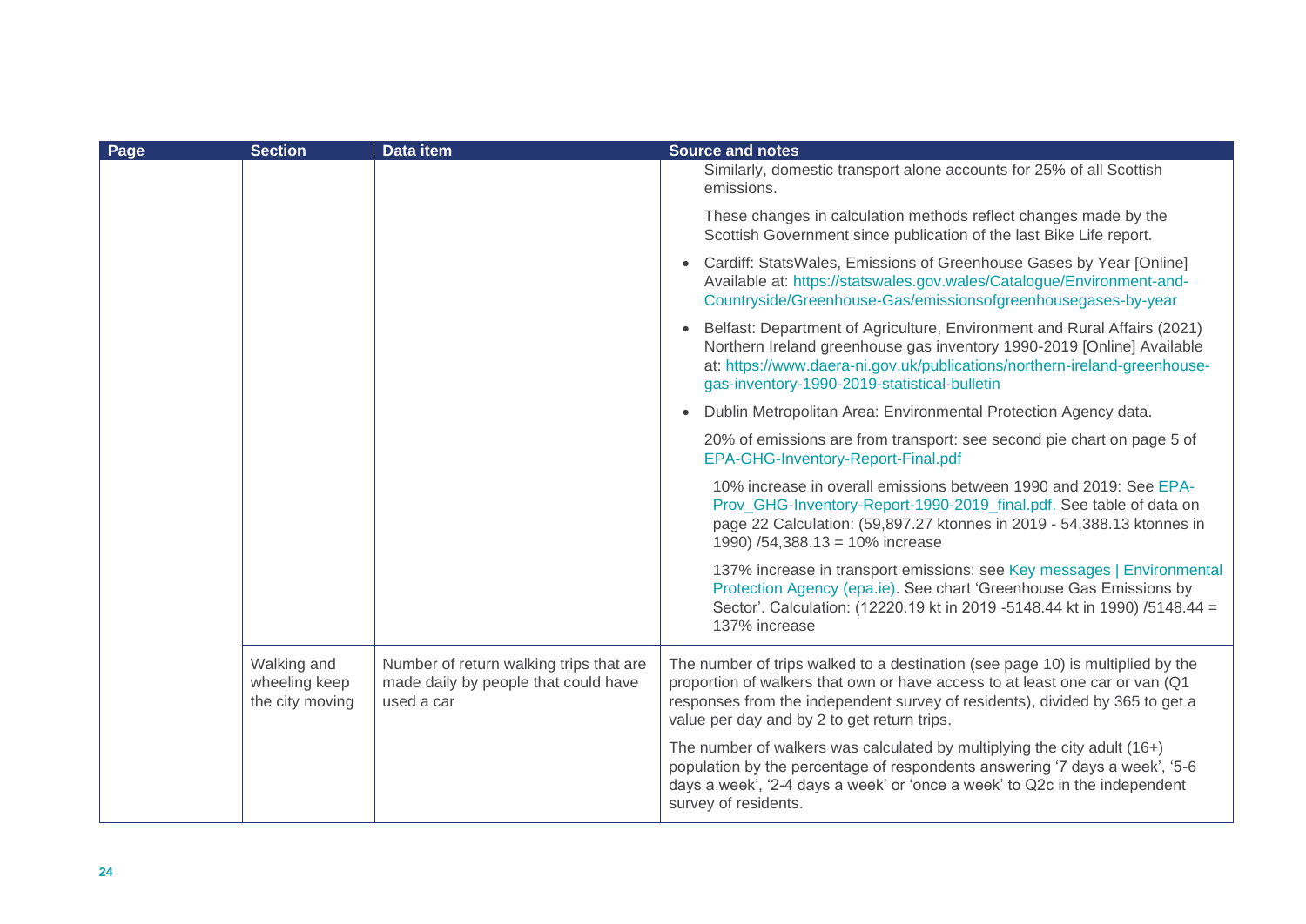| Page | Section | Data item | Source and notes |
|---|---|---|---|
| | | | Similarly, domestic transport alone accounts for 25% of all Scottish emissions.<br><br>These changes in calculation methods reflect changes made by the Scottish Government since publication of the last Bike Life report.<br><br>• Cardiff: StatsWales, Emissions of Greenhouse Gases by Year [Online] Available at: https://statswales.gov.wales/Catalogue/Environment-and-Countryside/Greenhouse-Gas/emissionsofgreenhousegases-by-year<br><br>• Belfast: Department of Agriculture, Environment and Rural Affairs (2021) Northern Ireland greenhouse gas inventory 1990-2019 [Online] Available at: https://www.daera-ni.gov.uk/publications/northern-ireland-greenhouse-gas-inventory-1990-2019-statistical-bulletin<br><br>• Dublin Metropolitan Area: Environmental Protection Agency data.<br><br>20% of emissions are from transport: see second pie chart on page 5 of EPA-GHG-Inventory-Report-Final.pdf<br><br>10% increase in overall emissions between 1990 and 2019: See EPA-Prov_GHG-Inventory-Report-1990-2019_final.pdf. See table of data on page 22 Calculation: (59,897.27 ktonnes in 2019 - 54,388.13 ktonnes in 1990) /54,388.13 = 10% increase<br><br>137% increase in transport emissions: see Key messages \| Environmental Protection Agency (epa.ie). See chart 'Greenhouse Gas Emissions by Sector'. Calculation: (12220.19 kt in 2019 -5148.44 kt in 1990) /5148.44 = 137% increase |
| | Walking and wheeling keep the city moving | Number of return walking trips that are made daily by people that could have used a car | The number of trips walked to a destination (see page 10) is multiplied by the proportion of walkers that own or have access to at least one car or van (Q1 responses from the independent survey of residents), divided by 365 to get a value per day and by 2 to get return trips.<br><br>The number of walkers was calculated by multiplying the city adult (16+) population by the percentage of respondents answering '7 days a week', '5-6 days a week', '2-4 days a week' or 'once a week' to Q2c in the independent survey of residents. |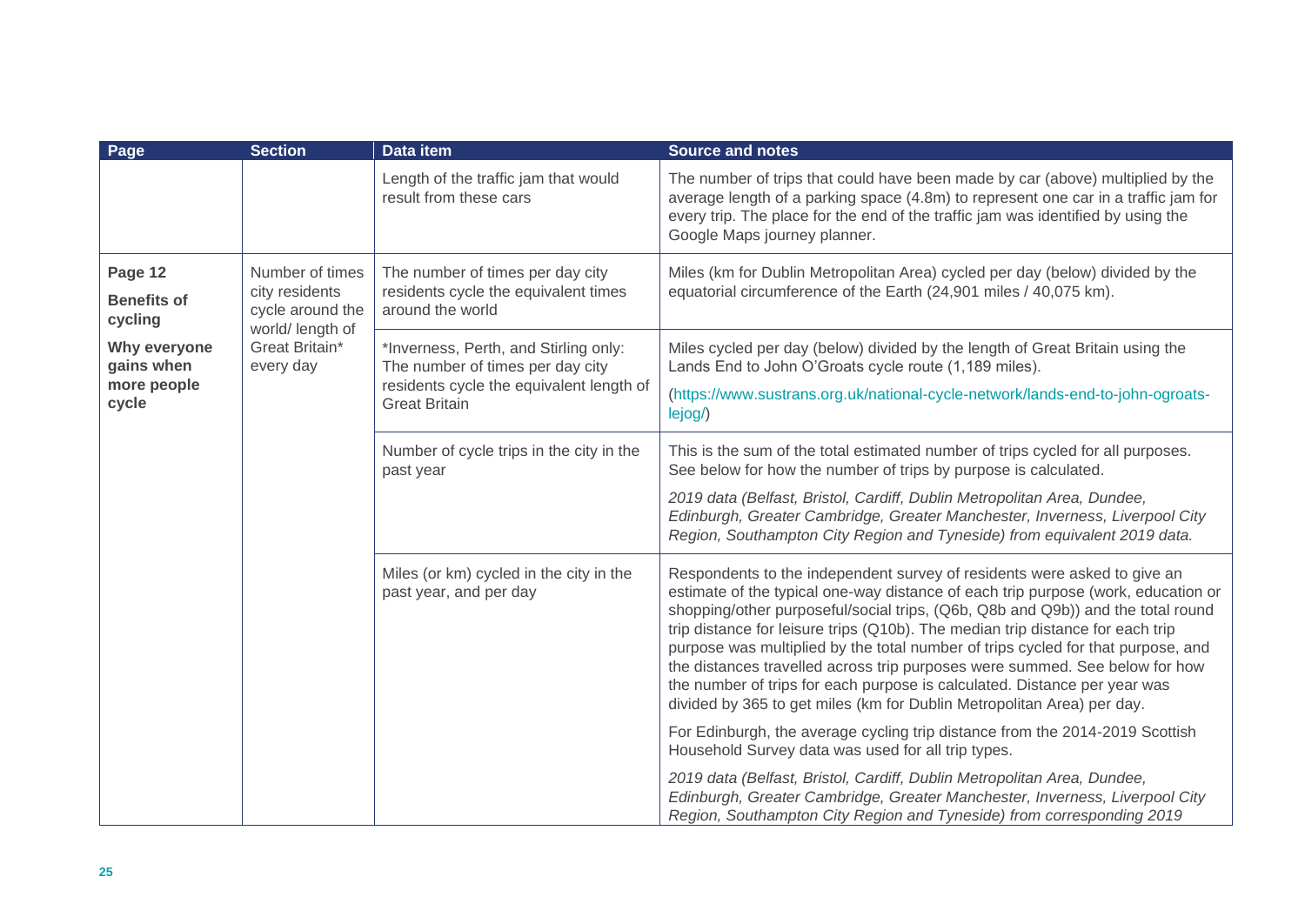| Page | Section | Data item | Source and notes |
|---|---|---|---|
| | | Length of the traffic jam that would result from these cars | The number of trips that could have been made by car (above) multiplied by the average length of a parking space (4.8m) to represent one car in a traffic jam for every trip. The place for the end of the traffic jam was identified by using the Google Maps journey planner. |
| Page 12 **Benefits of cycling** **Why everyone gains when more people cycle** | Number of times city residents cycle around the world/ length of Great Britain* every day | The number of times per day city residents cycle the equivalent times around the world | Miles (km for Dublin Metropolitan Area) cycled per day (below) divided by the equatorial circumference of the Earth (24,901 miles / 40,075 km). |
| | | *Inverness, Perth, and Stirling only: The number of times per day city residents cycle the equivalent length of Great Britain | Miles cycled per day (below) divided by the length of Great Britain using the Lands End to John O'Groats cycle route (1,189 miles). (https://www.sustrans.org.uk/national-cycle-network/lands-end-to-john-ogroats-lejog/) |
| | | Number of cycle trips in the city in the past year | This is the sum of the total estimated number of trips cycled for all purposes. See below for how the number of trips by purpose is calculated. *2019 data (Belfast, Bristol, Cardiff, Dublin Metropolitan Area, Dundee, Edinburgh, Greater Cambridge, Greater Manchester, Inverness, Liverpool City Region, Southampton City Region and Tyneside) from equivalent 2019 data.* |
| | | Miles (or km) cycled in the city in the past year, and per day | Respondents to the independent survey of residents were asked to give an estimate of the typical one-way distance of each trip purpose (work, education or shopping/other purposeful/social trips, (Q6b, Q8b and Q9b)) and the total round trip distance for leisure trips (Q10b). The median trip distance for each trip purpose was multiplied by the total number of trips cycled for that purpose, and the distances travelled across trip purposes were summed. See below for how the number of trips for each purpose is calculated. Distance per year was divided by 365 to get miles (km for Dublin Metropolitan Area) per day. For Edinburgh, the average cycling trip distance from the 2014-2019 Scottish Household Survey data was used for all trip types. *2019 data (Belfast, Bristol, Cardiff, Dublin Metropolitan Area, Dundee, Edinburgh, Greater Cambridge, Greater Manchester, Inverness, Liverpool City Region, Southampton City Region and Tyneside) from corresponding 2019* |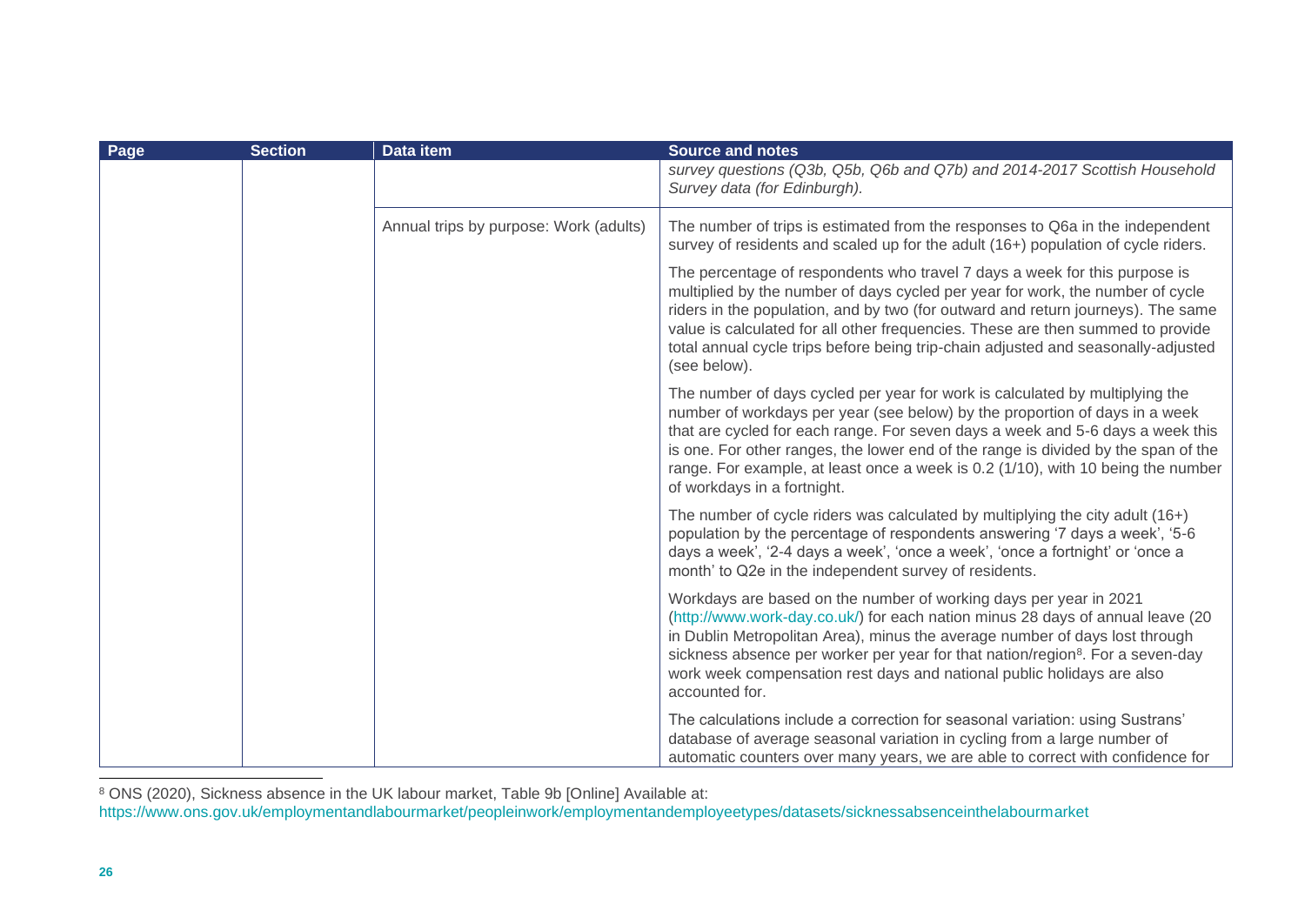| Page | Section | Data item | Source and notes |
|---|---|---|---|
| | | | *survey questions (Q3b, Q5b, Q6b and Q7b) and 2014-2017 Scottish Household Survey data (for Edinburgh).* |
| | | Annual trips by purpose: Work (adults) | The number of trips is estimated from the responses to Q6a in the independent survey of residents and scaled up for the adult (16+) population of cycle riders.<br><br>The percentage of respondents who travel 7 days a week for this purpose is multiplied by the number of days cycled per year for work, the number of cycle riders in the population, and by two (for outward and return journeys). The same value is calculated for all other frequencies. These are then summed to provide total annual cycle trips before being trip-chain adjusted and seasonally-adjusted (see below).<br><br>The number of days cycled per year for work is calculated by multiplying the number of workdays per year (see below) by the proportion of days in a week that are cycled for each range. For seven days a week and 5-6 days a week this is one. For other ranges, the lower end of the range is divided by the span of the range. For example, at least once a week is 0.2 (1/10), with 10 being the number of workdays in a fortnight.<br><br>The number of cycle riders was calculated by multiplying the city adult (16+) population by the percentage of respondents answering '7 days a week', '5-6 days a week', '2-4 days a week', 'once a week', 'once a fortnight' or 'once a month' to Q2e in the independent survey of residents.<br><br>Workdays are based on the number of working days per year in 2021 (http://www.work-day.co.uk/) for each nation minus 28 days of annual leave (20 in Dublin Metropolitan Area), minus the average number of days lost through sickness absence per worker per year for that nation/region[8]. For a seven-day work week compensation rest days and national public holidays are also accounted for.<br><br>The calculations include a correction for seasonal variation: using Sustrans' database of average seasonal variation in cycling from a large number of automatic counters over many years, we are able to correct with confidence for |

[8] ONS (2020), Sickness absence in the UK labour market, Table 9b [Online] Available at: https://www.ons.gov.uk/employmentandlabourmarket/peopleinwork/employmentandemployeetypes/datasets/sicknessabsenceinthelabourmarket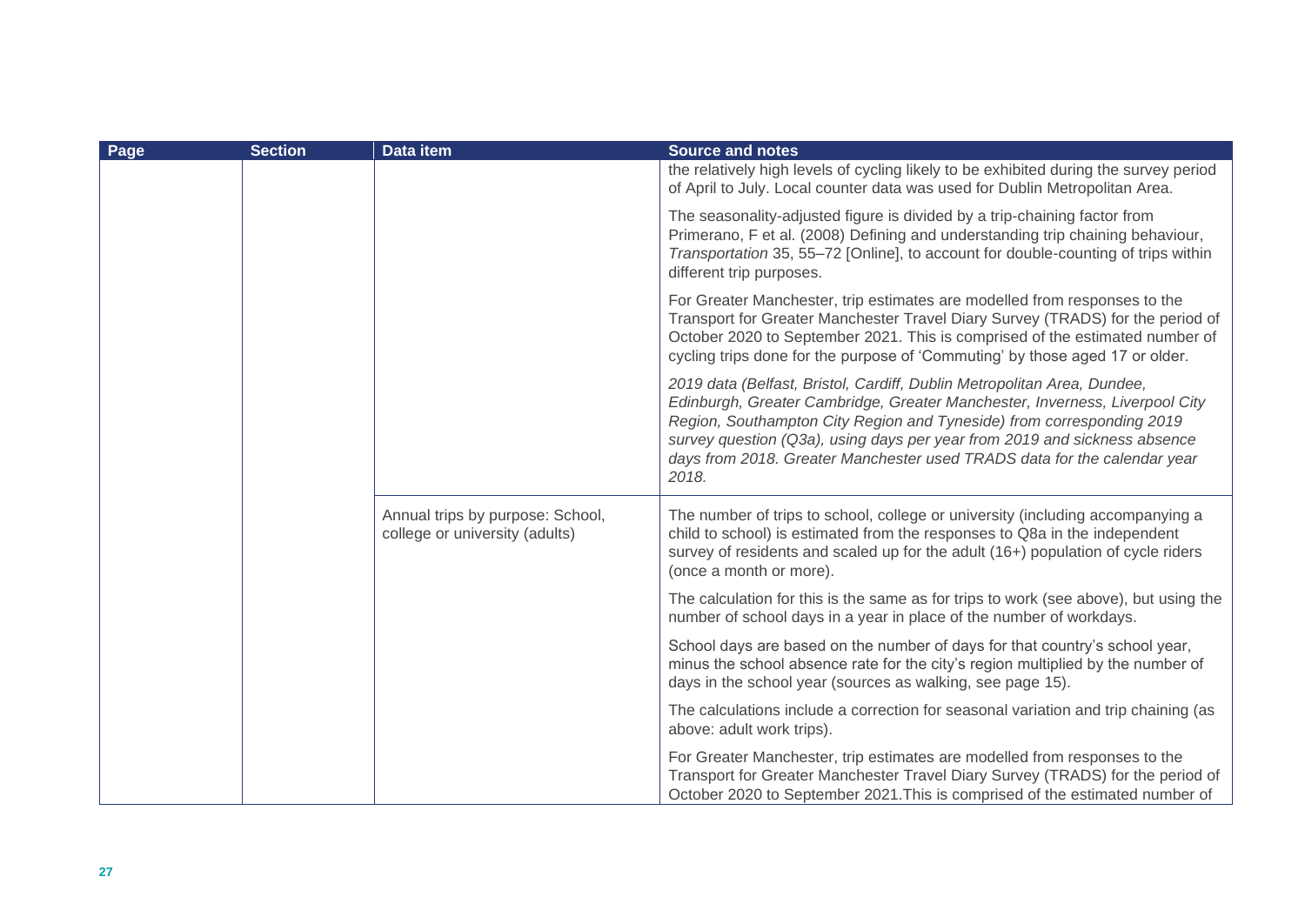| Page | Section | Data item | Source and notes |
|---|---|---|---|
| | | | the relatively high levels of cycling likely to be exhibited during the survey period of April to July. Local counter data was used for Dublin Metropolitan Area.<br><br>The seasonality-adjusted figure is divided by a trip-chaining factor from Primerano, F et al. (2008) Defining and understanding trip chaining behaviour, *Transportation* 35, 55–72 [Online], to account for double-counting of trips within different trip purposes.<br><br>For Greater Manchester, trip estimates are modelled from responses to the Transport for Greater Manchester Travel Diary Survey (TRADS) for the period of October 2020 to September 2021. This is comprised of the estimated number of cycling trips done for the purpose of 'Commuting' by those aged 17 or older.<br><br>*2019 data (Belfast, Bristol, Cardiff, Dublin Metropolitan Area, Dundee, Edinburgh, Greater Cambridge, Greater Manchester, Inverness, Liverpool City Region, Southampton City Region and Tyneside) from corresponding 2019 survey question (Q3a), using days per year from 2019 and sickness absence days from 2018. Greater Manchester used TRADS data for the calendar year 2018.* |
| | | Annual trips by purpose: School, college or university (adults) | The number of trips to school, college or university (including accompanying a child to school) is estimated from the responses to Q8a in the independent survey of residents and scaled up for the adult (16+) population of cycle riders (once a month or more).<br><br>The calculation for this is the same as for trips to work (see above), but using the number of school days in a year in place of the number of workdays.<br><br>School days are based on the number of days for that country's school year, minus the school absence rate for the city's region multiplied by the number of days in the school year (sources as walking, see page 15).<br><br>The calculations include a correction for seasonal variation and trip chaining (as above: adult work trips).<br><br>For Greater Manchester, trip estimates are modelled from responses to the Transport for Greater Manchester Travel Diary Survey (TRADS) for the period of October 2020 to September 2021.This is comprised of the estimated number of |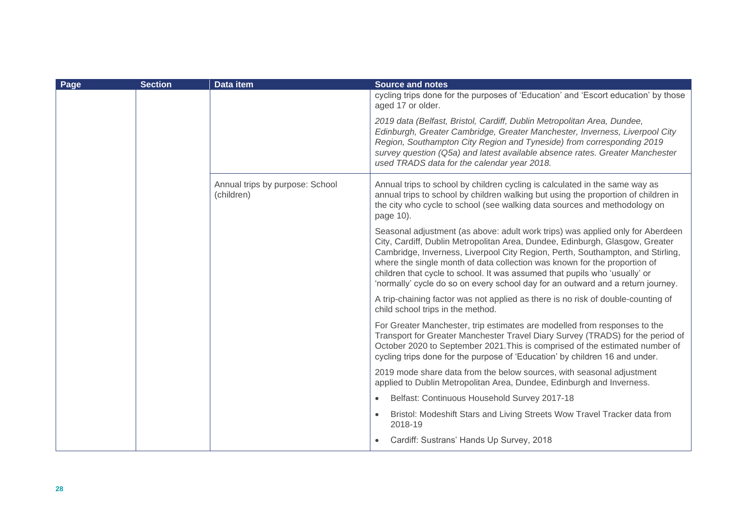| Page | Section | Data item | Source and notes |
|---|---|---|---|
| | | | cycling trips done for the purposes of 'Education' and 'Escort education' by those aged 17 or older.<br><br>*2019 data (Belfast, Bristol, Cardiff, Dublin Metropolitan Area, Dundee, Edinburgh, Greater Cambridge, Greater Manchester, Inverness, Liverpool City Region, Southampton City Region and Tyneside) from corresponding 2019 survey question (Q5a) and latest available absence rates. Greater Manchester used TRADS data for the calendar year 2018.* |
| | | Annual trips by purpose: School (children) | Annual trips to school by children cycling is calculated in the same way as annual trips to school by children walking but using the proportion of children in the city who cycle to school (see walking data sources and methodology on page 10).<br><br>Seasonal adjustment (as above: adult work trips) was applied only for Aberdeen City, Cardiff, Dublin Metropolitan Area, Dundee, Edinburgh, Glasgow, Greater Cambridge, Inverness, Liverpool City Region, Perth, Southampton, and Stirling, where the single month of data collection was known for the proportion of children that cycle to school. It was assumed that pupils who 'usually' or 'normally' cycle do so on every school day for an outward and a return journey.<br><br>A trip-chaining factor was not applied as there is no risk of double-counting of child school trips in the method.<br><br>For Greater Manchester, trip estimates are modelled from responses to the Transport for Greater Manchester Travel Diary Survey (TRADS) for the period of October 2020 to September 2021.This is comprised of the estimated number of cycling trips done for the purpose of 'Education' by children 16 and under.<br><br>2019 mode share data from the below sources, with seasonal adjustment applied to Dublin Metropolitan Area, Dundee, Edinburgh and Inverness.<br><br>• Belfast: Continuous Household Survey 2017-18<br>• Bristol: Modeshift Stars and Living Streets Wow Travel Tracker data from 2018-19<br>• Cardiff: Sustrans' Hands Up Survey, 2018 |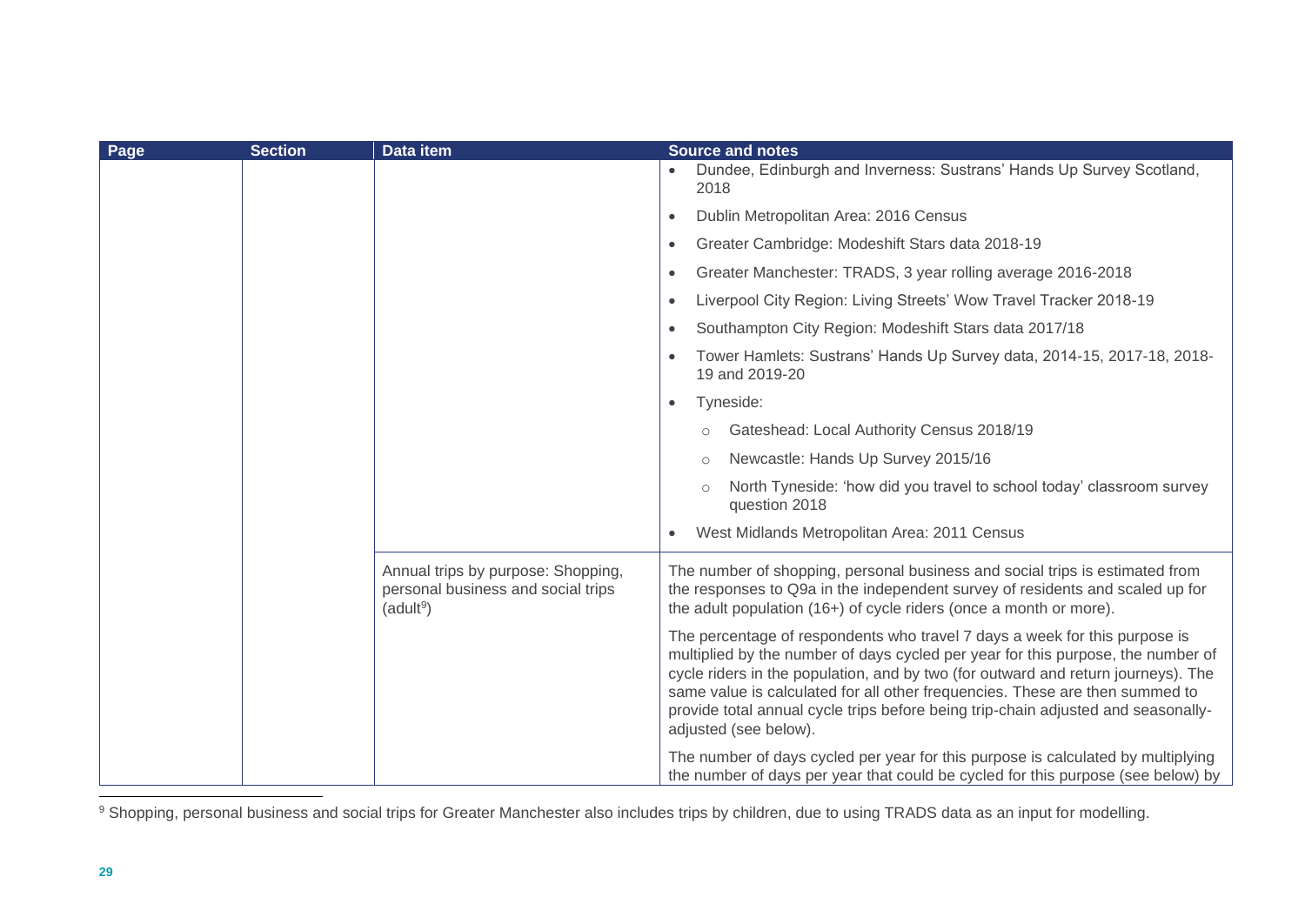| Page | Section | Data item | Source and notes |
|---|---|---|---|
| | | | • Dundee, Edinburgh and Inverness: Sustrans' Hands Up Survey Scotland, 2018<br>• Dublin Metropolitan Area: 2016 Census<br>• Greater Cambridge: Modeshift Stars data 2018-19<br>• Greater Manchester: TRADS, 3 year rolling average 2016-2018<br>• Liverpool City Region: Living Streets' Wow Travel Tracker 2018-19<br>• Southampton City Region: Modeshift Stars data 2017/18<br>• Tower Hamlets: Sustrans' Hands Up Survey data, 2014-15, 2017-18, 2018-19 and 2019-20<br>• Tyneside:<br>&nbsp;&nbsp;&nbsp;&nbsp;○ Gateshead: Local Authority Census 2018/19<br>&nbsp;&nbsp;&nbsp;&nbsp;○ Newcastle: Hands Up Survey 2015/16<br>&nbsp;&nbsp;&nbsp;&nbsp;○ North Tyneside: 'how did you travel to school today' classroom survey question 2018<br>• West Midlands Metropolitan Area: 2011 Census |
| | | Annual trips by purpose: Shopping, personal business and social trips (adult[9]) | The number of shopping, personal business and social trips is estimated from the responses to Q9a in the independent survey of residents and scaled up for the adult population (16+) of cycle riders (once a month or more).<br><br>The percentage of respondents who travel 7 days a week for this purpose is multiplied by the number of days cycled per year for this purpose, the number of cycle riders in the population, and by two (for outward and return journeys). The same value is calculated for all other frequencies. These are then summed to provide total annual cycle trips before being trip-chain adjusted and seasonally-adjusted (see below).<br><br>The number of days cycled per year for this purpose is calculated by multiplying the number of days per year that could be cycled for this purpose (see below) by |

[9] Shopping, personal business and social trips for Greater Manchester also includes trips by children, due to using TRADS data as an input for modelling.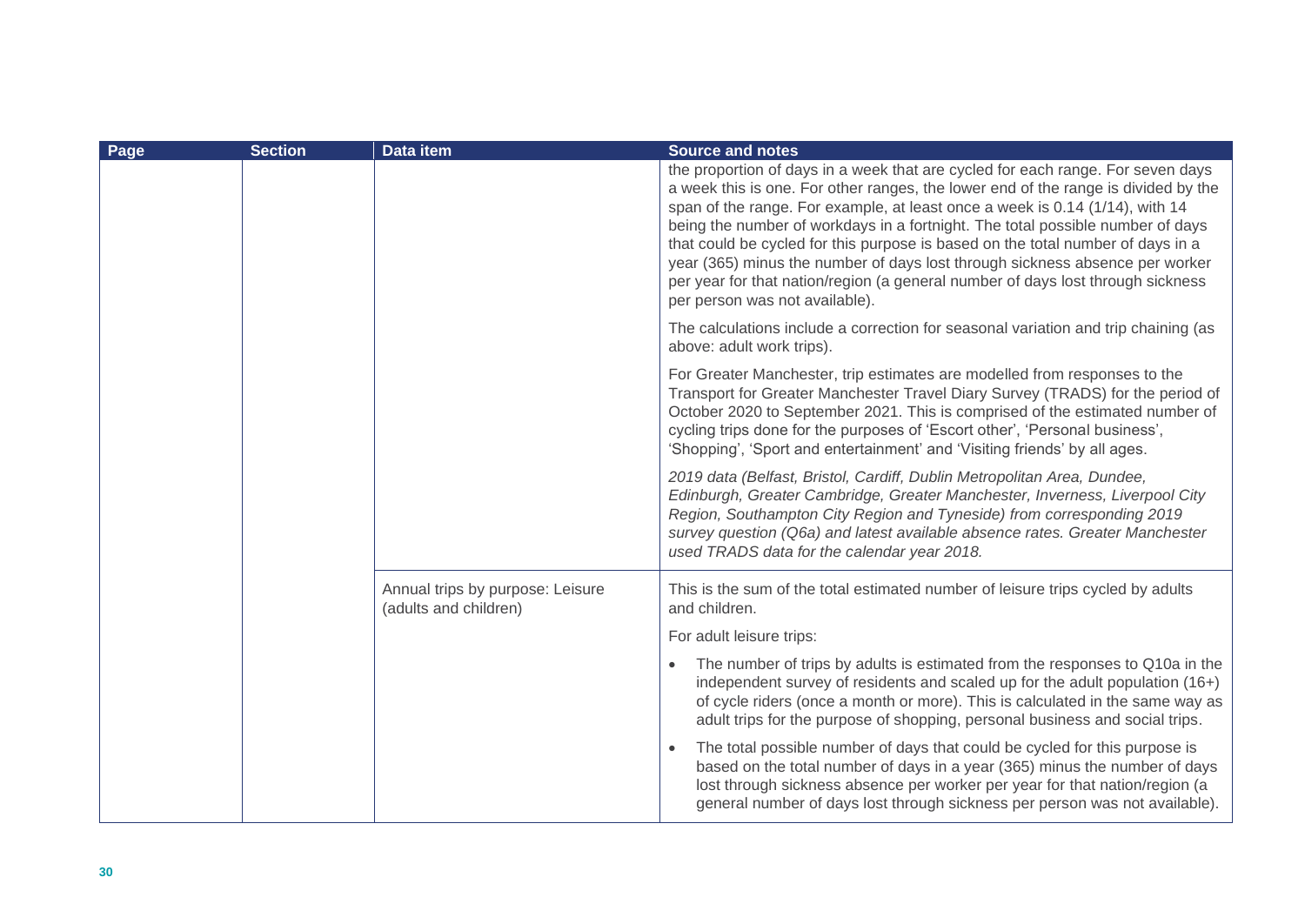| Page | Section | Data item | Source and notes |
|---|---|---|---|
| | | | the proportion of days in a week that are cycled for each range. For seven days a week this is one. For other ranges, the lower end of the range is divided by the span of the range. For example, at least once a week is 0.14 (1/14), with 14 being the number of workdays in a fortnight. The total possible number of days that could be cycled for this purpose is based on the total number of days in a year (365) minus the number of days lost through sickness absence per worker per year for that nation/region (a general number of days lost through sickness per person was not available).<br><br>The calculations include a correction for seasonal variation and trip chaining (as above: adult work trips).<br><br>For Greater Manchester, trip estimates are modelled from responses to the Transport for Greater Manchester Travel Diary Survey (TRADS) for the period of October 2020 to September 2021. This is comprised of the estimated number of cycling trips done for the purposes of 'Escort other', 'Personal business', 'Shopping', 'Sport and entertainment' and 'Visiting friends' by all ages.<br><br>*2019 data (Belfast, Bristol, Cardiff, Dublin Metropolitan Area, Dundee, Edinburgh, Greater Cambridge, Greater Manchester, Inverness, Liverpool City Region, Southampton City Region and Tyneside) from corresponding 2019 survey question (Q6a) and latest available absence rates. Greater Manchester used TRADS data for the calendar year 2018.* |
| | | Annual trips by purpose: Leisure (adults and children) | This is the sum of the total estimated number of leisure trips cycled by adults and children.<br><br>For adult leisure trips:<br><br>• The number of trips by adults is estimated from the responses to Q10a in the independent survey of residents and scaled up for the adult population (16+) of cycle riders (once a month or more). This is calculated in the same way as adult trips for the purpose of shopping, personal business and social trips.<br><br>• The total possible number of days that could be cycled for this purpose is based on the total number of days in a year (365) minus the number of days lost through sickness absence per worker per year for that nation/region (a general number of days lost through sickness per person was not available). |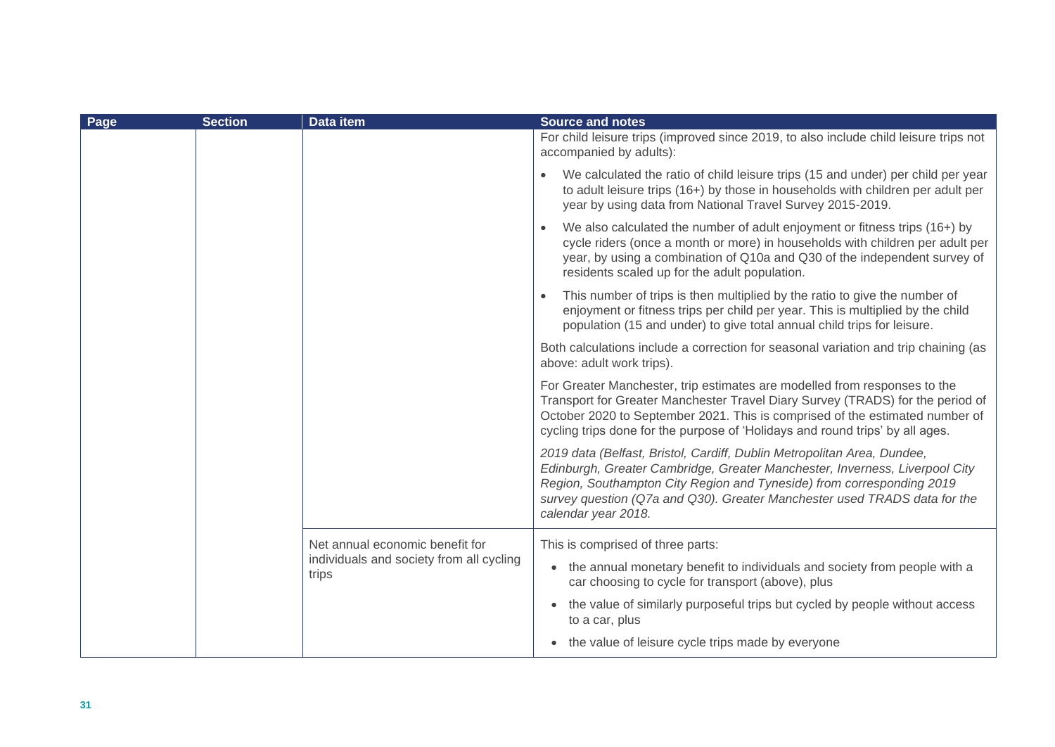| Page | Section | Data item | Source and notes |
|---|---|---|---|
| | | | For child leisure trips (improved since 2019, to also include child leisure trips not accompanied by adults):<br>• We calculated the ratio of child leisure trips (15 and under) per child per year to adult leisure trips (16+) by those in households with children per adult per year by using data from National Travel Survey 2015-2019.<br>• We also calculated the number of adult enjoyment or fitness trips (16+) by cycle riders (once a month or more) in households with children per adult per year, by using a combination of Q10a and Q30 of the independent survey of residents scaled up for the adult population.<br>• This number of trips is then multiplied by the ratio to give the number of enjoyment or fitness trips per child per year. This is multiplied by the child population (15 and under) to give total annual child trips for leisure.<br>Both calculations include a correction for seasonal variation and trip chaining (as above: adult work trips).<br>For Greater Manchester, trip estimates are modelled from responses to the Transport for Greater Manchester Travel Diary Survey (TRADS) for the period of October 2020 to September 2021. This is comprised of the estimated number of cycling trips done for the purpose of 'Holidays and round trips' by all ages.<br>*2019 data (Belfast, Bristol, Cardiff, Dublin Metropolitan Area, Dundee, Edinburgh, Greater Cambridge, Greater Manchester, Inverness, Liverpool City Region, Southampton City Region and Tyneside) from corresponding 2019 survey question (Q7a and Q30). Greater Manchester used TRADS data for the calendar year 2018.* |
| | | Net annual economic benefit for individuals and society from all cycling trips | This is comprised of three parts:<br>• the annual monetary benefit to individuals and society from people with a car choosing to cycle for transport (above), plus<br>• the value of similarly purposeful trips but cycled by people without access to a car, plus<br>• the value of leisure cycle trips made by everyone |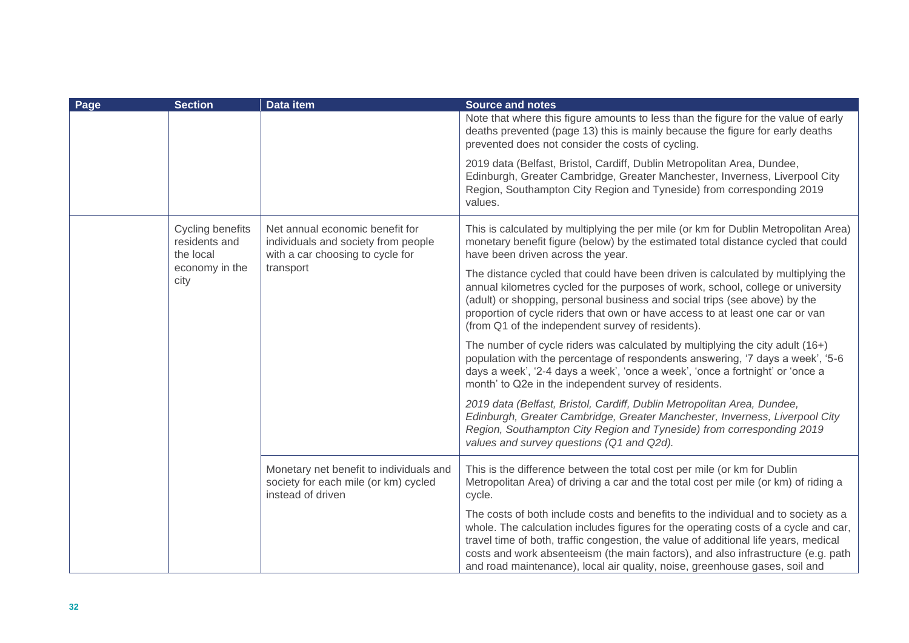| Page | Section | Data item | Source and notes |
|---|---|---|---|
| | | | Note that where this figure amounts to less than the figure for the value of early deaths prevented (page 13) this is mainly because the figure for early deaths prevented does not consider the costs of cycling.<br><br>2019 data (Belfast, Bristol, Cardiff, Dublin Metropolitan Area, Dundee, Edinburgh, Greater Cambridge, Greater Manchester, Inverness, Liverpool City Region, Southampton City Region and Tyneside) from corresponding 2019 values. |
| | Cycling benefits residents and the local economy in the city | Net annual economic benefit for individuals and society from people with a car choosing to cycle for transport | This is calculated by multiplying the per mile (or km for Dublin Metropolitan Area) monetary benefit figure (below) by the estimated total distance cycled that could have been driven across the year.<br><br>The distance cycled that could have been driven is calculated by multiplying the annual kilometres cycled for the purposes of work, school, college or university (adult) or shopping, personal business and social trips (see above) by the proportion of cycle riders that own or have access to at least one car or van (from Q1 of the independent survey of residents).<br><br>The number of cycle riders was calculated by multiplying the city adult (16+) population with the percentage of respondents answering, '7 days a week', '5-6 days a week', '2-4 days a week', 'once a week', 'once a fortnight' or 'once a month' to Q2e in the independent survey of residents.<br><br>*2019 data (Belfast, Bristol, Cardiff, Dublin Metropolitan Area, Dundee, Edinburgh, Greater Cambridge, Greater Manchester, Inverness, Liverpool City Region, Southampton City Region and Tyneside) from corresponding 2019 values and survey questions (Q1 and Q2d).* |
| | | Monetary net benefit to individuals and society for each mile (or km) cycled instead of driven | This is the difference between the total cost per mile (or km for Dublin Metropolitan Area) of driving a car and the total cost per mile (or km) of riding a cycle.<br><br>The costs of both include costs and benefits to the individual and to society as a whole. The calculation includes figures for the operating costs of a cycle and car, travel time of both, traffic congestion, the value of additional life years, medical costs and work absenteeism (the main factors), and also infrastructure (e.g. path and road maintenance), local air quality, noise, greenhouse gases, soil and |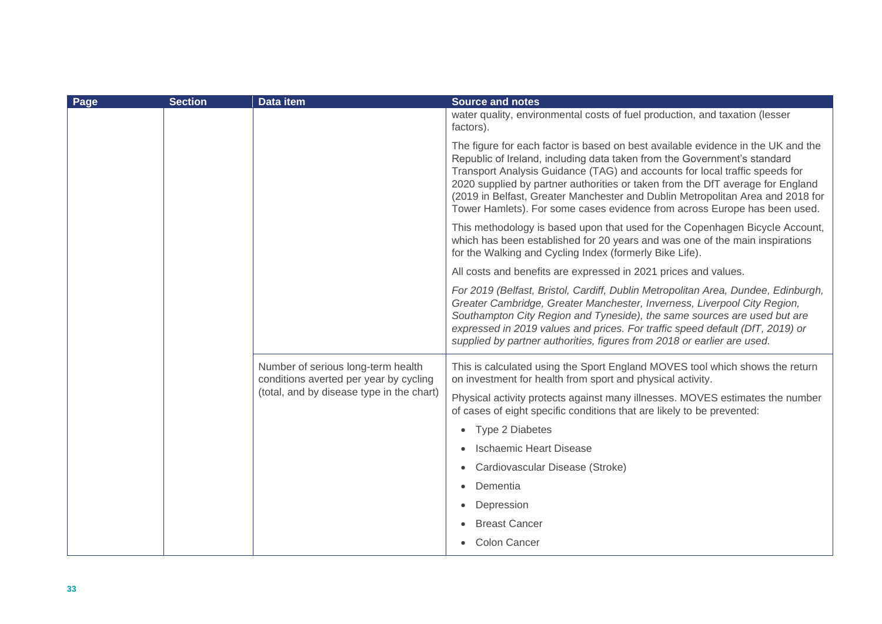| Page | Section | Data item | Source and notes |
|---|---|---|---|
| | | | water quality, environmental costs of fuel production, and taxation (lesser factors).<br><br>The figure for each factor is based on best available evidence in the UK and the Republic of Ireland, including data taken from the Government's standard Transport Analysis Guidance (TAG) and accounts for local traffic speeds for 2020 supplied by partner authorities or taken from the DfT average for England (2019 in Belfast, Greater Manchester and Dublin Metropolitan Area and 2018 for Tower Hamlets). For some cases evidence from across Europe has been used.<br><br>This methodology is based upon that used for the Copenhagen Bicycle Account, which has been established for 20 years and was one of the main inspirations for the Walking and Cycling Index (formerly Bike Life).<br><br>All costs and benefits are expressed in 2021 prices and values.<br><br>*For 2019 (Belfast, Bristol, Cardiff, Dublin Metropolitan Area, Dundee, Edinburgh, Greater Cambridge, Greater Manchester, Inverness, Liverpool City Region, Southampton City Region and Tyneside), the same sources are used but are expressed in 2019 values and prices. For traffic speed default (DfT, 2019) or supplied by partner authorities, figures from 2018 or earlier are used.* |
| | | Number of serious long-term health conditions averted per year by cycling (total, and by disease type in the chart) | This is calculated using the Sport England MOVES tool which shows the return on investment for health from sport and physical activity.<br><br>Physical activity protects against many illnesses. MOVES estimates the number of cases of eight specific conditions that are likely to be prevented:<br><br>• Type 2 Diabetes<br>• Ischaemic Heart Disease<br>• Cardiovascular Disease (Stroke)<br>• Dementia<br>• Depression<br>• Breast Cancer<br>• Colon Cancer |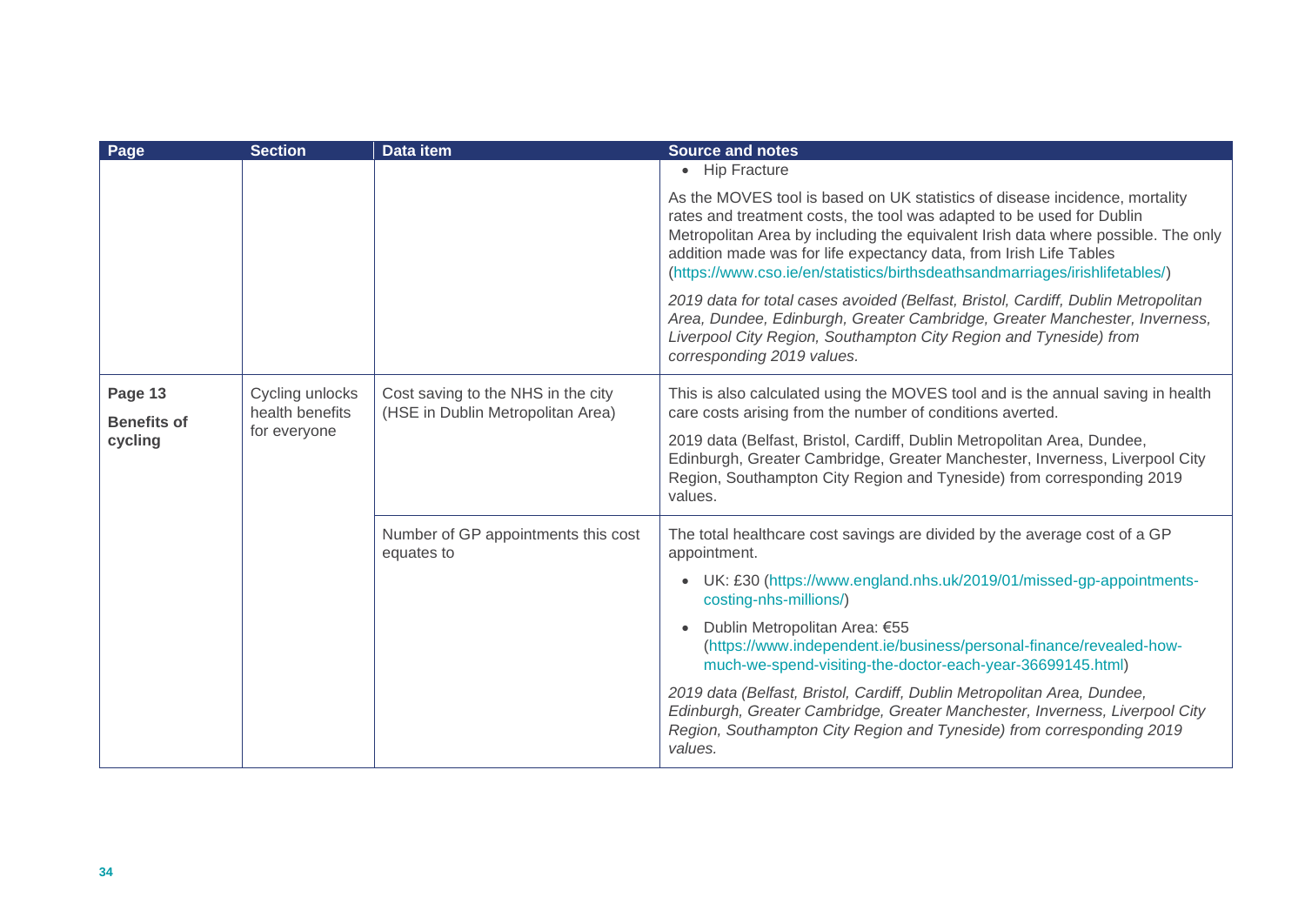| Page | Section | Data item | Source and notes |
|---|---|---|---|
| | | | • Hip Fracture<br><br>As the MOVES tool is based on UK statistics of disease incidence, mortality rates and treatment costs, the tool was adapted to be used for Dublin Metropolitan Area by including the equivalent Irish data where possible. The only addition made was for life expectancy data, from Irish Life Tables (https://www.cso.ie/en/statistics/birthsdeathsandmarriages/irishlifetables/)<br><br>*2019 data for total cases avoided (Belfast, Bristol, Cardiff, Dublin Metropolitan Area, Dundee, Edinburgh, Greater Cambridge, Greater Manchester, Inverness, Liverpool City Region, Southampton City Region and Tyneside) from corresponding 2019 values.* |
| **Page 13**<br><br>**Benefits of cycling** | Cycling unlocks health benefits for everyone | Cost saving to the NHS in the city (HSE in Dublin Metropolitan Area) | This is also calculated using the MOVES tool and is the annual saving in health care costs arising from the number of conditions averted.<br><br>2019 data (Belfast, Bristol, Cardiff, Dublin Metropolitan Area, Dundee, Edinburgh, Greater Cambridge, Greater Manchester, Inverness, Liverpool City Region, Southampton City Region and Tyneside) from corresponding 2019 values. |
| | | Number of GP appointments this cost equates to | The total healthcare cost savings are divided by the average cost of a GP appointment.<br><br>• UK: £30 (https://www.england.nhs.uk/2019/01/missed-gp-appointments-costing-nhs-millions/)<br><br>• Dublin Metropolitan Area: €55 (https://www.independent.ie/business/personal-finance/revealed-how-much-we-spend-visiting-the-doctor-each-year-36699145.html)<br><br>*2019 data (Belfast, Bristol, Cardiff, Dublin Metropolitan Area, Dundee, Edinburgh, Greater Cambridge, Greater Manchester, Inverness, Liverpool City Region, Southampton City Region and Tyneside) from corresponding 2019 values.* |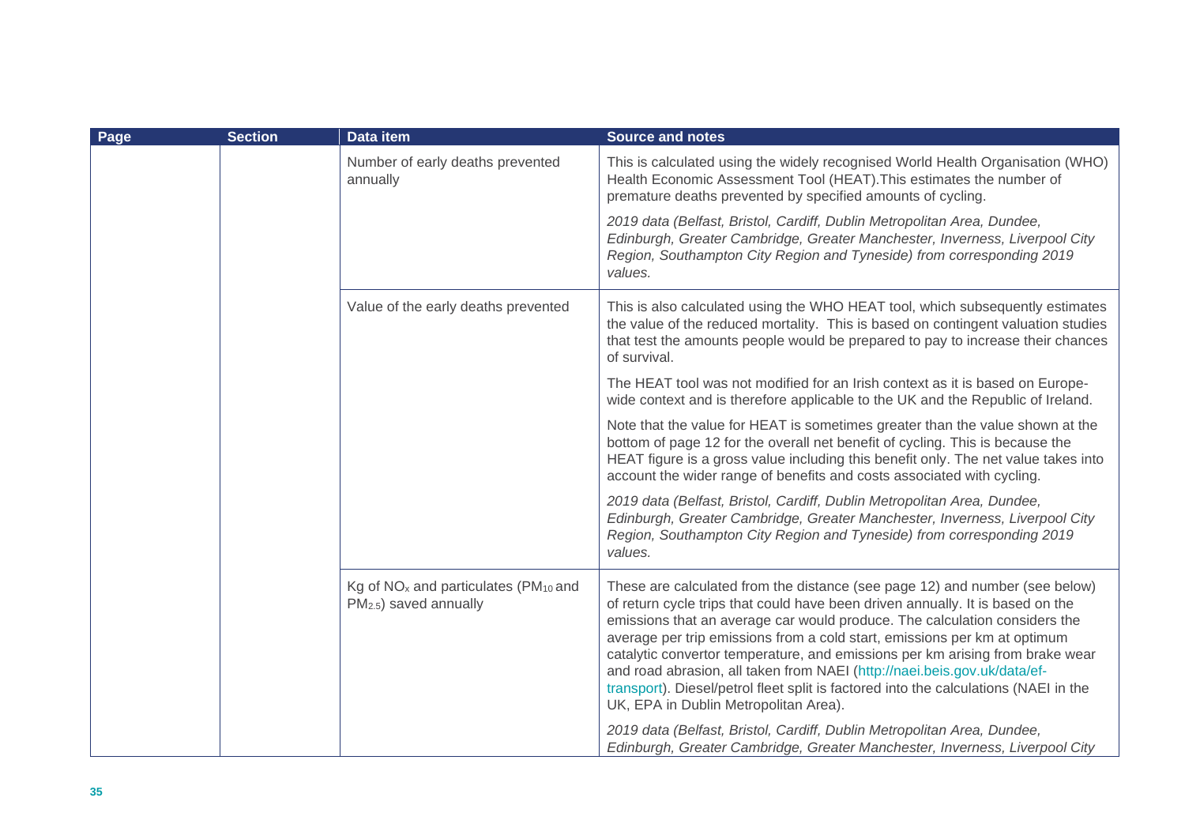| Page | Section | Data item | Source and notes |
|---|---|---|---|
| | | Number of early deaths prevented annually | This is calculated using the widely recognised World Health Organisation (WHO) Health Economic Assessment Tool (HEAT).This estimates the number of premature deaths prevented by specified amounts of cycling.<br><br>*2019 data (Belfast, Bristol, Cardiff, Dublin Metropolitan Area, Dundee, Edinburgh, Greater Cambridge, Greater Manchester, Inverness, Liverpool City Region, Southampton City Region and Tyneside) from corresponding 2019 values.* |
| | | Value of the early deaths prevented | This is also calculated using the WHO HEAT tool, which subsequently estimates the value of the reduced mortality. This is based on contingent valuation studies that test the amounts people would be prepared to pay to increase their chances of survival.<br><br>The HEAT tool was not modified for an Irish context as it is based on Europe-wide context and is therefore applicable to the UK and the Republic of Ireland.<br><br>Note that the value for HEAT is sometimes greater than the value shown at the bottom of page 12 for the overall net benefit of cycling. This is because the HEAT figure is a gross value including this benefit only. The net value takes into account the wider range of benefits and costs associated with cycling.<br><br>*2019 data (Belfast, Bristol, Cardiff, Dublin Metropolitan Area, Dundee, Edinburgh, Greater Cambridge, Greater Manchester, Inverness, Liverpool City Region, Southampton City Region and Tyneside) from corresponding 2019 values.* |
| | | Kg of $NO_x$ and particulates ($PM_{10}$ and $PM_{2.5}$) saved annually | These are calculated from the distance (see page 12) and number (see below) of return cycle trips that could have been driven annually. It is based on the emissions that an average car would produce. The calculation considers the average per trip emissions from a cold start, emissions per km at optimum catalytic convertor temperature, and emissions per km arising from brake wear and road abrasion, all taken from NAEI (http://naei.beis.gov.uk/data/ef-transport). Diesel/petrol fleet split is factored into the calculations (NAEI in the UK, EPA in Dublin Metropolitan Area).<br><br>*2019 data (Belfast, Bristol, Cardiff, Dublin Metropolitan Area, Dundee, Edinburgh, Greater Cambridge, Greater Manchester, Inverness, Liverpool City* |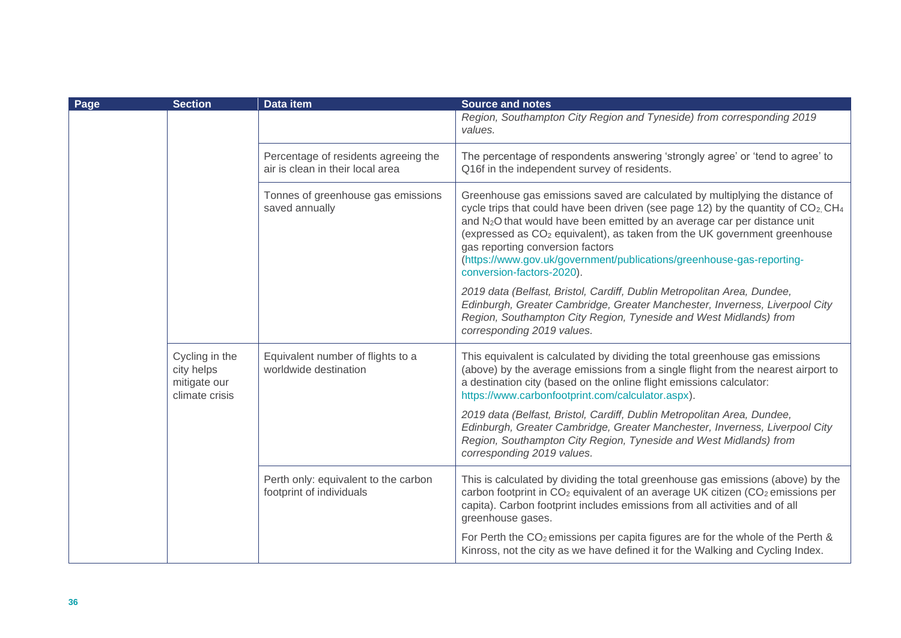| Page | Section | Data item | Source and notes |
|---|---|---|---|
| | | | *Region, Southampton City Region and Tyneside) from corresponding 2019 values.* |
| | | Percentage of residents agreeing the air is clean in their local area | The percentage of respondents answering 'strongly agree' or 'tend to agree' to Q16f in the independent survey of residents. |
| | | Tonnes of greenhouse gas emissions saved annually | Greenhouse gas emissions saved are calculated by multiplying the distance of cycle trips that could have been driven (see page 12) by the quantity of $CO_2$, $CH_4$ and $N_2O$ that would have been emitted by an average car per distance unit (expressed as $CO_2$ equivalent), as taken from the UK government greenhouse gas reporting conversion factors (https://www.gov.uk/government/publications/greenhouse-gas-reporting-conversion-factors-2020). *2019 data (Belfast, Bristol, Cardiff, Dublin Metropolitan Area, Dundee, Edinburgh, Greater Cambridge, Greater Manchester, Inverness, Liverpool City Region, Southampton City Region, Tyneside and West Midlands) from corresponding 2019 values.* |
| | Cycling in the city helps mitigate our climate crisis | Equivalent number of flights to a worldwide destination | This equivalent is calculated by dividing the total greenhouse gas emissions (above) by the average emissions from a single flight from the nearest airport to a destination city (based on the online flight emissions calculator: https://www.carbonfootprint.com/calculator.aspx). *2019 data (Belfast, Bristol, Cardiff, Dublin Metropolitan Area, Dundee, Edinburgh, Greater Cambridge, Greater Manchester, Inverness, Liverpool City Region, Southampton City Region, Tyneside and West Midlands) from corresponding 2019 values.* |
| | | Perth only: equivalent to the carbon footprint of individuals | This is calculated by dividing the total greenhouse gas emissions (above) by the carbon footprint in $CO_2$ equivalent of an average UK citizen ($CO_2$ emissions per capita). Carbon footprint includes emissions from all activities and of all greenhouse gases. For Perth the $CO_2$ emissions per capita figures are for the whole of the Perth & Kinross, not the city as we have defined it for the Walking and Cycling Index. |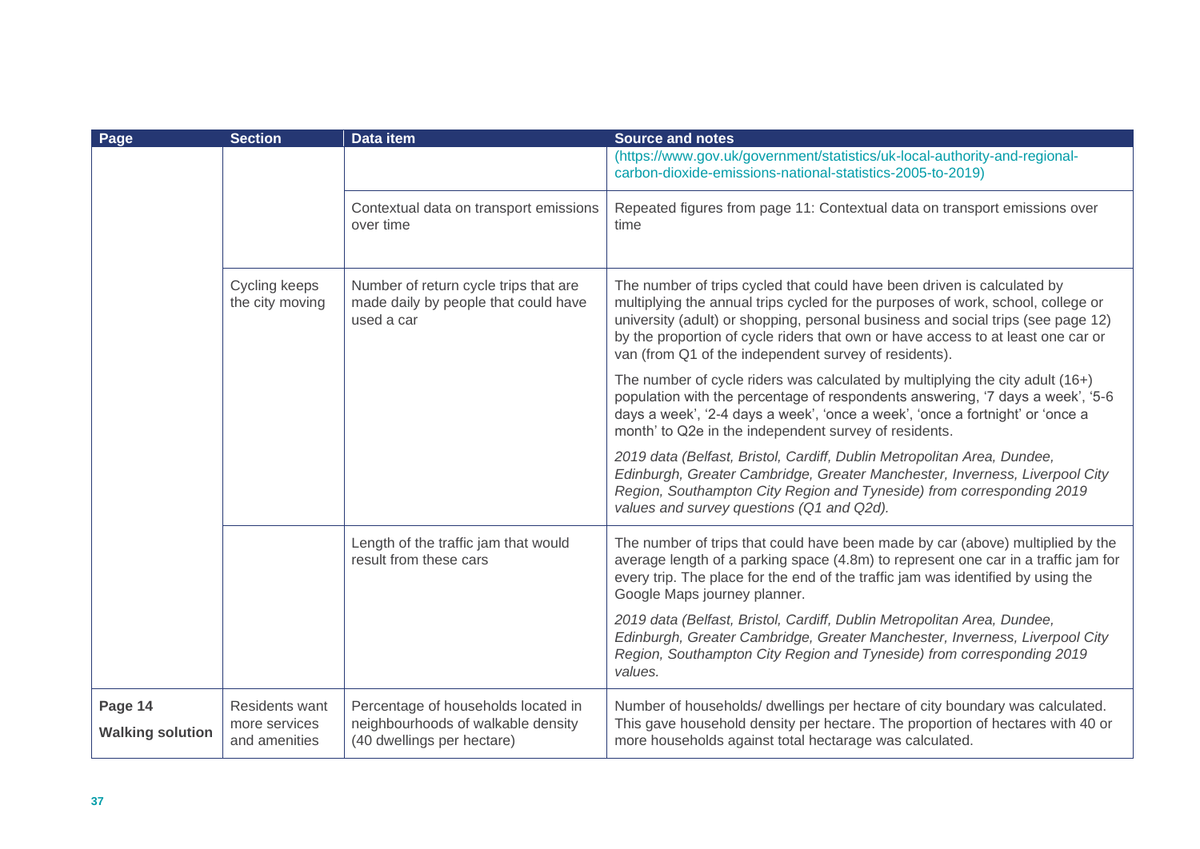| Page | Section | Data item | Source and notes |
| --- | --- | --- | --- |
| | | | (https://www.gov.uk/government/statistics/uk-local-authority-and-regional-carbon-dioxide-emissions-national-statistics-2005-to-2019) |
| | | Contextual data on transport emissions over time | Repeated figures from page 11: Contextual data on transport emissions over time |
| | Cycling keeps the city moving | Number of return cycle trips that are made daily by people that could have used a car | The number of trips cycled that could have been driven is calculated by multiplying the annual trips cycled for the purposes of work, school, college or university (adult) or shopping, personal business and social trips (see page 12) by the proportion of cycle riders that own or have access to at least one car or van (from Q1 of the independent survey of residents).<br><br>The number of cycle riders was calculated by multiplying the city adult (16+) population with the percentage of respondents answering, '7 days a week', '5-6 days a week', '2-4 days a week', 'once a week', 'once a fortnight' or 'once a month' to Q2e in the independent survey of residents.<br><br>*2019 data (Belfast, Bristol, Cardiff, Dublin Metropolitan Area, Dundee, Edinburgh, Greater Cambridge, Greater Manchester, Inverness, Liverpool City Region, Southampton City Region and Tyneside) from corresponding 2019 values and survey questions (Q1 and Q2d).* |
| | | Length of the traffic jam that would result from these cars | The number of trips that could have been made by car (above) multiplied by the average length of a parking space (4.8m) to represent one car in a traffic jam for every trip. The place for the end of the traffic jam was identified by using the Google Maps journey planner.<br><br>*2019 data (Belfast, Bristol, Cardiff, Dublin Metropolitan Area, Dundee, Edinburgh, Greater Cambridge, Greater Manchester, Inverness, Liverpool City Region, Southampton City Region and Tyneside) from corresponding 2019 values.* |
| Page 14<br>**Walking solution** | Residents want more services and amenities | Percentage of households located in neighbourhoods of walkable density (40 dwellings per hectare) | Number of households/ dwellings per hectare of city boundary was calculated. This gave household density per hectare. The proportion of hectares with 40 or more households against total hectarage was calculated. |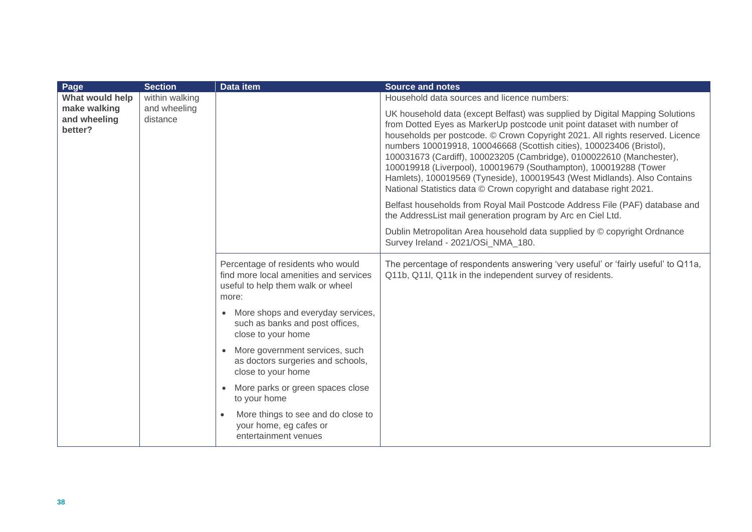| Page | Section | Data item | Source and notes |
|---|---|---|---|
| **What would help make walking and wheeling better?** | within walking and wheeling distance | | Household data sources and licence numbers:<br><br>UK household data (except Belfast) was supplied by Digital Mapping Solutions from Dotted Eyes as MarkerUp postcode unit point dataset with number of households per postcode. © Crown Copyright 2021. All rights reserved. Licence numbers 100019918, 100046668 (Scottish cities), 100023406 (Bristol), 100031673 (Cardiff), 100023205 (Cambridge), 0100022610 (Manchester), 100019918 (Liverpool), 100019679 (Southampton), 100019288 (Tower Hamlets), 100019569 (Tyneside), 100019543 (West Midlands). Also Contains National Statistics data © Crown copyright and database right 2021.<br><br>Belfast households from Royal Mail Postcode Address File (PAF) database and the AddressList mail generation program by Arc en Ciel Ltd.<br><br>Dublin Metropolitan Area household data supplied by © copyright Ordnance Survey Ireland - 2021/OSi_NMA_180. |
| | | Percentage of residents who would find more local amenities and services useful to help them walk or wheel more:<br><br>• More shops and everyday services, such as banks and post offices, close to your home<br>• More government services, such as doctors surgeries and schools, close to your home<br>• More parks or green spaces close to your home<br>• More things to see and do close to your home, eg cafes or entertainment venues | The percentage of respondents answering 'very useful' or 'fairly useful' to Q11a, Q11b, Q11l, Q11k in the independent survey of residents. |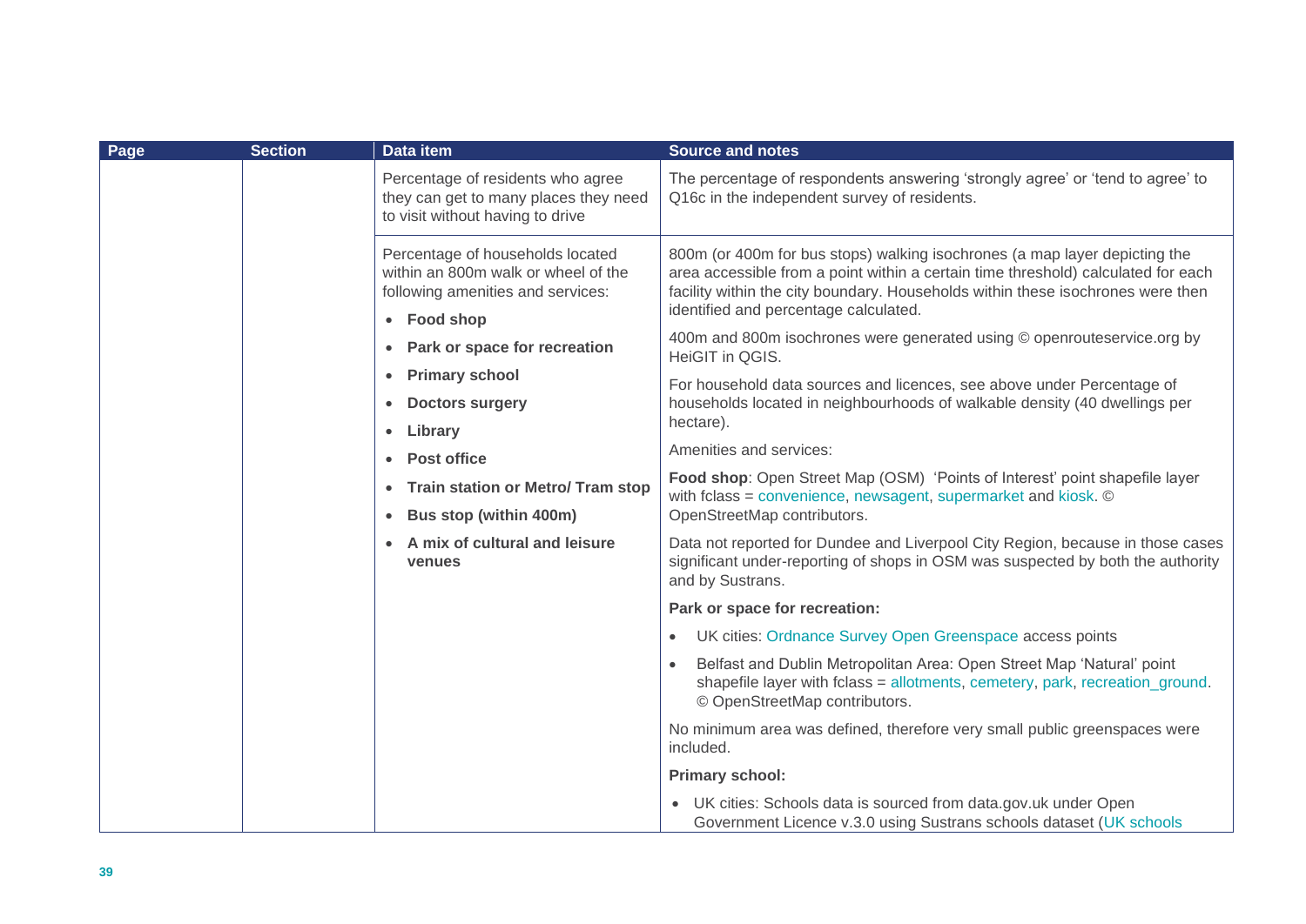| Page | Section | Data item | Source and notes |
|---|---|---|---|
| | | Percentage of residents who agree they can get to many places they need to visit without having to drive | The percentage of respondents answering 'strongly agree' or 'tend to agree' to Q16c in the independent survey of residents. |
| | | Percentage of households located within an 800m walk or wheel of the following amenities and services:<br>• **Food shop**<br>• **Park or space for recreation**<br>• **Primary school**<br>• **Doctors surgery**<br>• **Library**<br>• **Post office**<br>• **Train station or Metro/ Tram stop**<br>• **Bus stop (within 400m)**<br>• **A mix of cultural and leisure venues** | 800m (or 400m for bus stops) walking isochrones (a map layer depicting the area accessible from a point within a certain time threshold) calculated for each facility within the city boundary. Households within these isochrones were then identified and percentage calculated.<br><br>400m and 800m isochrones were generated using © openrouteservice.org by HeiGIT in QGIS.<br><br>For household data sources and licences, see above under Percentage of households located in neighbourhoods of walkable density (40 dwellings per hectare).<br><br>Amenities and services:<br><br>**Food shop**: Open Street Map (OSM) 'Points of Interest' point shapefile layer with fclass = convenience, newsagent, supermarket and kiosk. © OpenStreetMap contributors.<br><br>Data not reported for Dundee and Liverpool City Region, because in those cases significant under-reporting of shops in OSM was suspected by both the authority and by Sustrans.<br><br>**Park or space for recreation:**<br>• UK cities: Ordnance Survey Open Greenspace access points<br>• Belfast and Dublin Metropolitan Area: Open Street Map 'Natural' point shapefile layer with fclass = allotments, cemetery, park, recreation_ground. © OpenStreetMap contributors.<br><br>No minimum area was defined, therefore very small public greenspaces were included.<br><br>**Primary school:**<br>• UK cities: Schools data is sourced from data.gov.uk under Open Government Licence v.3.0 using Sustrans schools dataset (UK schools |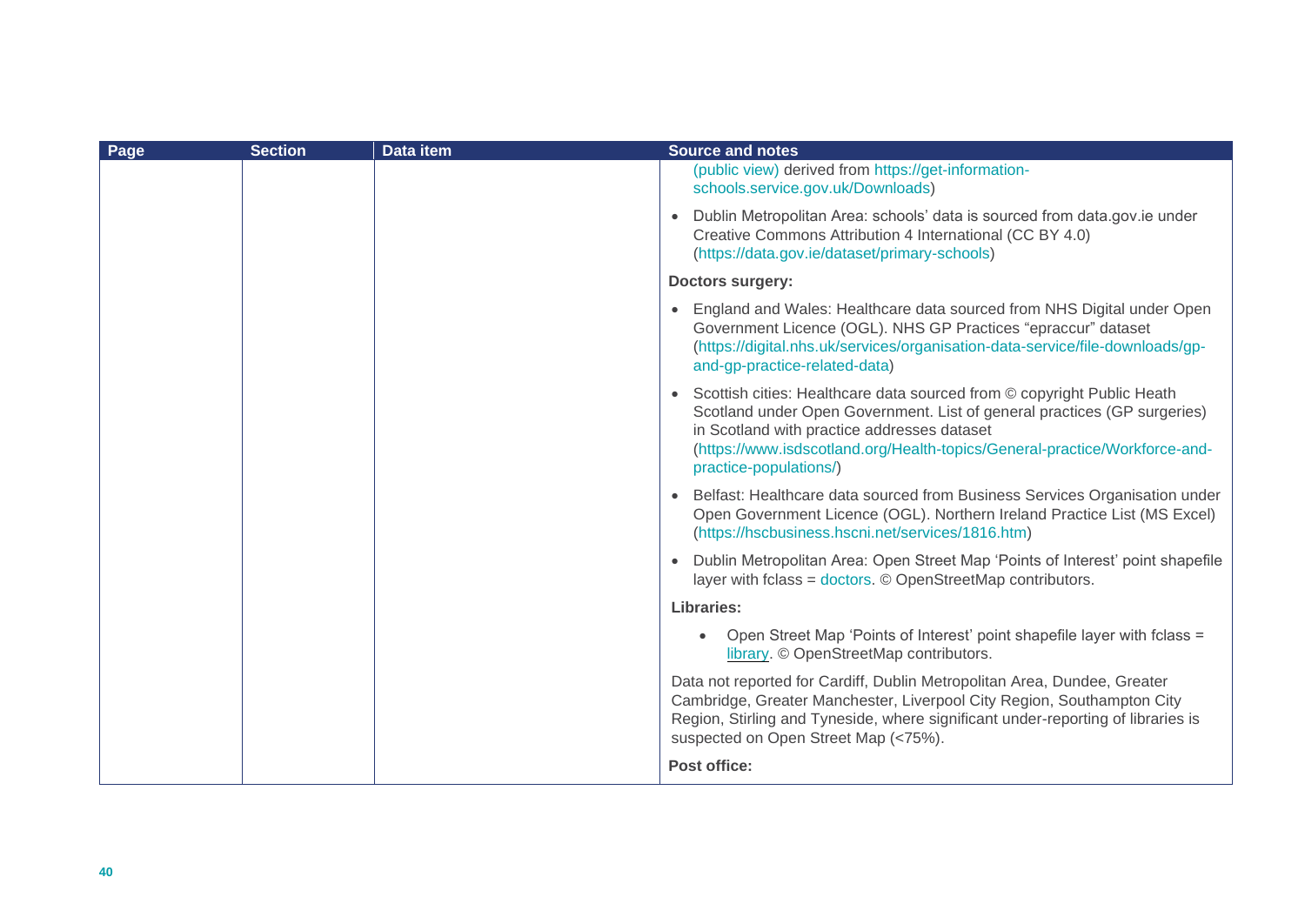| Page | Section | Data item | Source and notes |
|---|---|---|---|
| | | | (public view) derived from https://get-information-schools.service.gov.uk/Downloads)<br><br>• Dublin Metropolitan Area: schools' data is sourced from data.gov.ie under Creative Commons Attribution 4 International (CC BY 4.0) (https://data.gov.ie/dataset/primary-schools)<br><br>**Doctors surgery:**<br><br>• England and Wales: Healthcare data sourced from NHS Digital under Open Government Licence (OGL). NHS GP Practices "epraccur" dataset (https://digital.nhs.uk/services/organisation-data-service/file-downloads/gp-and-gp-practice-related-data)<br><br>• Scottish cities: Healthcare data sourced from © copyright Public Heath Scotland under Open Government. List of general practices (GP surgeries) in Scotland with practice addresses dataset (https://www.isdscotland.org/Health-topics/General-practice/Workforce-and-practice-populations/)<br><br>• Belfast: Healthcare data sourced from Business Services Organisation under Open Government Licence (OGL). Northern Ireland Practice List (MS Excel) (https://hscbusiness.hscni.net/services/1816.htm)<br><br>• Dublin Metropolitan Area: Open Street Map 'Points of Interest' point shapefile layer with fclass = doctors. © OpenStreetMap contributors.<br><br>**Libraries:**<br><br>• Open Street Map 'Points of Interest' point shapefile layer with fclass = library. © OpenStreetMap contributors.<br><br>Data not reported for Cardiff, Dublin Metropolitan Area, Dundee, Greater Cambridge, Greater Manchester, Liverpool City Region, Southampton City Region, Stirling and Tyneside, where significant under-reporting of libraries is suspected on Open Street Map (<75%).<br><br>**Post office:** |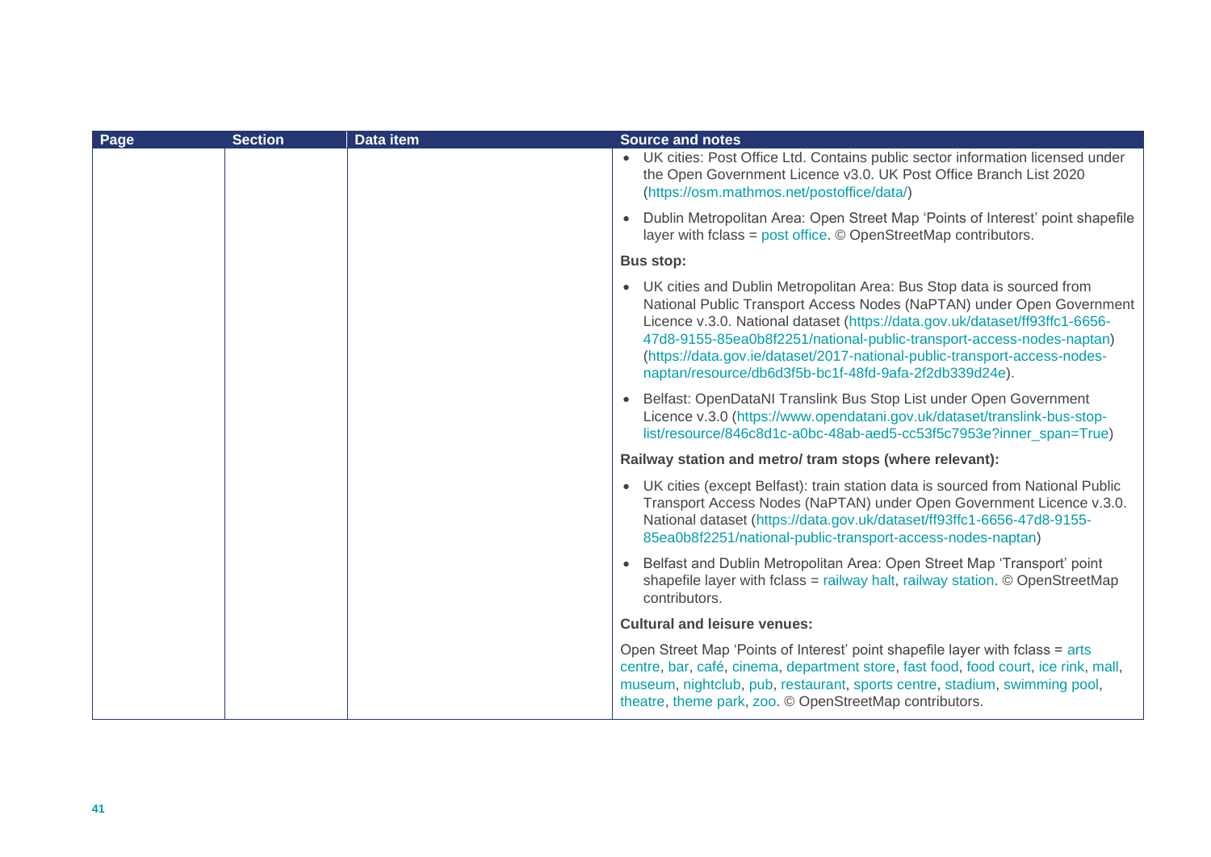| Page | Section | Data item | Source and notes |
|---|---|---|---|
| | | | • UK cities: Post Office Ltd. Contains public sector information licensed under the Open Government Licence v3.0. UK Post Office Branch List 2020 (https://osm.mathmos.net/postoffice/data/)<br><br>• Dublin Metropolitan Area: Open Street Map 'Points of Interest' point shapefile layer with fclass = post office. © OpenStreetMap contributors.<br><br>**Bus stop:**<br><br>• UK cities and Dublin Metropolitan Area: Bus Stop data is sourced from National Public Transport Access Nodes (NaPTAN) under Open Government Licence v.3.0. National dataset (https://data.gov.uk/dataset/ff93ffc1-6656-47d8-9155-85ea0b8f2251/national-public-transport-access-nodes-naptan) (https://data.gov.ie/dataset/2017-national-public-transport-access-nodes-naptan/resource/db6d3f5b-bc1f-48fd-9afa-2f2db339d24e).<br><br>• Belfast: OpenDataNI Translink Bus Stop List under Open Government Licence v.3.0 (https://www.opendatani.gov.uk/dataset/translink-bus-stop-list/resource/846c8d1c-a0bc-48ab-aed5-cc53f5c7953e?inner_span=True)<br><br>**Railway station and metro/ tram stops (where relevant):**<br><br>• UK cities (except Belfast): train station data is sourced from National Public Transport Access Nodes (NaPTAN) under Open Government Licence v.3.0. National dataset (https://data.gov.uk/dataset/ff93ffc1-6656-47d8-9155-85ea0b8f2251/national-public-transport-access-nodes-naptan)<br><br>• Belfast and Dublin Metropolitan Area: Open Street Map 'Transport' point shapefile layer with fclass = railway halt, railway station. © OpenStreetMap contributors.<br><br>**Cultural and leisure venues:**<br><br>Open Street Map 'Points of Interest' point shapefile layer with fclass = arts centre, bar, café, cinema, department store, fast food, food court, ice rink, mall, museum, nightclub, pub, restaurant, sports centre, stadium, swimming pool, theatre, theme park, zoo. © OpenStreetMap contributors. |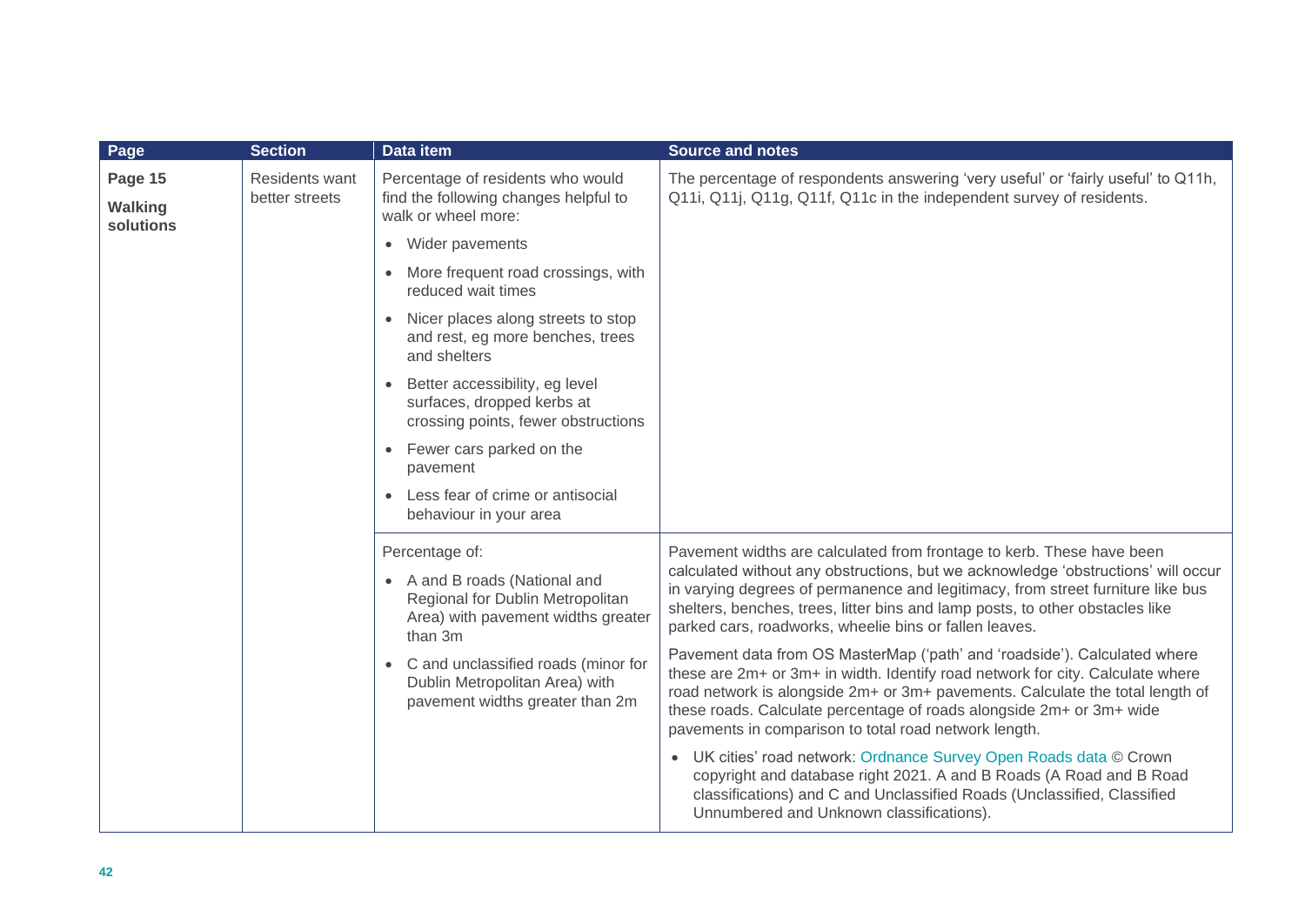| Page | Section | Data item | Source and notes |
|---|---|---|---|
| Page 15 **Walking solutions** | Residents want better streets | Percentage of residents who would find the following changes helpful to walk or wheel more:<br>• Wider pavements<br>• More frequent road crossings, with reduced wait times<br>• Nicer places along streets to stop and rest, eg more benches, trees and shelters<br>• Better accessibility, eg level surfaces, dropped kerbs at crossing points, fewer obstructions<br>• Fewer cars parked on the pavement<br>• Less fear of crime or antisocial behaviour in your area | The percentage of respondents answering 'very useful' or 'fairly useful' to Q11h, Q11i, Q11j, Q11g, Q11f, Q11c in the independent survey of residents. |
| | | Percentage of:<br>• A and B roads (National and Regional for Dublin Metropolitan Area) with pavement widths greater than 3m<br>• C and unclassified roads (minor for Dublin Metropolitan Area) with pavement widths greater than 2m | Pavement widths are calculated from frontage to kerb. These have been calculated without any obstructions, but we acknowledge 'obstructions' will occur in varying degrees of permanence and legitimacy, from street furniture like bus shelters, benches, trees, litter bins and lamp posts, to other obstacles like parked cars, roadworks, wheelie bins or fallen leaves.<br>Pavement data from OS MasterMap ('path' and 'roadside'). Calculated where these are 2m+ or 3m+ in width. Identify road network for city. Calculate where road network is alongside 2m+ or 3m+ pavements. Calculate the total length of these roads. Calculate percentage of roads alongside 2m+ or 3m+ wide pavements in comparison to total road network length.<br>• UK cities' road network: Ordnance Survey Open Roads data © Crown copyright and database right 2021. A and B Roads (A Road and B Road classifications) and C and Unclassified Roads (Unclassified, Classified Unnumbered and Unknown classifications). |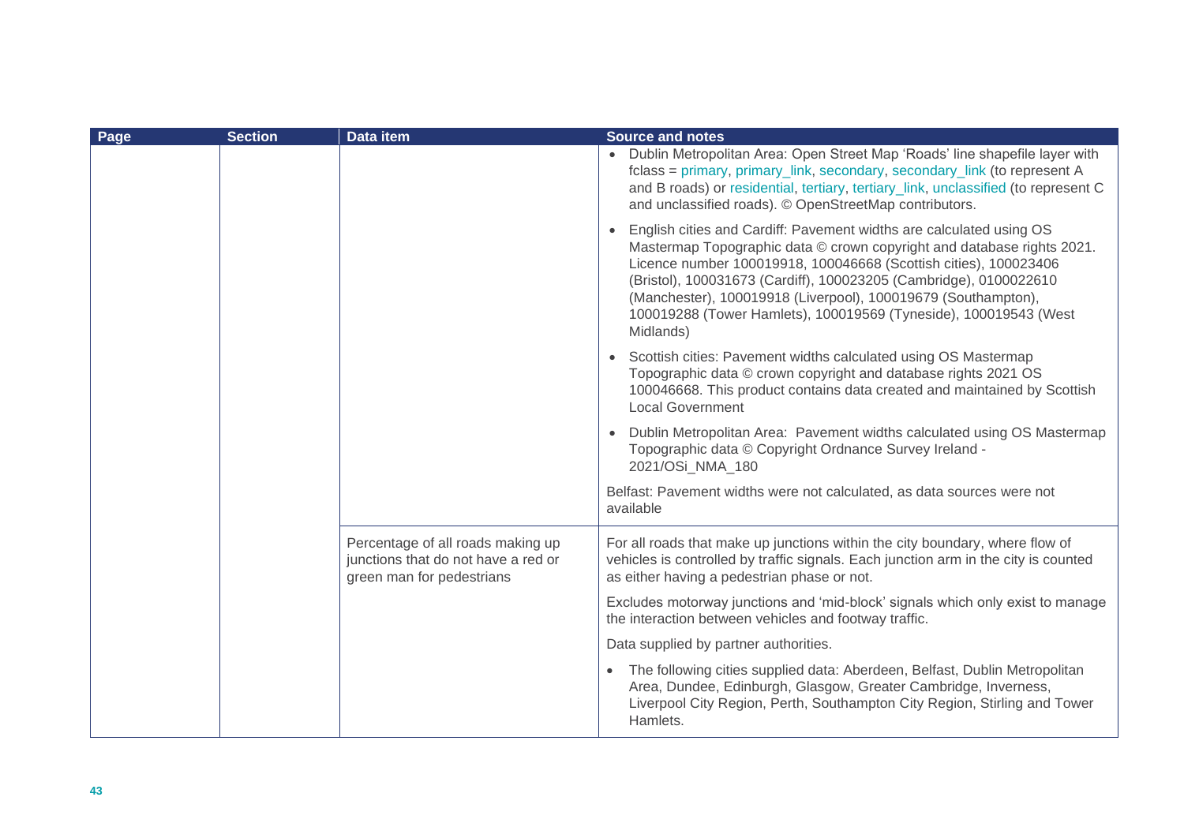| Page | Section | Data item | Source and notes |
|---|---|---|---|
| | | | • Dublin Metropolitan Area: Open Street Map 'Roads' line shapefile layer with fclass = primary, primary_link, secondary, secondary_link (to represent A and B roads) or residential, tertiary, tertiary_link, unclassified (to represent C and unclassified roads). © OpenStreetMap contributors.<br><br>• English cities and Cardiff: Pavement widths are calculated using OS Mastermap Topographic data © crown copyright and database rights 2021. Licence number 100019918, 100046668 (Scottish cities), 100023406 (Bristol), 100031673 (Cardiff), 100023205 (Cambridge), 0100022610 (Manchester), 100019918 (Liverpool), 100019679 (Southampton), 100019288 (Tower Hamlets), 100019569 (Tyneside), 100019543 (West Midlands)<br><br>• Scottish cities: Pavement widths calculated using OS Mastermap Topographic data © crown copyright and database rights 2021 OS 100046668. This product contains data created and maintained by Scottish Local Government<br><br>• Dublin Metropolitan Area: Pavement widths calculated using OS Mastermap Topographic data © Copyright Ordnance Survey Ireland - 2021/OSi_NMA_180<br><br>Belfast: Pavement widths were not calculated, as data sources were not available |
| | | Percentage of all roads making up junctions that do not have a red or green man for pedestrians | For all roads that make up junctions within the city boundary, where flow of vehicles is controlled by traffic signals. Each junction arm in the city is counted as either having a pedestrian phase or not.<br><br>Excludes motorway junctions and 'mid-block' signals which only exist to manage the interaction between vehicles and footway traffic.<br><br>Data supplied by partner authorities.<br><br>• The following cities supplied data: Aberdeen, Belfast, Dublin Metropolitan Area, Dundee, Edinburgh, Glasgow, Greater Cambridge, Inverness, Liverpool City Region, Perth, Southampton City Region, Stirling and Tower Hamlets. |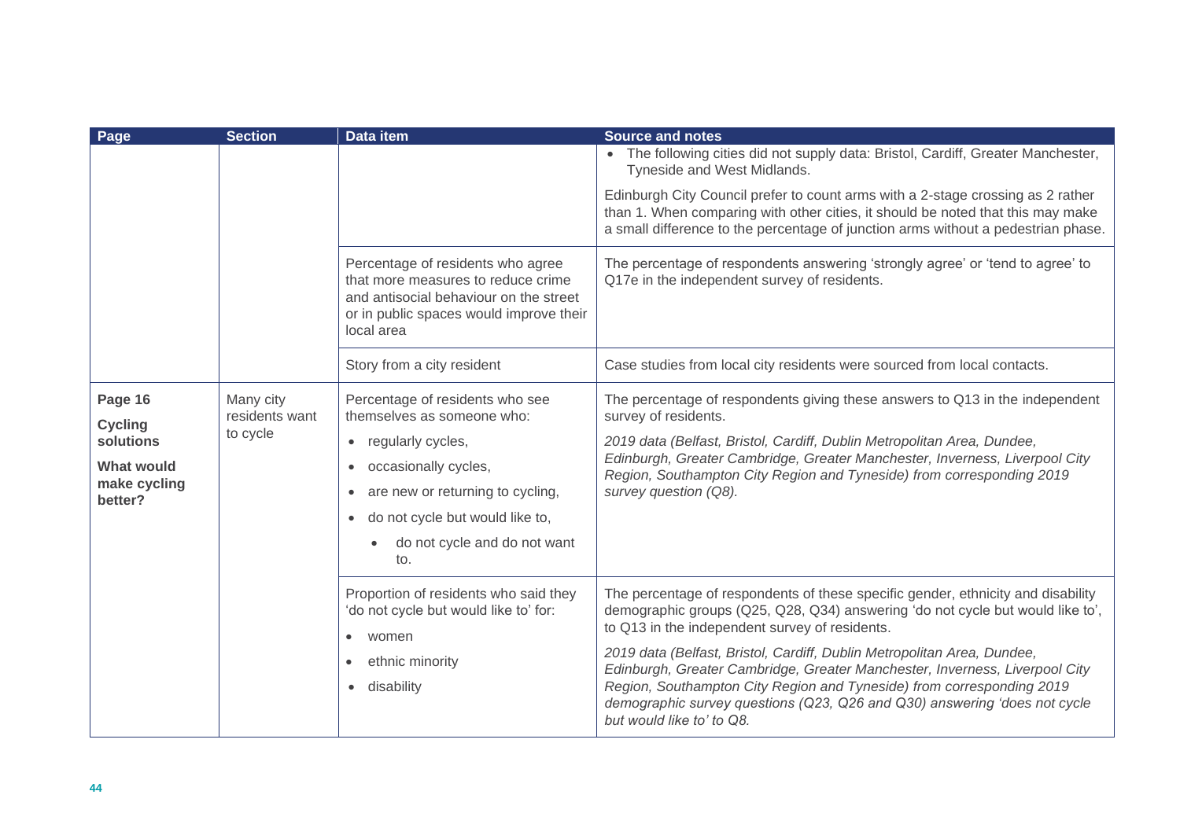| Page | Section | Data item | Source and notes |
|---|---|---|---|
| | | | • The following cities did not supply data: Bristol, Cardiff, Greater Manchester, Tyneside and West Midlands.<br><br>Edinburgh City Council prefer to count arms with a 2-stage crossing as 2 rather than 1. When comparing with other cities, it should be noted that this may make a small difference to the percentage of junction arms without a pedestrian phase. |
| | | Percentage of residents who agree that more measures to reduce crime and antisocial behaviour on the street or in public spaces would improve their local area | The percentage of respondents answering 'strongly agree' or 'tend to agree' to Q17e in the independent survey of residents. |
| | | Story from a city resident | Case studies from local city residents were sourced from local contacts. |
| **Page 16**<br><br>**Cycling solutions**<br><br>**What would make cycling better?** | Many city residents want to cycle | Percentage of residents who see themselves as someone who:<br><br>• regularly cycles,<br>• occasionally cycles,<br>• are new or returning to cycling,<br>• do not cycle but would like to,<br>  • do not cycle and do not want to. | The percentage of respondents giving these answers to Q13 in the independent survey of residents.<br><br>*2019 data (Belfast, Bristol, Cardiff, Dublin Metropolitan Area, Dundee, Edinburgh, Greater Cambridge, Greater Manchester, Inverness, Liverpool City Region, Southampton City Region and Tyneside) from corresponding 2019 survey question (Q8).* |
| | | Proportion of residents who said they 'do not cycle but would like to' for:<br><br>• women<br>• ethnic minority<br>• disability | The percentage of respondents of these specific gender, ethnicity and disability demographic groups (Q25, Q28, Q34) answering 'do not cycle but would like to', to Q13 in the independent survey of residents.<br><br>*2019 data (Belfast, Bristol, Cardiff, Dublin Metropolitan Area, Dundee, Edinburgh, Greater Cambridge, Greater Manchester, Inverness, Liverpool City Region, Southampton City Region and Tyneside) from corresponding 2019 demographic survey questions (Q23, Q26 and Q30) answering 'does not cycle but would like to' to Q8.* |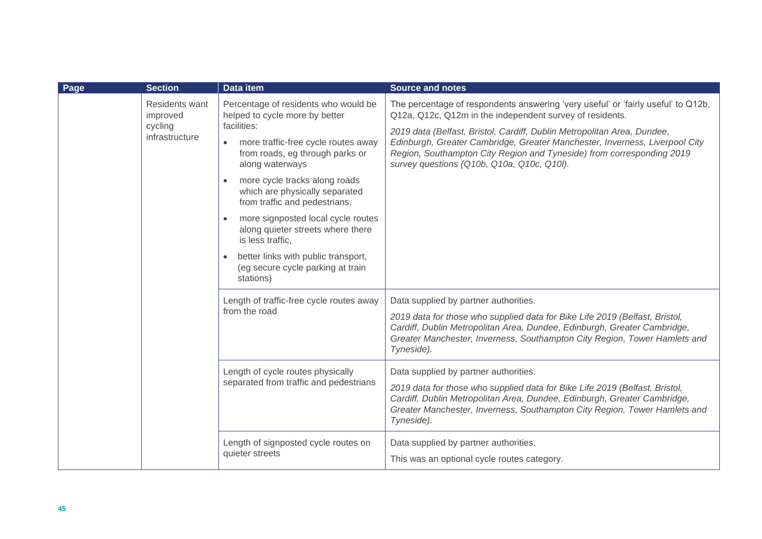| Page | Section | Data item | Source and notes |
|---|---|---|---|
| | Residents want improved cycling infrastructure | Percentage of residents who would be helped to cycle more by better facilities:<br>• more traffic-free cycle routes away from roads, eg through parks or along waterways<br>• more cycle tracks along roads which are physically separated from traffic and pedestrians,<br>• more signposted local cycle routes along quieter streets where there is less traffic,<br>• better links with public transport, (eg secure cycle parking at train stations) | The percentage of respondents answering 'very useful' or 'fairly useful' to Q12b, Q12a, Q12c, Q12m in the independent survey of residents.<br>*2019 data (Belfast, Bristol, Cardiff, Dublin Metropolitan Area, Dundee, Edinburgh, Greater Cambridge, Greater Manchester, Inverness, Liverpool City Region, Southampton City Region and Tyneside) from corresponding 2019 survey questions (Q10b, Q10a, Q10c, Q10l).* |
| | | Length of traffic-free cycle routes away from the road | Data supplied by partner authorities.<br>*2019 data for those who supplied data for Bike Life 2019 (Belfast, Bristol, Cardiff, Dublin Metropolitan Area, Dundee, Edinburgh, Greater Cambridge, Greater Manchester, Inverness, Southampton City Region, Tower Hamlets and Tyneside).* |
| | | Length of cycle routes physically separated from traffic and pedestrians | Data supplied by partner authorities.<br>*2019 data for those who supplied data for Bike Life 2019 (Belfast, Bristol, Cardiff, Dublin Metropolitan Area, Dundee, Edinburgh, Greater Cambridge, Greater Manchester, Inverness, Southampton City Region, Tower Hamlets and Tyneside).* |
| | | Length of signposted cycle routes on quieter streets | Data supplied by partner authorities.<br>This was an optional cycle routes category. |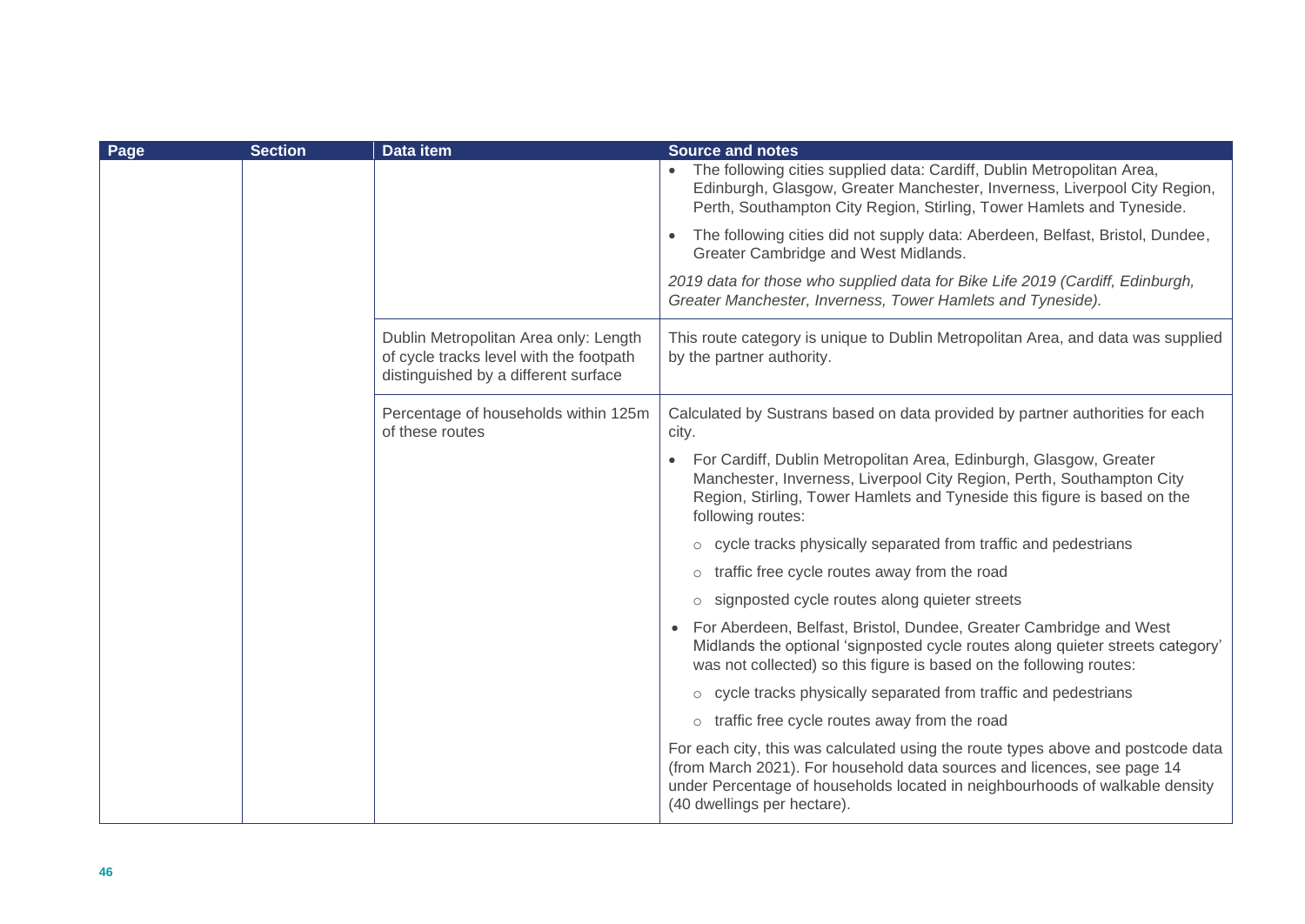| Page | Section | Data item | Source and notes |
|---|---|---|---|
| | | | • The following cities supplied data: Cardiff, Dublin Metropolitan Area, Edinburgh, Glasgow, Greater Manchester, Inverness, Liverpool City Region, Perth, Southampton City Region, Stirling, Tower Hamlets and Tyneside.<br>• The following cities did not supply data: Aberdeen, Belfast, Bristol, Dundee, Greater Cambridge and West Midlands.<br>*2019 data for those who supplied data for Bike Life 2019 (Cardiff, Edinburgh, Greater Manchester, Inverness, Tower Hamlets and Tyneside).* |
| | | Dublin Metropolitan Area only: Length of cycle tracks level with the footpath distinguished by a different surface | This route category is unique to Dublin Metropolitan Area, and data was supplied by the partner authority. |
| | | Percentage of households within 125m of these routes | Calculated by Sustrans based on data provided by partner authorities for each city.<br>• For Cardiff, Dublin Metropolitan Area, Edinburgh, Glasgow, Greater Manchester, Inverness, Liverpool City Region, Perth, Southampton City Region, Stirling, Tower Hamlets and Tyneside this figure is based on the following routes:<br>  ○ cycle tracks physically separated from traffic and pedestrians<br>  ○ traffic free cycle routes away from the road<br>  ○ signposted cycle routes along quieter streets<br>• For Aberdeen, Belfast, Bristol, Dundee, Greater Cambridge and West Midlands the optional 'signposted cycle routes along quieter streets category' was not collected) so this figure is based on the following routes:<br>  ○ cycle tracks physically separated from traffic and pedestrians<br>  ○ traffic free cycle routes away from the road<br>For each city, this was calculated using the route types above and postcode data (from March 2021). For household data sources and licences, see page 14 under Percentage of households located in neighbourhoods of walkable density (40 dwellings per hectare). |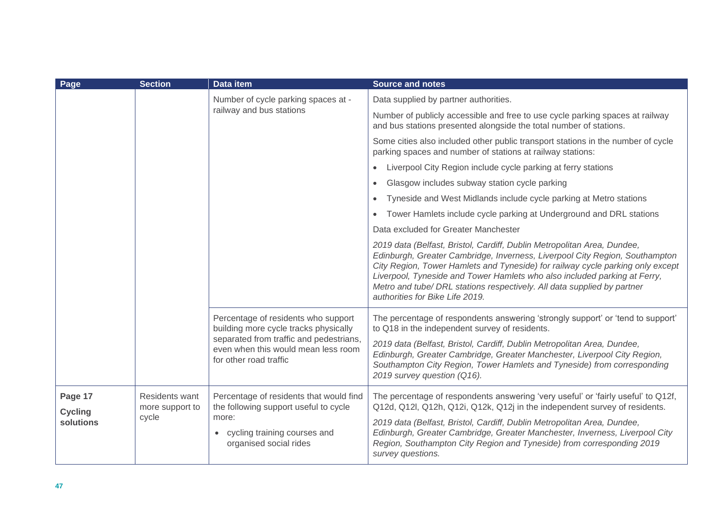| Page | Section | Data item | Source and notes |
|---|---|---|---|
| | | Number of cycle parking spaces at - railway and bus stations | Data supplied by partner authorities.<br><br>Number of publicly accessible and free to use cycle parking spaces at railway and bus stations presented alongside the total number of stations.<br><br>Some cities also included other public transport stations in the number of cycle parking spaces and number of stations at railway stations:<br><br>• Liverpool City Region include cycle parking at ferry stations<br>• Glasgow includes subway station cycle parking<br>• Tyneside and West Midlands include cycle parking at Metro stations<br>• Tower Hamlets include cycle parking at Underground and DRL stations<br><br>Data excluded for Greater Manchester<br><br>*2019 data (Belfast, Bristol, Cardiff, Dublin Metropolitan Area, Dundee, Edinburgh, Greater Cambridge, Inverness, Liverpool City Region, Southampton City Region, Tower Hamlets and Tyneside) for railway cycle parking only except Liverpool, Tyneside and Tower Hamlets who also included parking at Ferry, Metro and tube/ DRL stations respectively. All data supplied by partner authorities for Bike Life 2019.* |
| | | Percentage of residents who support building more cycle tracks physically separated from traffic and pedestrians, even when this would mean less room for other road traffic | The percentage of respondents answering 'strongly support' or 'tend to support' to Q18 in the independent survey of residents.<br><br>*2019 data (Belfast, Bristol, Cardiff, Dublin Metropolitan Area, Dundee, Edinburgh, Greater Cambridge, Greater Manchester, Liverpool City Region, Southampton City Region, Tower Hamlets and Tyneside) from corresponding 2019 survey question (Q16).* |
| Page 17<br><br>**Cycling solutions** | Residents want more support to cycle | Percentage of residents that would find the following support useful to cycle more:<br><br>• cycling training courses and organised social rides | The percentage of respondents answering 'very useful' or 'fairly useful' to Q12f, Q12d, Q12l, Q12h, Q12i, Q12k, Q12j in the independent survey of residents.<br><br>*2019 data (Belfast, Bristol, Cardiff, Dublin Metropolitan Area, Dundee, Edinburgh, Greater Cambridge, Greater Manchester, Inverness, Liverpool City Region, Southampton City Region and Tyneside) from corresponding 2019 survey questions.* |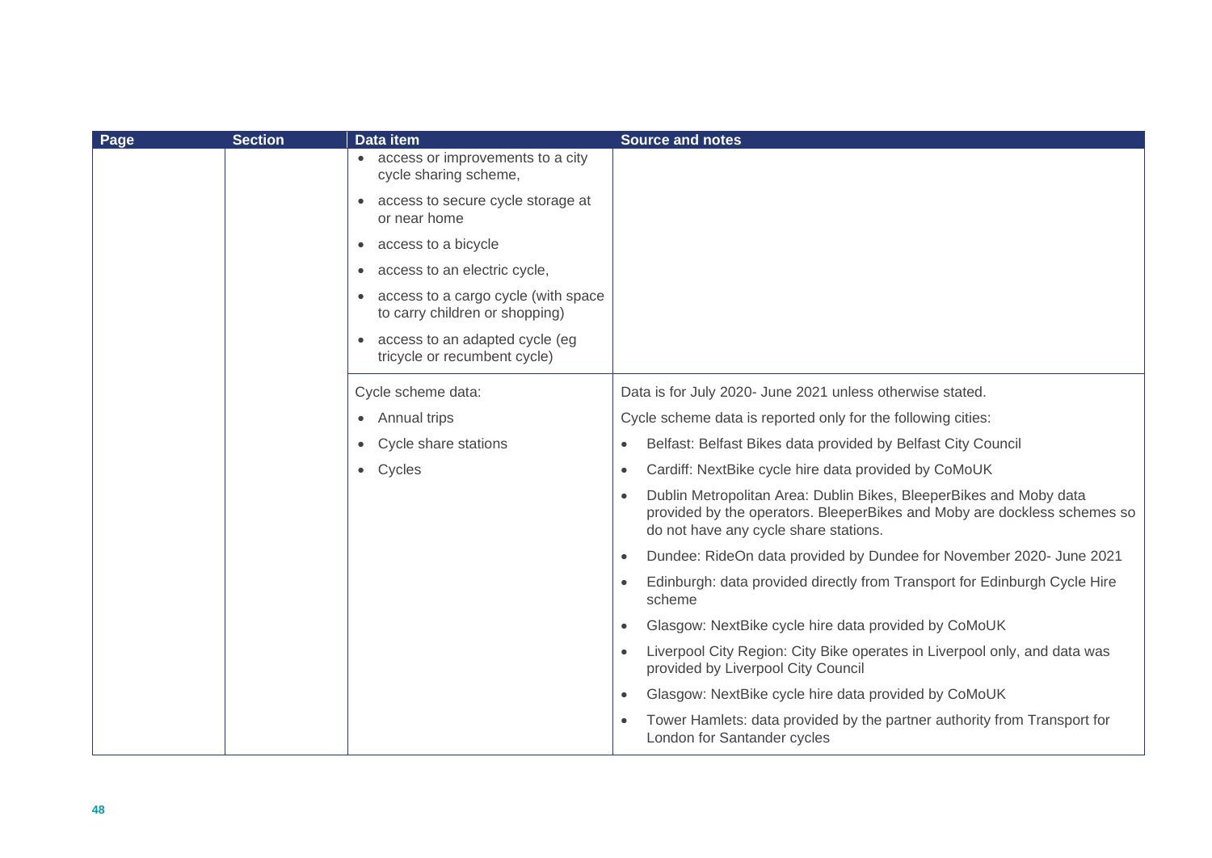| Page | Section | Data item | Source and notes |
|---|---|---|---|
| | | • access or improvements to a city cycle sharing scheme,<br>• access to secure cycle storage at or near home<br>• access to a bicycle<br>• access to an electric cycle,<br>• access to a cargo cycle (with space to carry children or shopping)<br>• access to an adapted cycle (eg tricycle or recumbent cycle) | |
| | | Cycle scheme data:<br>• Annual trips<br>• Cycle share stations<br>• Cycles | Data is for July 2020- June 2021 unless otherwise stated.<br>Cycle scheme data is reported only for the following cities:<br>• Belfast: Belfast Bikes data provided by Belfast City Council<br>• Cardiff: NextBike cycle hire data provided by CoMoUK<br>• Dublin Metropolitan Area: Dublin Bikes, BleeperBikes and Moby data provided by the operators. BleeperBikes and Moby are dockless schemes so do not have any cycle share stations.<br>• Dundee: RideOn data provided by Dundee for November 2020- June 2021<br>• Edinburgh: data provided directly from Transport for Edinburgh Cycle Hire scheme<br>• Glasgow: NextBike cycle hire data provided by CoMoUK<br>• Liverpool City Region: City Bike operates in Liverpool only, and data was provided by Liverpool City Council<br>• Glasgow: NextBike cycle hire data provided by CoMoUK<br>• Tower Hamlets: data provided by the partner authority from Transport for London for Santander cycles |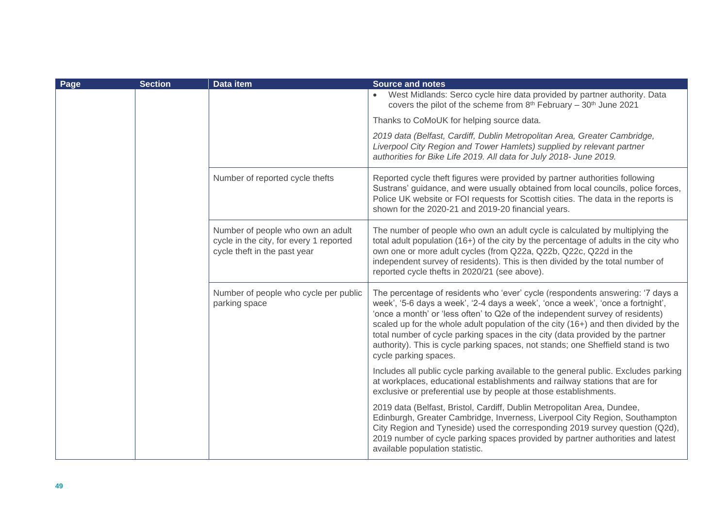| Page | Section | Data item | Source and notes |
|---|---|---|---|
| | | | • West Midlands: Serco cycle hire data provided by partner authority. Data covers the pilot of the scheme from 8th February – 30th June 2021<br><br>Thanks to CoMoUK for helping source data.<br><br>*2019 data (Belfast, Cardiff, Dublin Metropolitan Area, Greater Cambridge, Liverpool City Region and Tower Hamlets) supplied by relevant partner authorities for Bike Life 2019. All data for July 2018- June 2019.* |
| | | Number of reported cycle thefts | Reported cycle theft figures were provided by partner authorities following Sustrans' guidance, and were usually obtained from local councils, police forces, Police UK website or FOI requests for Scottish cities. The data in the reports is shown for the 2020-21 and 2019-20 financial years. |
| | | Number of people who own an adult cycle in the city, for every 1 reported cycle theft in the past year | The number of people who own an adult cycle is calculated by multiplying the total adult population (16+) of the city by the percentage of adults in the city who own one or more adult cycles (from Q22a, Q22b, Q22c, Q22d in the independent survey of residents). This is then divided by the total number of reported cycle thefts in 2020/21 (see above). |
| | | Number of people who cycle per public parking space | The percentage of residents who 'ever' cycle (respondents answering: '7 days a week', '5-6 days a week', '2-4 days a week', 'once a week', 'once a fortnight', 'once a month' or 'less often' to Q2e of the independent survey of residents) scaled up for the whole adult population of the city (16+) and then divided by the total number of cycle parking spaces in the city (data provided by the partner authority). This is cycle parking spaces, not stands; one Sheffield stand is two cycle parking spaces.<br><br>Includes all public cycle parking available to the general public. Excludes parking at workplaces, educational establishments and railway stations that are for exclusive or preferential use by people at those establishments.<br><br>2019 data (Belfast, Bristol, Cardiff, Dublin Metropolitan Area, Dundee, Edinburgh, Greater Cambridge, Inverness, Liverpool City Region, Southampton City Region and Tyneside) used the corresponding 2019 survey question (Q2d), 2019 number of cycle parking spaces provided by partner authorities and latest available population statistic. |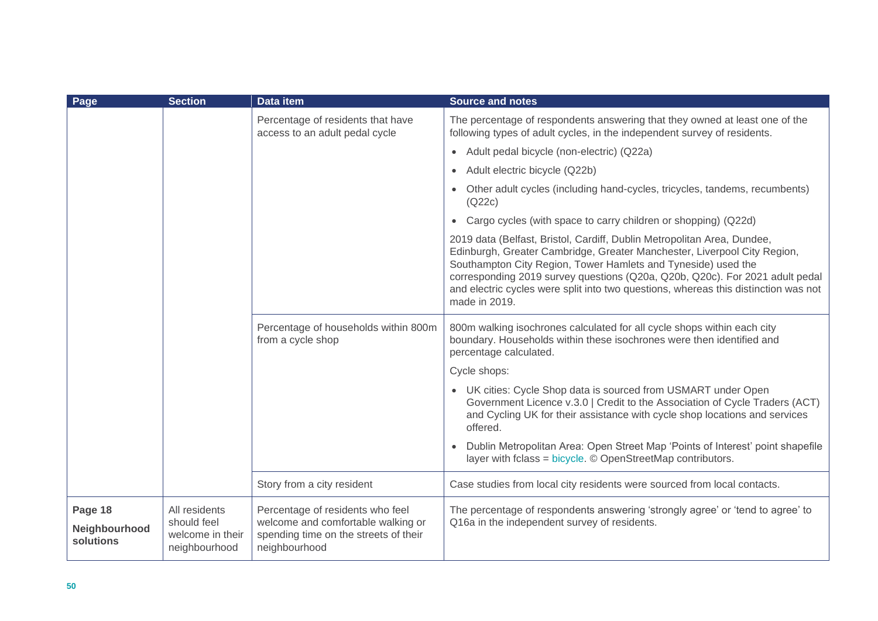| Page | Section | Data item | Source and notes |
|---|---|---|---|
| | | Percentage of residents that have access to an adult pedal cycle | The percentage of respondents answering that they owned at least one of the following types of adult cycles, in the independent survey of residents.<br>• Adult pedal bicycle (non-electric) (Q22a)<br>• Adult electric bicycle (Q22b)<br>• Other adult cycles (including hand-cycles, tricycles, tandems, recumbents) (Q22c)<br>• Cargo cycles (with space to carry children or shopping) (Q22d)<br>2019 data (Belfast, Bristol, Cardiff, Dublin Metropolitan Area, Dundee, Edinburgh, Greater Cambridge, Greater Manchester, Liverpool City Region, Southampton City Region, Tower Hamlets and Tyneside) used the corresponding 2019 survey questions (Q20a, Q20b, Q20c). For 2021 adult pedal and electric cycles were split into two questions, whereas this distinction was not made in 2019. |
| | | Percentage of households within 800m from a cycle shop | 800m walking isochrones calculated for all cycle shops within each city boundary. Households within these isochrones were then identified and percentage calculated.<br>Cycle shops:<br>• UK cities: Cycle Shop data is sourced from USMART under Open Government Licence v.3.0 \| Credit to the Association of Cycle Traders (ACT) and Cycling UK for their assistance with cycle shop locations and services offered.<br>• Dublin Metropolitan Area: Open Street Map 'Points of Interest' point shapefile layer with fclass = bicycle. © OpenStreetMap contributors. |
| | | Story from a city resident | Case studies from local city residents were sourced from local contacts. |
| **Page 18**<br>**Neighbourhood solutions** | All residents should feel welcome in their neighbourhood | Percentage of residents who feel welcome and comfortable walking or spending time on the streets of their neighbourhood | The percentage of respondents answering 'strongly agree' or 'tend to agree' to Q16a in the independent survey of residents. |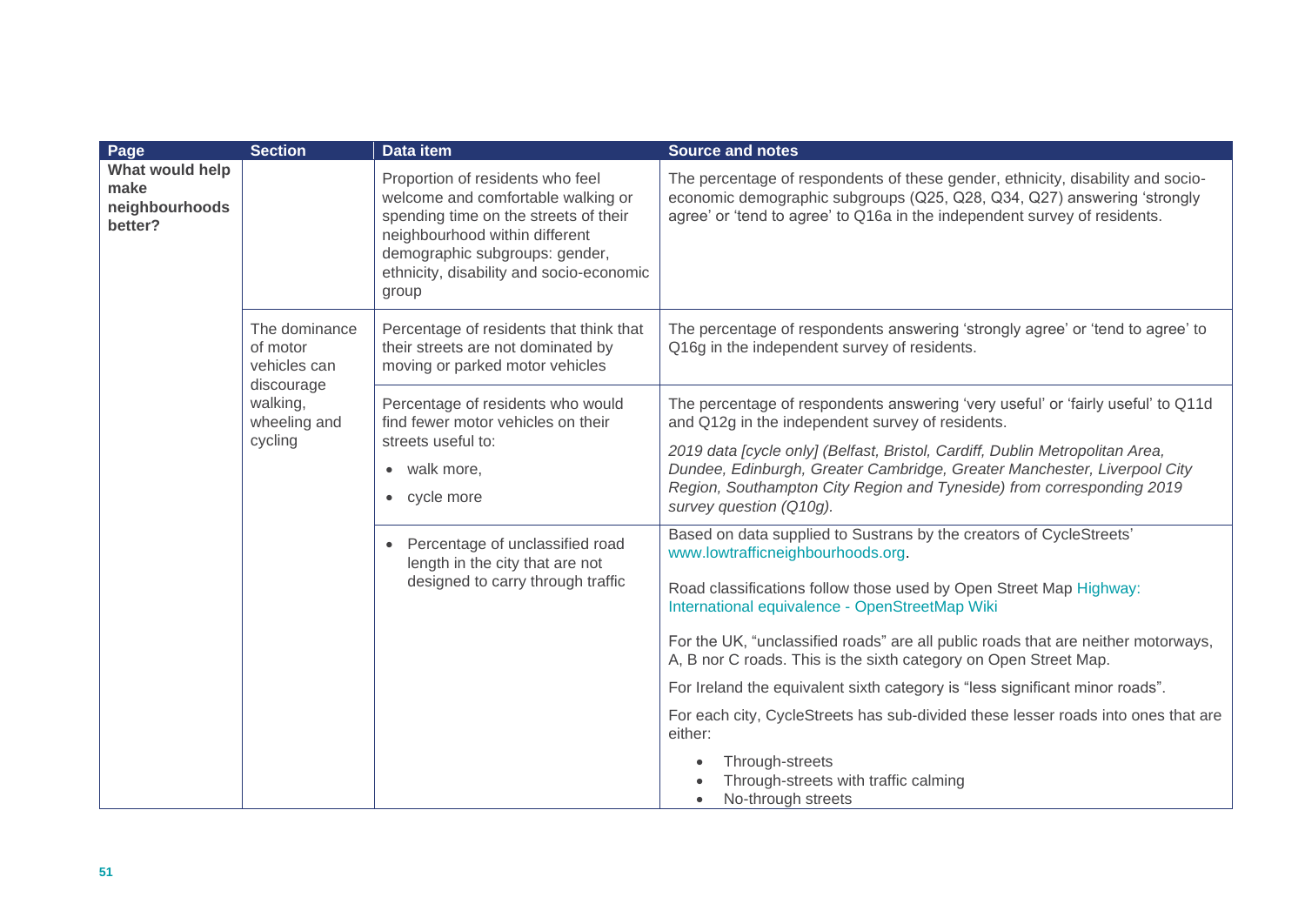| Page | Section | Data item | Source and notes |
|---|---|---|---|
| **What would help make neighbourhoods better?** | | Proportion of residents who feel welcome and comfortable walking or spending time on the streets of their neighbourhood within different demographic subgroups: gender, ethnicity, disability and socio-economic group | The percentage of respondents of these gender, ethnicity, disability and socio-economic demographic subgroups (Q25, Q28, Q34, Q27) answering 'strongly agree' or 'tend to agree' to Q16a in the independent survey of residents. |
| | The dominance of motor vehicles can discourage walking, wheeling and cycling | Percentage of residents that think that their streets are not dominated by moving or parked motor vehicles | The percentage of respondents answering 'strongly agree' or 'tend to agree' to Q16g in the independent survey of residents. |
| | | Percentage of residents who would find fewer motor vehicles on their streets useful to: <br>• walk more, <br>• cycle more | The percentage of respondents answering 'very useful' or 'fairly useful' to Q11d and Q12g in the independent survey of residents. <br>*2019 data [cycle only] (Belfast, Bristol, Cardiff, Dublin Metropolitan Area, Dundee, Edinburgh, Greater Cambridge, Greater Manchester, Liverpool City Region, Southampton City Region and Tyneside) from corresponding 2019 survey question (Q10g).* |
| | | • Percentage of unclassified road length in the city that are not designed to carry through traffic | Based on data supplied to Sustrans by the creators of CycleStreets' www.lowtrafficneighbourhoods.org. <br>Road classifications follow those used by Open Street Map Highway: International equivalence - OpenStreetMap Wiki <br>For the UK, "unclassified roads" are all public roads that are neither motorways, A, B nor C roads. This is the sixth category on Open Street Map. <br>For Ireland the equivalent sixth category is "less significant minor roads". <br>For each city, CycleStreets has sub-divided these lesser roads into ones that are either: <br>• Through-streets <br>• Through-streets with traffic calming <br>• No-through streets |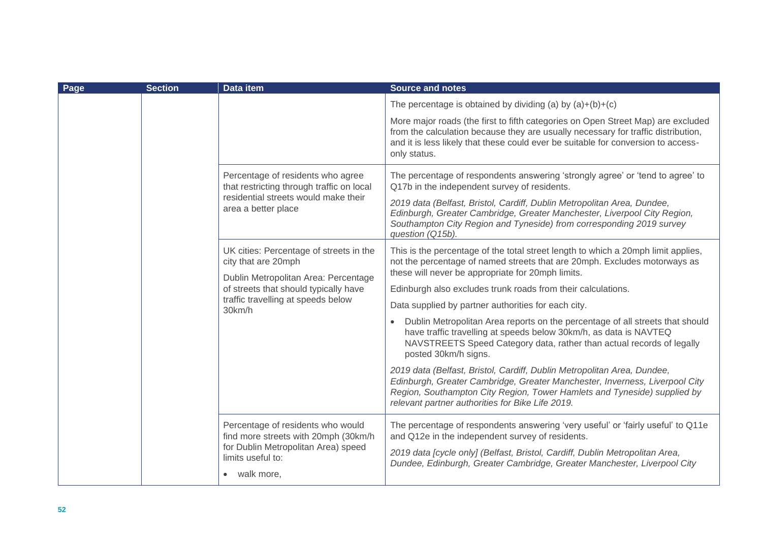| Page | Section | Data item | Source and notes |
|---|---|---|---|
| | | | The percentage is obtained by dividing (a) by (a)+(b)+(c)<br><br>More major roads (the first to fifth categories on Open Street Map) are excluded from the calculation because they are usually necessary for traffic distribution, and it is less likely that these could ever be suitable for conversion to access-only status. |
| | | Percentage of residents who agree that restricting through traffic on local residential streets would make their area a better place | The percentage of respondents answering 'strongly agree' or 'tend to agree' to Q17b in the independent survey of residents.<br><br>*2019 data (Belfast, Bristol, Cardiff, Dublin Metropolitan Area, Dundee, Edinburgh, Greater Cambridge, Greater Manchester, Liverpool City Region, Southampton City Region and Tyneside) from corresponding 2019 survey question (Q15b).* |
| | | UK cities: Percentage of streets in the city that are 20mph<br><br>Dublin Metropolitan Area: Percentage of streets that should typically have traffic travelling at speeds below 30km/h | This is the percentage of the total street length to which a 20mph limit applies, not the percentage of named streets that are 20mph. Excludes motorways as these will never be appropriate for 20mph limits.<br><br>Edinburgh also excludes trunk roads from their calculations.<br><br>Data supplied by partner authorities for each city.<br><br>• Dublin Metropolitan Area reports on the percentage of all streets that should have traffic travelling at speeds below 30km/h, as data is NAVTEQ NAVSTREETS Speed Category data, rather than actual records of legally posted 30km/h signs.<br><br>*2019 data (Belfast, Bristol, Cardiff, Dublin Metropolitan Area, Dundee, Edinburgh, Greater Cambridge, Greater Manchester, Inverness, Liverpool City Region, Southampton City Region, Tower Hamlets and Tyneside) supplied by relevant partner authorities for Bike Life 2019.* |
| | | Percentage of residents who would find more streets with 20mph (30km/h for Dublin Metropolitan Area) speed limits useful to:<br><br>• walk more, | The percentage of respondents answering 'very useful' or 'fairly useful' to Q11e and Q12e in the independent survey of residents.<br><br>*2019 data [cycle only] (Belfast, Bristol, Cardiff, Dublin Metropolitan Area, Dundee, Edinburgh, Greater Cambridge, Greater Manchester, Liverpool City* |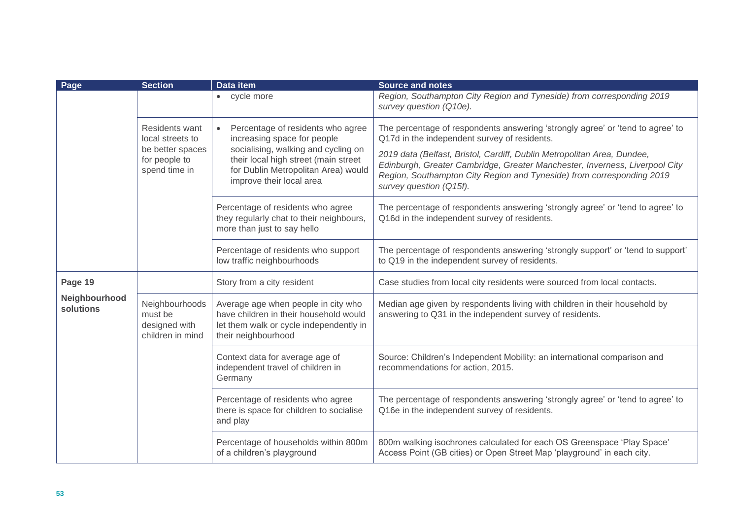| Page | Section | Data item | Source and notes |
|---|---|---|---|
| | | • cycle more | *Region, Southampton City Region and Tyneside) from corresponding 2019 survey question (Q10e).* |
| | Residents want local streets to be better spaces for people to spend time in | • Percentage of residents who agree increasing space for people socialising, walking and cycling on their local high street (main street for Dublin Metropolitan Area) would improve their local area | The percentage of respondents answering 'strongly agree' or 'tend to agree' to Q17d in the independent survey of residents. *2019 data (Belfast, Bristol, Cardiff, Dublin Metropolitan Area, Dundee, Edinburgh, Greater Cambridge, Greater Manchester, Inverness, Liverpool City Region, Southampton City Region and Tyneside) from corresponding 2019 survey question (Q15f).* |
| | | Percentage of residents who agree they regularly chat to their neighbours, more than just to say hello | The percentage of respondents answering 'strongly agree' or 'tend to agree' to Q16d in the independent survey of residents. |
| | | Percentage of residents who support low traffic neighbourhoods | The percentage of respondents answering 'strongly support' or 'tend to support' to Q19 in the independent survey of residents. |
| **Page 19** **Neighbourhood solutions** | | Story from a city resident | Case studies from local city residents were sourced from local contacts. |
| | Neighbourhoods must be designed with children in mind | Average age when people in city who have children in their household would let them walk or cycle independently in their neighbourhood | Median age given by respondents living with children in their household by answering to Q31 in the independent survey of residents. |
| | | Context data for average age of independent travel of children in Germany | Source: Children's Independent Mobility: an international comparison and recommendations for action, 2015. |
| | | Percentage of residents who agree there is space for children to socialise and play | The percentage of respondents answering 'strongly agree' or 'tend to agree' to Q16e in the independent survey of residents. |
| | | Percentage of households within 800m of a children's playground | 800m walking isochrones calculated for each OS Greenspace 'Play Space' Access Point (GB cities) or Open Street Map 'playground' in each city. |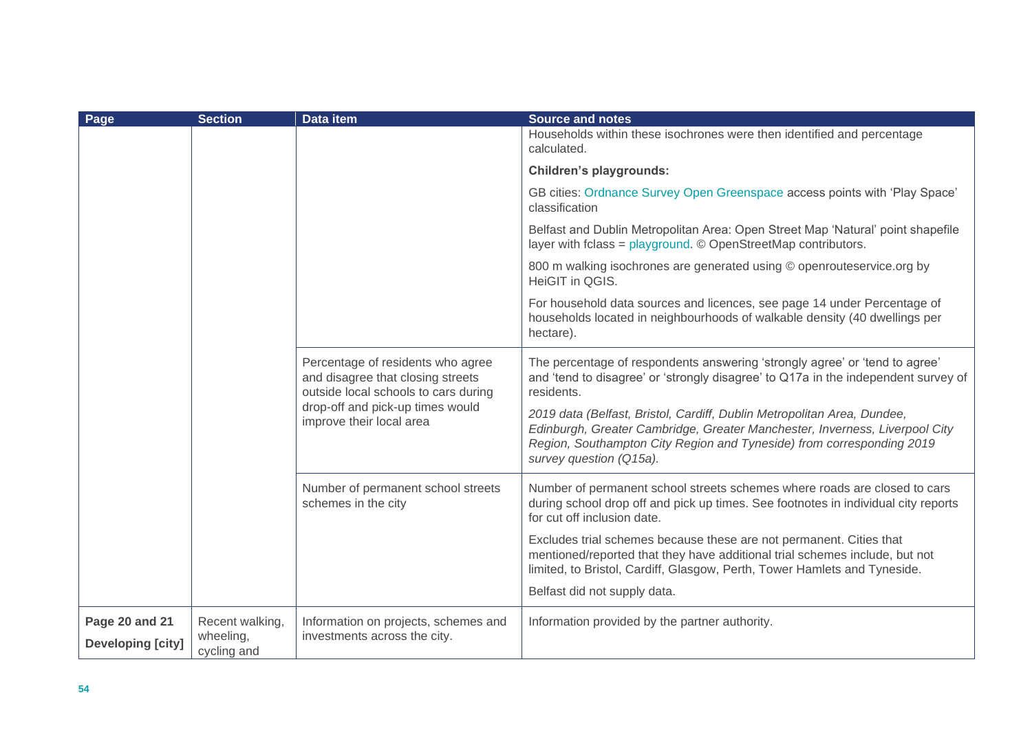| Page | Section | Data item | Source and notes |
|---|---|---|---|
| | | | Households within these isochrones were then identified and percentage calculated.<br><br>**Children's playgrounds:**<br><br>GB cities: Ordnance Survey Open Greenspace access points with 'Play Space' classification<br><br>Belfast and Dublin Metropolitan Area: Open Street Map 'Natural' point shapefile layer with fclass = playground. © OpenStreetMap contributors.<br><br>800 m walking isochrones are generated using © openrouteservice.org by HeiGIT in QGIS.<br><br>For household data sources and licences, see page 14 under Percentage of households located in neighbourhoods of walkable density (40 dwellings per hectare). |
| | | Percentage of residents who agree and disagree that closing streets outside local schools to cars during drop-off and pick-up times would improve their local area | The percentage of respondents answering 'strongly agree' or 'tend to agree' and 'tend to disagree' or 'strongly disagree' to Q17a in the independent survey of residents.<br><br>*2019 data (Belfast, Bristol, Cardiff, Dublin Metropolitan Area, Dundee, Edinburgh, Greater Cambridge, Greater Manchester, Inverness, Liverpool City Region, Southampton City Region and Tyneside) from corresponding 2019 survey question (Q15a).* |
| | | Number of permanent school streets schemes in the city | Number of permanent school streets schemes where roads are closed to cars during school drop off and pick up times. See footnotes in individual city reports for cut off inclusion date.<br><br>Excludes trial schemes because these are not permanent. Cities that mentioned/reported that they have additional trial schemes include, but not limited, to Bristol, Cardiff, Glasgow, Perth, Tower Hamlets and Tyneside.<br><br>Belfast did not supply data. |
| **Page 20 and 21**<br><br>**Developing [city]** | Recent walking, wheeling, cycling and | Information on projects, schemes and investments across the city. | Information provided by the partner authority. |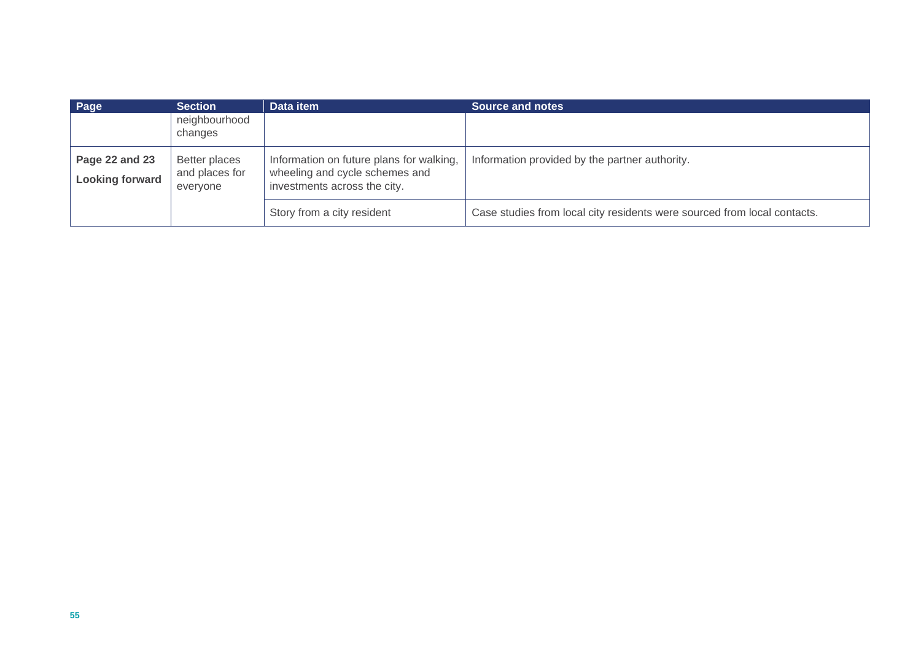| Page | Section | Data item | Source and notes |
| --- | --- | --- | --- |
| | neighbourhood changes | | |
| **Page 22 and 23 Looking forward** | Better places and places for everyone | Information on future plans for walking, wheeling and cycle schemes and investments across the city. | Information provided by the partner authority. |
| | | Story from a city resident | Case studies from local city residents were sourced from local contacts. |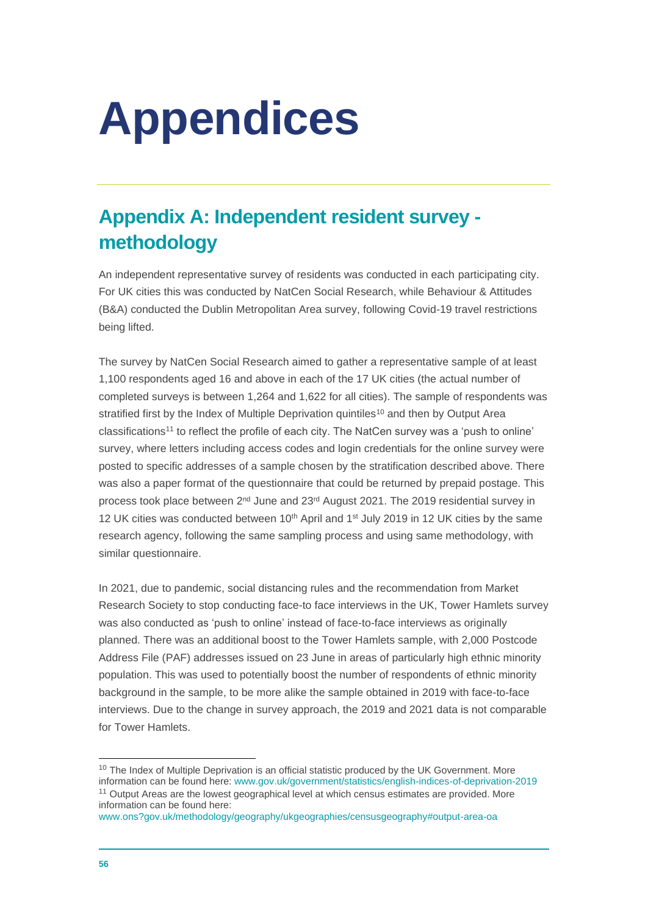# Appendices

## Appendix A: Independent resident survey - methodology

An independent representative survey of residents was conducted in each participating city. For UK cities this was conducted by NatCen Social Research, while Behaviour & Attitudes (B&A) conducted the Dublin Metropolitan Area survey, following Covid-19 travel restrictions being lifted.

The survey by NatCen Social Research aimed to gather a representative sample of at least 1,100 respondents aged 16 and above in each of the 17 UK cities (the actual number of completed surveys is between 1,264 and 1,622 for all cities). The sample of respondents was stratified first by the Index of Multiple Deprivation quintiles[10] and then by Output Area classifications[11] to reflect the profile of each city. The NatCen survey was a 'push to online' survey, where letters including access codes and login credentials for the online survey were posted to specific addresses of a sample chosen by the stratification described above. There was also a paper format of the questionnaire that could be returned by prepaid postage. This process took place between 2nd June and 23rd August 2021. The 2019 residential survey in 12 UK cities was conducted between 10th April and 1st July 2019 in 12 UK cities by the same research agency, following the same sampling process and using same methodology, with similar questionnaire.

In 2021, due to pandemic, social distancing rules and the recommendation from Market Research Society to stop conducting face-to face interviews in the UK, Tower Hamlets survey was also conducted as 'push to online' instead of face-to-face interviews as originally planned. There was an additional boost to the Tower Hamlets sample, with 2,000 Postcode Address File (PAF) addresses issued on 23 June in areas of particularly high ethnic minority population. This was used to potentially boost the number of respondents of ethnic minority background in the sample, to be more alike the sample obtained in 2019 with face-to-face interviews. Due to the change in survey approach, the 2019 and 2021 data is not comparable for Tower Hamlets.

---

[10] The Index of Multiple Deprivation is an official statistic produced by the UK Government. More information can be found here: www.gov.uk/government/statistics/english-indices-of-deprivation-2019

[11] Output Areas are the lowest geographical level at which census estimates are provided. More information can be found here: www.ons?gov.uk/methodology/geography/ukgeographies/censusgeography#output-area-oa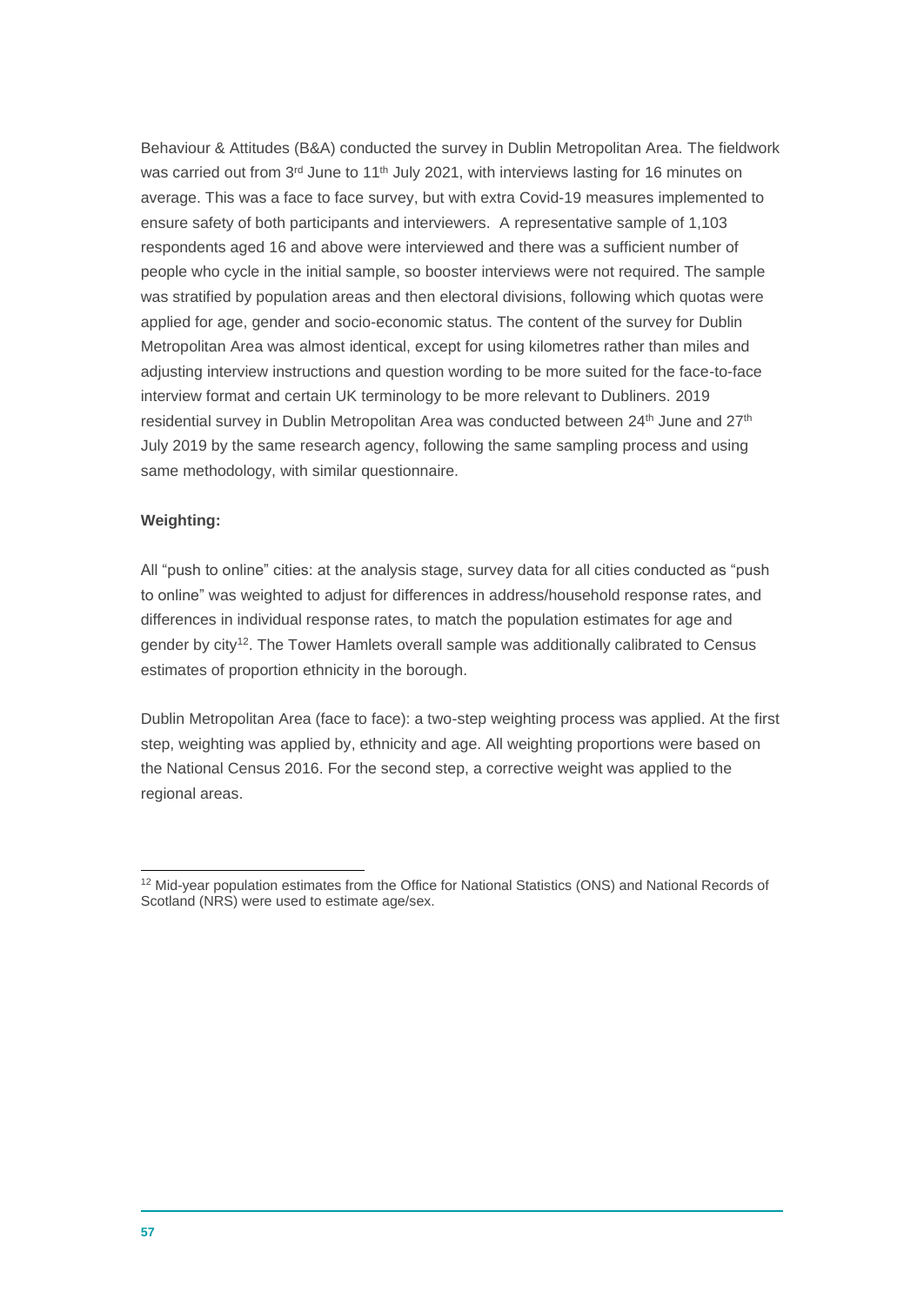Behaviour & Attitudes (B&A) conducted the survey in Dublin Metropolitan Area. The fieldwork was carried out from 3rd June to 11th July 2021, with interviews lasting for 16 minutes on average. This was a face to face survey, but with extra Covid-19 measures implemented to ensure safety of both participants and interviewers. A representative sample of 1,103 respondents aged 16 and above were interviewed and there was a sufficient number of people who cycle in the initial sample, so booster interviews were not required. The sample was stratified by population areas and then electoral divisions, following which quotas were applied for age, gender and socio-economic status. The content of the survey for Dublin Metropolitan Area was almost identical, except for using kilometres rather than miles and adjusting interview instructions and question wording to be more suited for the face-to-face interview format and certain UK terminology to be more relevant to Dubliners. 2019 residential survey in Dublin Metropolitan Area was conducted between 24th June and 27th July 2019 by the same research agency, following the same sampling process and using same methodology, with similar questionnaire.

**Weighting:**

All "push to online" cities: at the analysis stage, survey data for all cities conducted as "push to online" was weighted to adjust for differences in address/household response rates, and differences in individual response rates, to match the population estimates for age and gender by city[12]. The Tower Hamlets overall sample was additionally calibrated to Census estimates of proportion ethnicity in the borough.

Dublin Metropolitan Area (face to face): a two-step weighting process was applied. At the first step, weighting was applied by, ethnicity and age. All weighting proportions were based on the National Census 2016. For the second step, a corrective weight was applied to the regional areas.

[12] Mid-year population estimates from the Office for National Statistics (ONS) and National Records of Scotland (NRS) were used to estimate age/sex.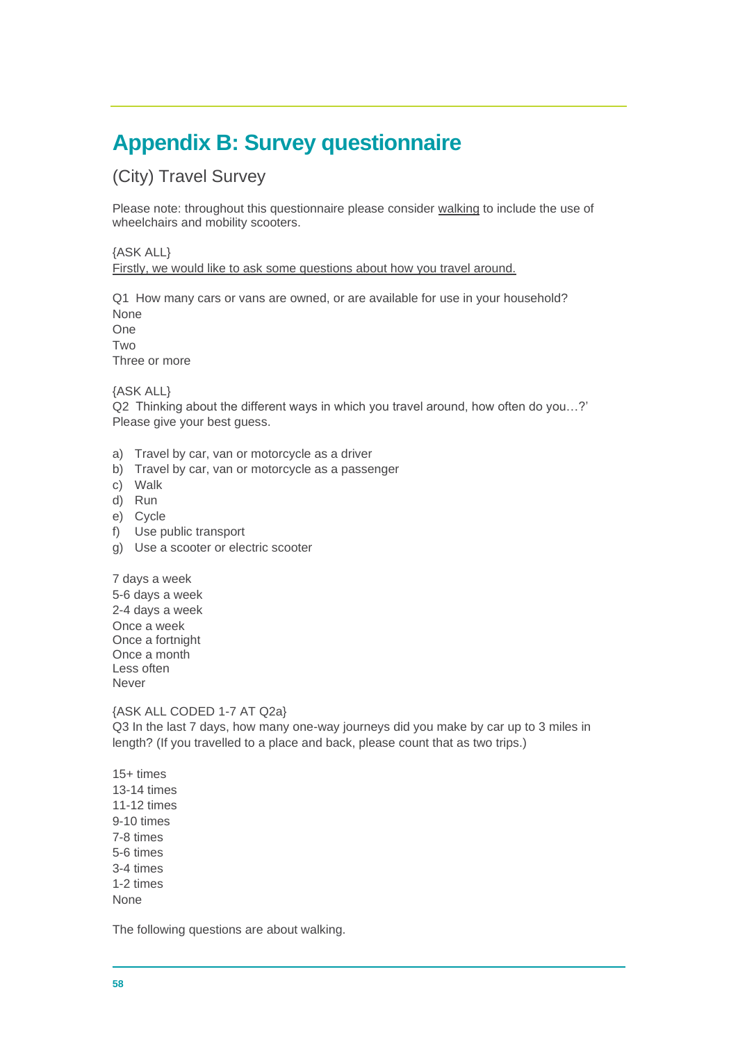# Appendix B: Survey questionnaire

## (City) Travel Survey

Please note: throughout this questionnaire please consider <u>walking</u> to include the use of wheelchairs and mobility scooters.

{ASK ALL}
<u>Firstly, we would like to ask some questions about how you travel around.</u>

Q1 How many cars or vans are owned, or are available for use in your household?
None
One
Two
Three or more

{ASK ALL}
Q2 Thinking about the different ways in which you travel around, how often do you…?'
Please give your best guess.

a) Travel by car, van or motorcycle as a driver
b) Travel by car, van or motorcycle as a passenger
c) Walk
d) Run
e) Cycle
f) Use public transport
g) Use a scooter or electric scooter

7 days a week
5-6 days a week
2-4 days a week
Once a week
Once a fortnight
Once a month
Less often
Never

{ASK ALL CODED 1-7 AT Q2a}
Q3 In the last 7 days, how many one-way journeys did you make by car up to 3 miles in length? (If you travelled to a place and back, please count that as two trips.)

15+ times
13-14 times
11-12 times
9-10 times
7-8 times
5-6 times
3-4 times
1-2 times
None

The following questions are about walking.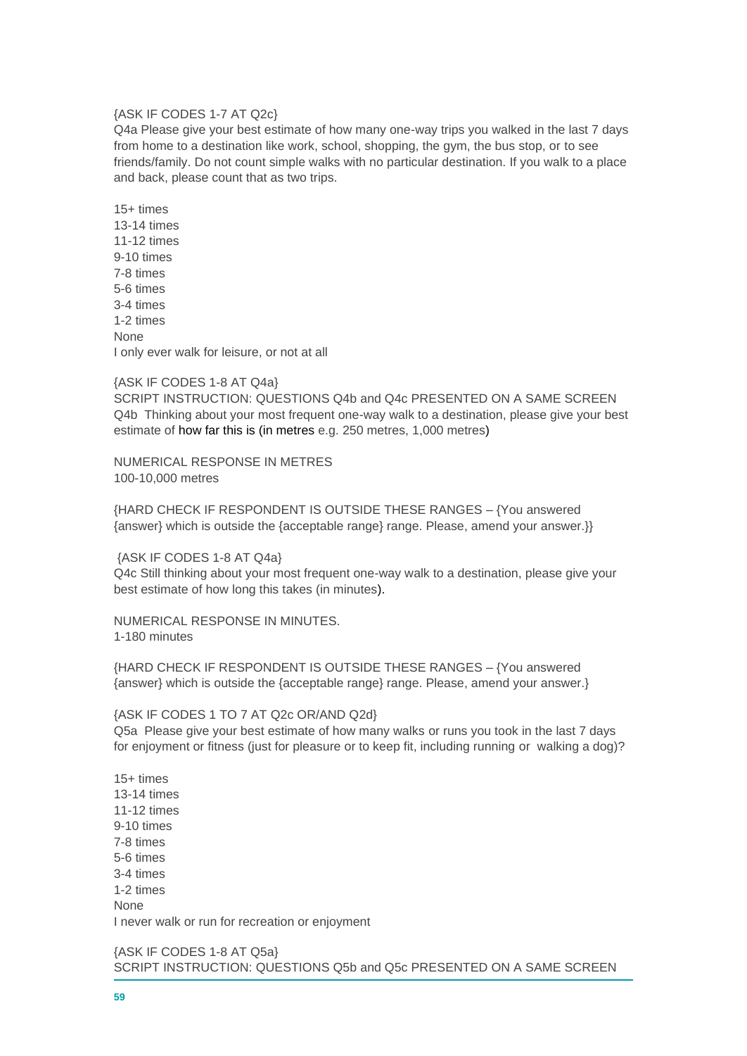{ASK IF CODES 1-7 AT Q2c}
Q4a Please give your best estimate of how many one-way trips you walked in the last 7 days from home to a destination like work, school, shopping, the gym, the bus stop, or to see friends/family. Do not count simple walks with no particular destination. If you walk to a place and back, please count that as two trips.

15+ times
13-14 times
11-12 times
9-10 times
7-8 times
5-6 times
3-4 times
1-2 times
None
I only ever walk for leisure, or not at all

{ASK IF CODES 1-8 AT Q4a}
SCRIPT INSTRUCTION: QUESTIONS Q4b and Q4c PRESENTED ON A SAME SCREEN
Q4b Thinking about your most frequent one-way walk to a destination, please give your best estimate of how far this is (in metres e.g. 250 metres, 1,000 metres)

NUMERICAL RESPONSE IN METRES
100-10,000 metres

{HARD CHECK IF RESPONDENT IS OUTSIDE THESE RANGES – {You answered {answer} which is outside the {acceptable range} range. Please, amend your answer.}}

{ASK IF CODES 1-8 AT Q4a}
Q4c Still thinking about your most frequent one-way walk to a destination, please give your best estimate of how long this takes (in minutes).

NUMERICAL RESPONSE IN MINUTES.
1-180 minutes

{HARD CHECK IF RESPONDENT IS OUTSIDE THESE RANGES – {You answered {answer} which is outside the {acceptable range} range. Please, amend your answer.}

{ASK IF CODES 1 TO 7 AT Q2c OR/AND Q2d}
Q5a Please give your best estimate of how many walks or runs you took in the last 7 days for enjoyment or fitness (just for pleasure or to keep fit, including running or walking a dog)?

15+ times
13-14 times
11-12 times
9-10 times
7-8 times
5-6 times
3-4 times
1-2 times
None
I never walk or run for recreation or enjoyment

{ASK IF CODES 1-8 AT Q5a}
SCRIPT INSTRUCTION: QUESTIONS Q5b and Q5c PRESENTED ON A SAME SCREEN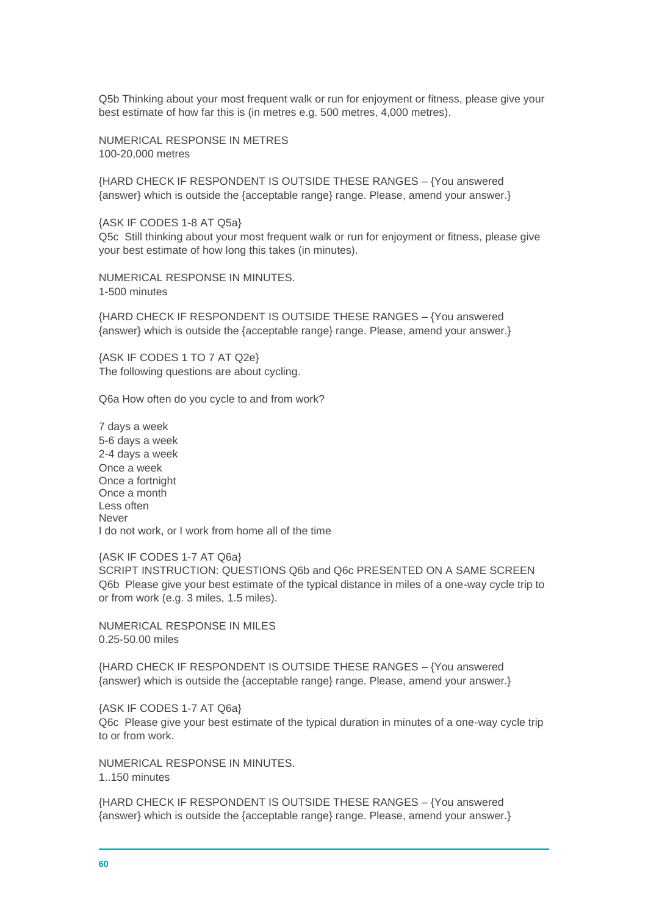Q5b Thinking about your most frequent walk or run for enjoyment or fitness, please give your best estimate of how far this is (in metres e.g. 500 metres, 4,000 metres).

NUMERICAL RESPONSE IN METRES
100-20,000 metres

{HARD CHECK IF RESPONDENT IS OUTSIDE THESE RANGES – {You answered {answer} which is outside the {acceptable range} range. Please, amend your answer.}

{ASK IF CODES 1-8 AT Q5a}
Q5c Still thinking about your most frequent walk or run for enjoyment or fitness, please give your best estimate of how long this takes (in minutes).

NUMERICAL RESPONSE IN MINUTES.
1-500 minutes

{HARD CHECK IF RESPONDENT IS OUTSIDE THESE RANGES – {You answered {answer} which is outside the {acceptable range} range. Please, amend your answer.}

{ASK IF CODES 1 TO 7 AT Q2e}
The following questions are about cycling.

Q6a How often do you cycle to and from work?

7 days a week
5-6 days a week
2-4 days a week
Once a week
Once a fortnight
Once a month
Less often
Never
I do not work, or I work from home all of the time

{ASK IF CODES 1-7 AT Q6a}
SCRIPT INSTRUCTION: QUESTIONS Q6b and Q6c PRESENTED ON A SAME SCREEN
Q6b Please give your best estimate of the typical distance in miles of a one-way cycle trip to or from work (e.g. 3 miles, 1.5 miles).

NUMERICAL RESPONSE IN MILES
0.25-50.00 miles

{HARD CHECK IF RESPONDENT IS OUTSIDE THESE RANGES – {You answered {answer} which is outside the {acceptable range} range. Please, amend your answer.}

{ASK IF CODES 1-7 AT Q6a}
Q6c Please give your best estimate of the typical duration in minutes of a one-way cycle trip to or from work.

NUMERICAL RESPONSE IN MINUTES.
1..150 minutes

{HARD CHECK IF RESPONDENT IS OUTSIDE THESE RANGES – {You answered {answer} which is outside the {acceptable range} range. Please, amend your answer.}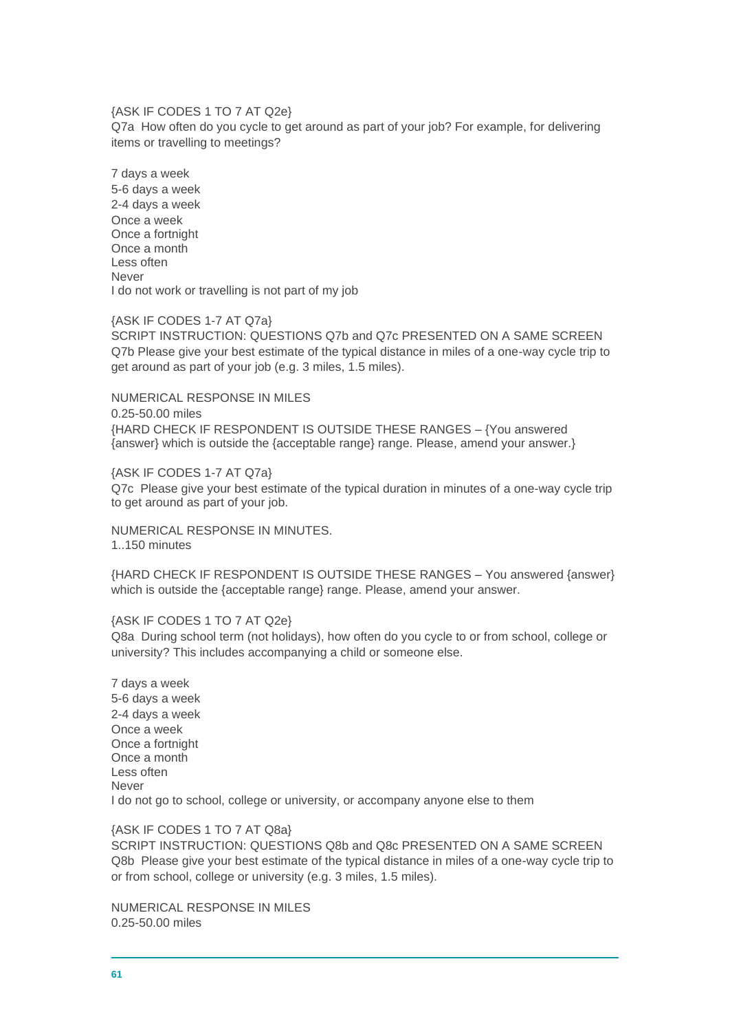{ASK IF CODES 1 TO 7 AT Q2e}

Q7a How often do you cycle to get around as part of your job? For example, for delivering items or travelling to meetings?

7 days a week
5-6 days a week
2-4 days a week
Once a week
Once a fortnight
Once a month
Less often
Never
I do not work or travelling is not part of my job

{ASK IF CODES 1-7 AT Q7a}

SCRIPT INSTRUCTION: QUESTIONS Q7b and Q7c PRESENTED ON A SAME SCREEN

Q7b Please give your best estimate of the typical distance in miles of a one-way cycle trip to get around as part of your job (e.g. 3 miles, 1.5 miles).

NUMERICAL RESPONSE IN MILES

0.25-50.00 miles

{HARD CHECK IF RESPONDENT IS OUTSIDE THESE RANGES – {You answered {answer} which is outside the {acceptable range} range. Please, amend your answer.}

{ASK IF CODES 1-7 AT Q7a}

Q7c Please give your best estimate of the typical duration in minutes of a one-way cycle trip to get around as part of your job.

NUMERICAL RESPONSE IN MINUTES.

1..150 minutes

{HARD CHECK IF RESPONDENT IS OUTSIDE THESE RANGES – You answered {answer} which is outside the {acceptable range} range. Please, amend your answer.

{ASK IF CODES 1 TO 7 AT Q2e}

Q8a During school term (not holidays), how often do you cycle to or from school, college or university? This includes accompanying a child or someone else.

7 days a week
5-6 days a week
2-4 days a week
Once a week
Once a fortnight
Once a month
Less often
Never
I do not go to school, college or university, or accompany anyone else to them

{ASK IF CODES 1 TO 7 AT Q8a}

SCRIPT INSTRUCTION: QUESTIONS Q8b and Q8c PRESENTED ON A SAME SCREEN

Q8b Please give your best estimate of the typical distance in miles of a one-way cycle trip to or from school, college or university (e.g. 3 miles, 1.5 miles).

NUMERICAL RESPONSE IN MILES

0.25-50.00 miles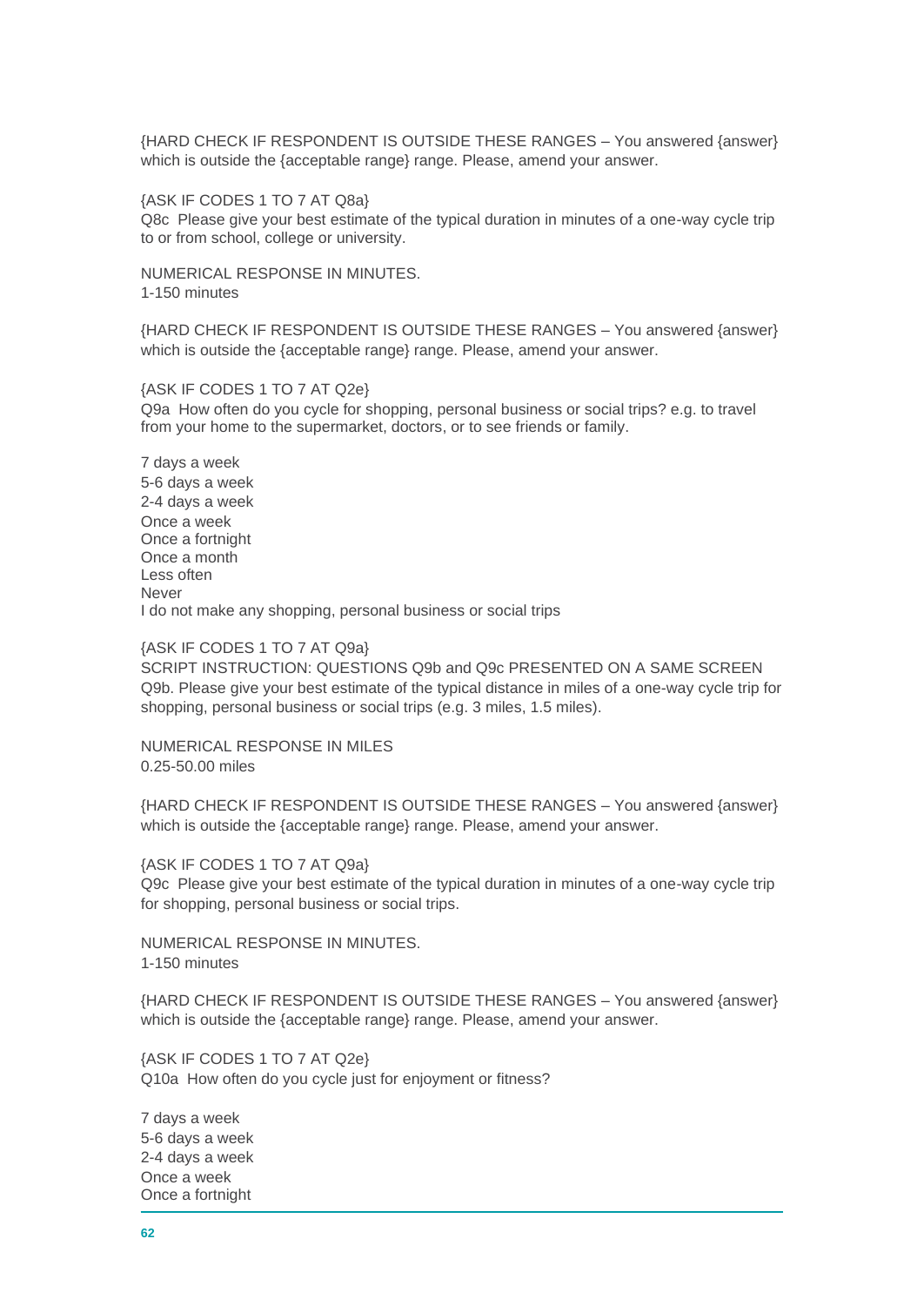{HARD CHECK IF RESPONDENT IS OUTSIDE THESE RANGES – You answered {answer} which is outside the {acceptable range} range. Please, amend your answer.

{ASK IF CODES 1 TO 7 AT Q8a}
Q8c Please give your best estimate of the typical duration in minutes of a one-way cycle trip to or from school, college or university.

NUMERICAL RESPONSE IN MINUTES.
1-150 minutes

{HARD CHECK IF RESPONDENT IS OUTSIDE THESE RANGES – You answered {answer} which is outside the {acceptable range} range. Please, amend your answer.

{ASK IF CODES 1 TO 7 AT Q2e}
Q9a How often do you cycle for shopping, personal business or social trips? e.g. to travel from your home to the supermarket, doctors, or to see friends or family.

7 days a week
5-6 days a week
2-4 days a week
Once a week
Once a fortnight
Once a month
Less often
Never
I do not make any shopping, personal business or social trips

{ASK IF CODES 1 TO 7 AT Q9a}
SCRIPT INSTRUCTION: QUESTIONS Q9b and Q9c PRESENTED ON A SAME SCREEN
Q9b. Please give your best estimate of the typical distance in miles of a one-way cycle trip for shopping, personal business or social trips (e.g. 3 miles, 1.5 miles).

NUMERICAL RESPONSE IN MILES
0.25-50.00 miles

{HARD CHECK IF RESPONDENT IS OUTSIDE THESE RANGES – You answered {answer} which is outside the {acceptable range} range. Please, amend your answer.

{ASK IF CODES 1 TO 7 AT Q9a}
Q9c Please give your best estimate of the typical duration in minutes of a one-way cycle trip for shopping, personal business or social trips.

NUMERICAL RESPONSE IN MINUTES.
1-150 minutes

{HARD CHECK IF RESPONDENT IS OUTSIDE THESE RANGES – You answered {answer} which is outside the {acceptable range} range. Please, amend your answer.

{ASK IF CODES 1 TO 7 AT Q2e}
Q10a How often do you cycle just for enjoyment or fitness?

7 days a week
5-6 days a week
2-4 days a week
Once a week
Once a fortnight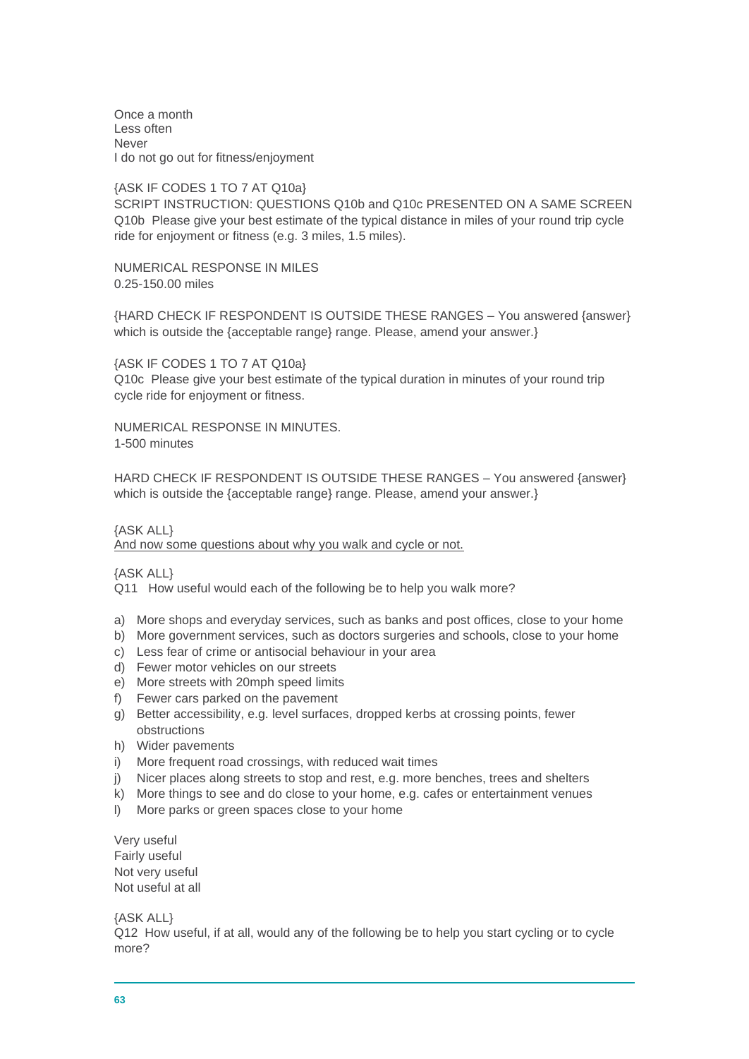Once a month
Less often
Never
I do not go out for fitness/enjoyment

{ASK IF CODES 1 TO 7 AT Q10a}
SCRIPT INSTRUCTION: QUESTIONS Q10b and Q10c PRESENTED ON A SAME SCREEN
Q10b  Please give your best estimate of the typical distance in miles of your round trip cycle ride for enjoyment or fitness (e.g. 3 miles, 1.5 miles).

NUMERICAL RESPONSE IN MILES
0.25-150.00 miles

{HARD CHECK IF RESPONDENT IS OUTSIDE THESE RANGES – You answered {answer} which is outside the {acceptable range} range. Please, amend your answer.}

{ASK IF CODES 1 TO 7 AT Q10a}
Q10c  Please give your best estimate of the typical duration in minutes of your round trip cycle ride for enjoyment or fitness.

NUMERICAL RESPONSE IN MINUTES.
1-500 minutes

HARD CHECK IF RESPONDENT IS OUTSIDE THESE RANGES – You answered {answer} which is outside the {acceptable range} range. Please, amend your answer.}

{ASK ALL}
<u>And now some questions about why you walk and cycle or not.</u>

{ASK ALL}
Q11  How useful would each of the following be to help you walk more?

a) More shops and everyday services, such as banks and post offices, close to your home
b) More government services, such as doctors surgeries and schools, close to your home
c) Less fear of crime or antisocial behaviour in your area
d) Fewer motor vehicles on our streets
e) More streets with 20mph speed limits
f) Fewer cars parked on the pavement
g) Better accessibility, e.g. level surfaces, dropped kerbs at crossing points, fewer obstructions
h) Wider pavements
i) More frequent road crossings, with reduced wait times
j) Nicer places along streets to stop and rest, e.g. more benches, trees and shelters
k) More things to see and do close to your home, e.g. cafes or entertainment venues
l) More parks or green spaces close to your home

Very useful
Fairly useful
Not very useful
Not useful at all

{ASK ALL}
Q12  How useful, if at all, would any of the following be to help you start cycling or to cycle more?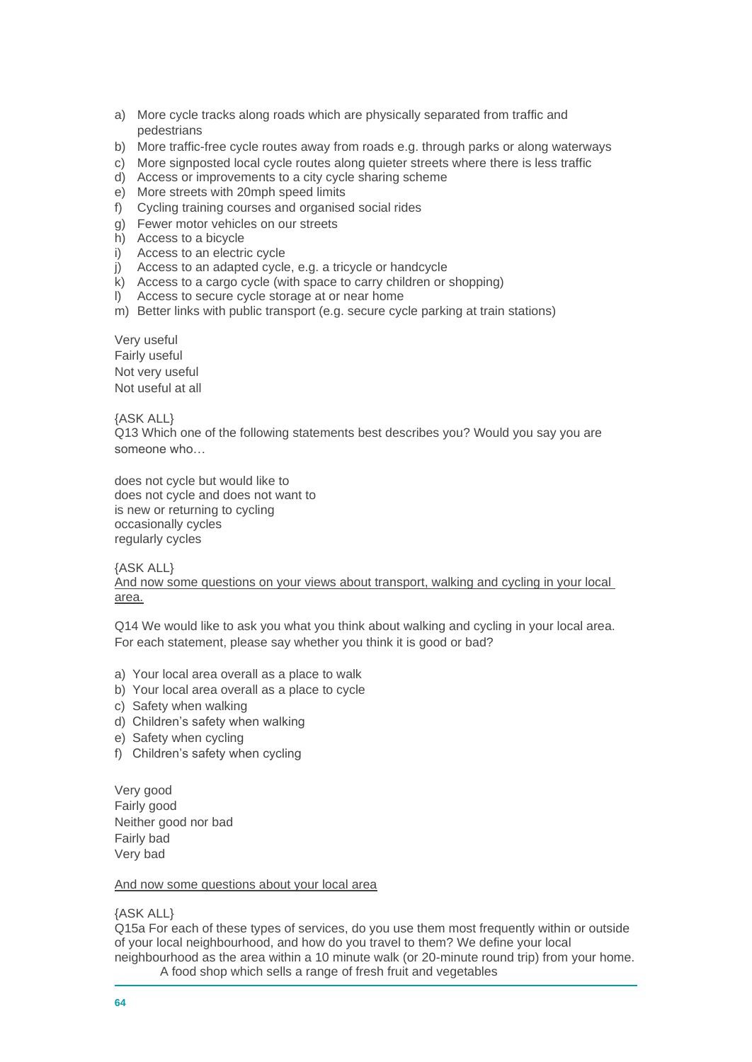a) More cycle tracks along roads which are physically separated from traffic and pedestrians
b) More traffic-free cycle routes away from roads e.g. through parks or along waterways
c) More signposted local cycle routes along quieter streets where there is less traffic
d) Access or improvements to a city cycle sharing scheme
e) More streets with 20mph speed limits
f) Cycling training courses and organised social rides
g) Fewer motor vehicles on our streets
h) Access to a bicycle
i) Access to an electric cycle
j) Access to an adapted cycle, e.g. a tricycle or handcycle
k) Access to a cargo cycle (with space to carry children or shopping)
l) Access to secure cycle storage at or near home
m) Better links with public transport (e.g. secure cycle parking at train stations)

Very useful
Fairly useful
Not very useful
Not useful at all

{ASK ALL}
Q13 Which one of the following statements best describes you? Would you say you are someone who…

does not cycle but would like to
does not cycle and does not want to
is new or returning to cycling
occasionally cycles
regularly cycles

{ASK ALL}
<u>And now some questions on your views about transport, walking and cycling in your local area.</u>

Q14 We would like to ask you what you think about walking and cycling in your local area. For each statement, please say whether you think it is good or bad?

a) Your local area overall as a place to walk
b) Your local area overall as a place to cycle
c) Safety when walking
d) Children's safety when walking
e) Safety when cycling
f) Children's safety when cycling

Very good
Fairly good
Neither good nor bad
Fairly bad
Very bad

<u>And now some questions about your local area</u>

{ASK ALL}
Q15a For each of these types of services, do you use them most frequently within or outside of your local neighbourhood, and how do you travel to them? We define your local neighbourhood as the area within a 10 minute walk (or 20-minute round trip) from your home.
A food shop which sells a range of fresh fruit and vegetables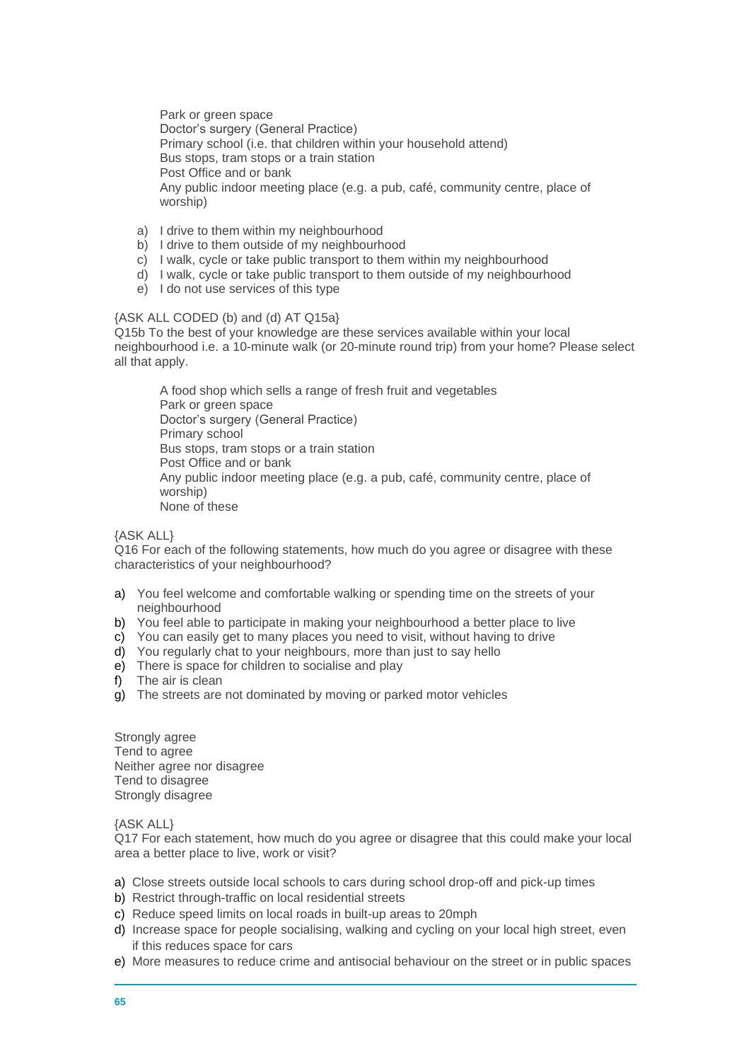Park or green space
Doctor's surgery (General Practice)
Primary school (i.e. that children within your household attend)
Bus stops, tram stops or a train station
Post Office and or bank
Any public indoor meeting place (e.g. a pub, café, community centre, place of worship)

a) I drive to them within my neighbourhood
b) I drive to them outside of my neighbourhood
c) I walk, cycle or take public transport to them within my neighbourhood
d) I walk, cycle or take public transport to them outside of my neighbourhood
e) I do not use services of this type

{ASK ALL CODED (b) and (d) AT Q15a}
Q15b To the best of your knowledge are these services available within your local neighbourhood i.e. a 10-minute walk (or 20-minute round trip) from your home? Please select all that apply.

A food shop which sells a range of fresh fruit and vegetables
Park or green space
Doctor's surgery (General Practice)
Primary school
Bus stops, tram stops or a train station
Post Office and or bank
Any public indoor meeting place (e.g. a pub, café, community centre, place of worship)
None of these

{ASK ALL}
Q16 For each of the following statements, how much do you agree or disagree with these characteristics of your neighbourhood?

a) You feel welcome and comfortable walking or spending time on the streets of your neighbourhood
b) You feel able to participate in making your neighbourhood a better place to live
c) You can easily get to many places you need to visit, without having to drive
d) You regularly chat to your neighbours, more than just to say hello
e) There is space for children to socialise and play
f) The air is clean
g) The streets are not dominated by moving or parked motor vehicles

Strongly agree
Tend to agree
Neither agree nor disagree
Tend to disagree
Strongly disagree

{ASK ALL}
Q17 For each statement, how much do you agree or disagree that this could make your local area a better place to live, work or visit?

a) Close streets outside local schools to cars during school drop-off and pick-up times
b) Restrict through-traffic on local residential streets
c) Reduce speed limits on local roads in built-up areas to 20mph
d) Increase space for people socialising, walking and cycling on your local high street, even if this reduces space for cars
e) More measures to reduce crime and antisocial behaviour on the street or in public spaces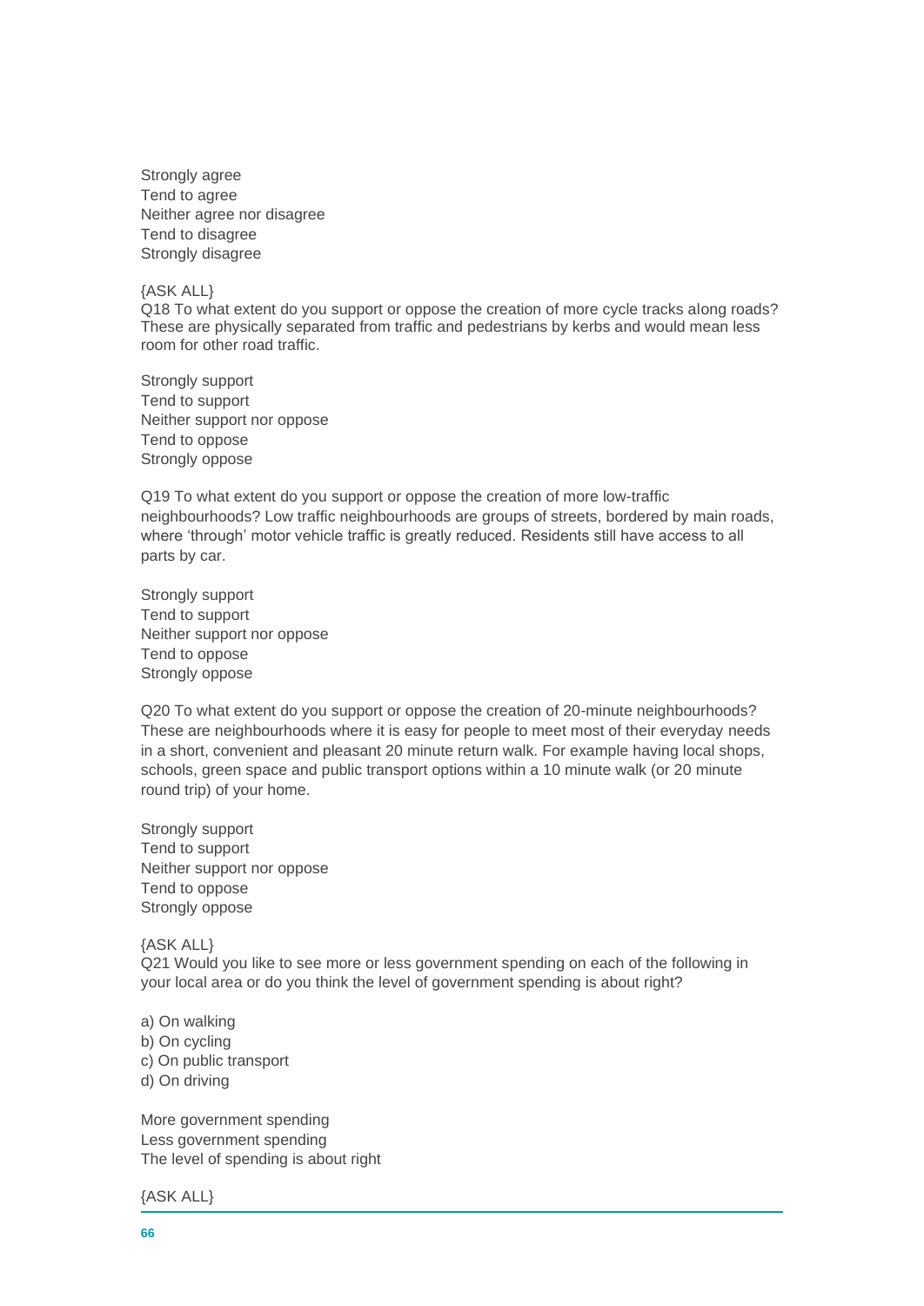Strongly agree
Tend to agree
Neither agree nor disagree
Tend to disagree
Strongly disagree

{ASK ALL}
Q18 To what extent do you support or oppose the creation of more cycle tracks along roads? These are physically separated from traffic and pedestrians by kerbs and would mean less room for other road traffic.

Strongly support
Tend to support
Neither support nor oppose
Tend to oppose
Strongly oppose

Q19 To what extent do you support or oppose the creation of more low-traffic neighbourhoods? Low traffic neighbourhoods are groups of streets, bordered by main roads, where 'through' motor vehicle traffic is greatly reduced. Residents still have access to all parts by car.

Strongly support
Tend to support
Neither support nor oppose
Tend to oppose
Strongly oppose

Q20 To what extent do you support or oppose the creation of 20-minute neighbourhoods? These are neighbourhoods where it is easy for people to meet most of their everyday needs in a short, convenient and pleasant 20 minute return walk. For example having local shops, schools, green space and public transport options within a 10 minute walk (or 20 minute round trip) of your home.

Strongly support
Tend to support
Neither support nor oppose
Tend to oppose
Strongly oppose

{ASK ALL}
Q21 Would you like to see more or less government spending on each of the following in your local area or do you think the level of government spending is about right?

a) On walking
b) On cycling
c) On public transport
d) On driving

More government spending
Less government spending
The level of spending is about right

{ASK ALL}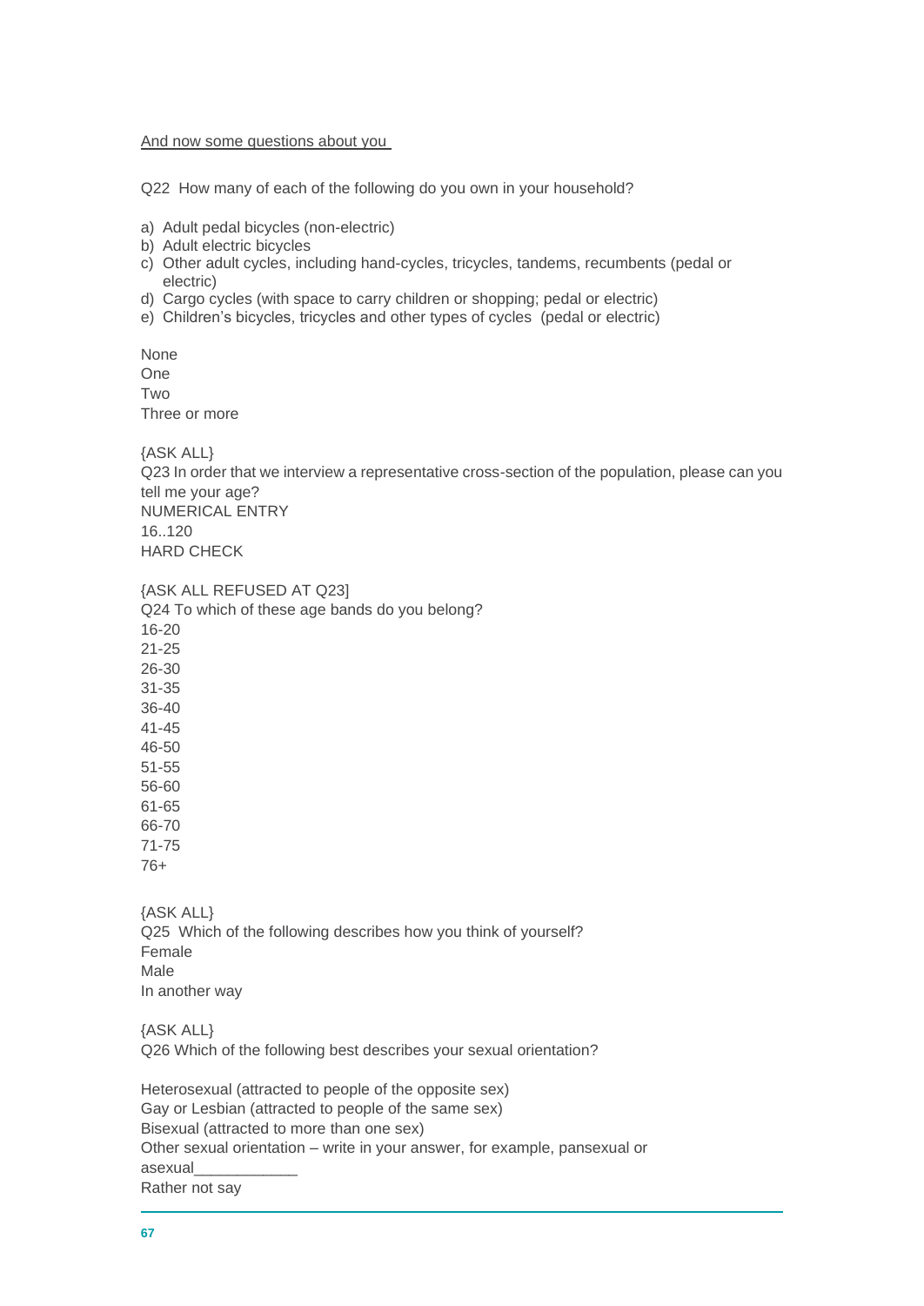And now some questions about you

Q22 How many of each of the following do you own in your household?

a) Adult pedal bicycles (non-electric)
b) Adult electric bicycles
c) Other adult cycles, including hand-cycles, tricycles, tandems, recumbents (pedal or electric)
d) Cargo cycles (with space to carry children or shopping; pedal or electric)
e) Children's bicycles, tricycles and other types of cycles (pedal or electric)

None
One
Two
Three or more

{ASK ALL}
Q23 In order that we interview a representative cross-section of the population, please can you tell me your age?
NUMERICAL ENTRY
16..120
HARD CHECK

{ASK ALL REFUSED AT Q23]
Q24 To which of these age bands do you belong?
16-20
21-25
26-30
31-35
36-40
41-45
46-50
51-55
56-60
61-65
66-70
71-75
76+

{ASK ALL}
Q25 Which of the following describes how you think of yourself?
Female
Male
In another way

{ASK ALL}
Q26 Which of the following best describes your sexual orientation?

Heterosexual (attracted to people of the opposite sex)
Gay or Lesbian (attracted to people of the same sex)
Bisexual (attracted to more than one sex)
Other sexual orientation – write in your answer, for example, pansexual or asexual____________
Rather not say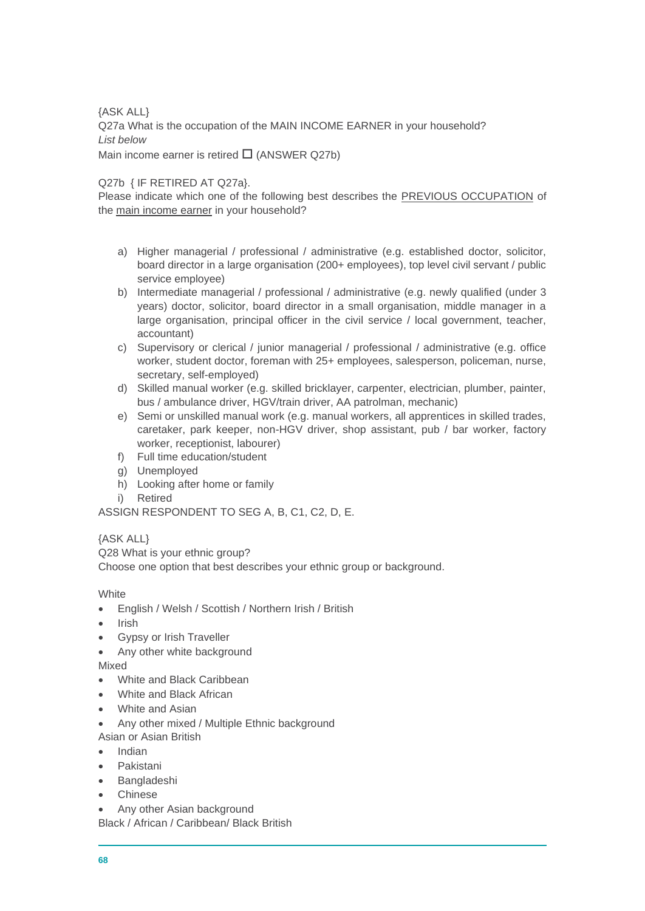{ASK ALL}

Q27a What is the occupation of the MAIN INCOME EARNER in your household?

*List below*

Main income earner is retired ☐ (ANSWER Q27b)

Q27b { IF RETIRED AT Q27a}.

Please indicate which one of the following best describes the PREVIOUS OCCUPATION of the main income earner in your household?

a) Higher managerial / professional / administrative (e.g. established doctor, solicitor, board director in a large organisation (200+ employees), top level civil servant / public service employee)
b) Intermediate managerial / professional / administrative (e.g. newly qualified (under 3 years) doctor, solicitor, board director in a small organisation, middle manager in a large organisation, principal officer in the civil service / local government, teacher, accountant)
c) Supervisory or clerical / junior managerial / professional / administrative (e.g. office worker, student doctor, foreman with 25+ employees, salesperson, policeman, nurse, secretary, self-employed)
d) Skilled manual worker (e.g. skilled bricklayer, carpenter, electrician, plumber, painter, bus / ambulance driver, HGV/train driver, AA patrolman, mechanic)
e) Semi or unskilled manual work (e.g. manual workers, all apprentices in skilled trades, caretaker, park keeper, non-HGV driver, shop assistant, pub / bar worker, factory worker, receptionist, labourer)
f) Full time education/student
g) Unemployed
h) Looking after home or family
i) Retired

ASSIGN RESPONDENT TO SEG A, B, C1, C2, D, E.

{ASK ALL}

Q28 What is your ethnic group?

Choose one option that best describes your ethnic group or background.

White

- English / Welsh / Scottish / Northern Irish / British
- Irish
- Gypsy or Irish Traveller
- Any other white background

Mixed

- White and Black Caribbean
- White and Black African
- White and Asian
- Any other mixed / Multiple Ethnic background

Asian or Asian British

- Indian
- Pakistani
- Bangladeshi
- Chinese
- Any other Asian background

Black / African / Caribbean/ Black British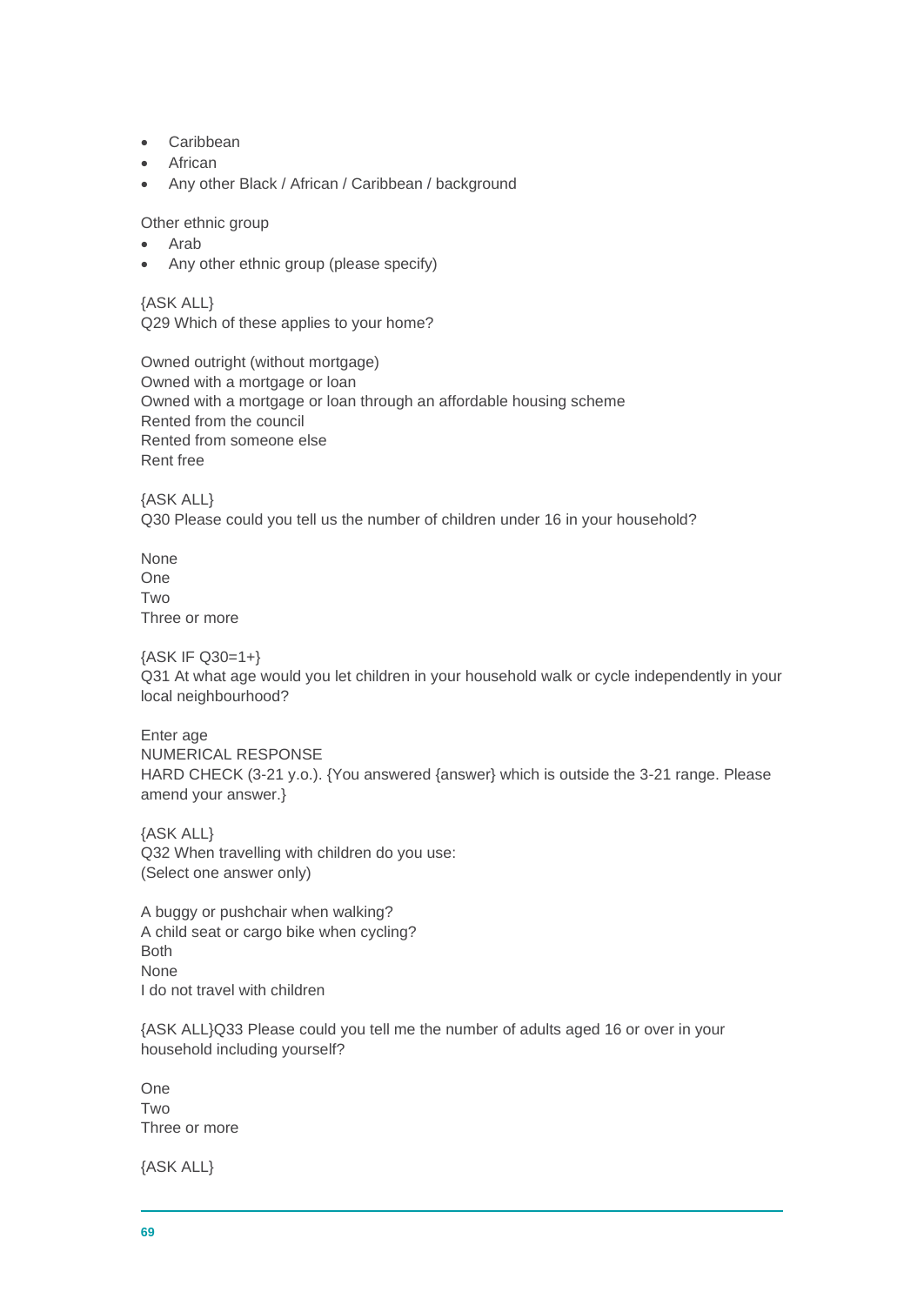- Caribbean
- African
- Any other Black / African / Caribbean / background

Other ethnic group

- Arab
- Any other ethnic group (please specify)

{ASK ALL}
Q29 Which of these applies to your home?

Owned outright (without mortgage)
Owned with a mortgage or loan
Owned with a mortgage or loan through an affordable housing scheme
Rented from the council
Rented from someone else
Rent free

{ASK ALL}
Q30 Please could you tell us the number of children under 16 in your household?

None
One
Two
Three or more

{ASK IF Q30=1+}
Q31 At what age would you let children in your household walk or cycle independently in your local neighbourhood?

Enter age
NUMERICAL RESPONSE
HARD CHECK (3-21 y.o.). {You answered {answer} which is outside the 3-21 range. Please amend your answer.}

{ASK ALL}
Q32 When travelling with children do you use:
(Select one answer only)

A buggy or pushchair when walking?
A child seat or cargo bike when cycling?
Both
None
I do not travel with children

{ASK ALL}Q33 Please could you tell me the number of adults aged 16 or over in your household including yourself?

One
Two
Three or more

{ASK ALL}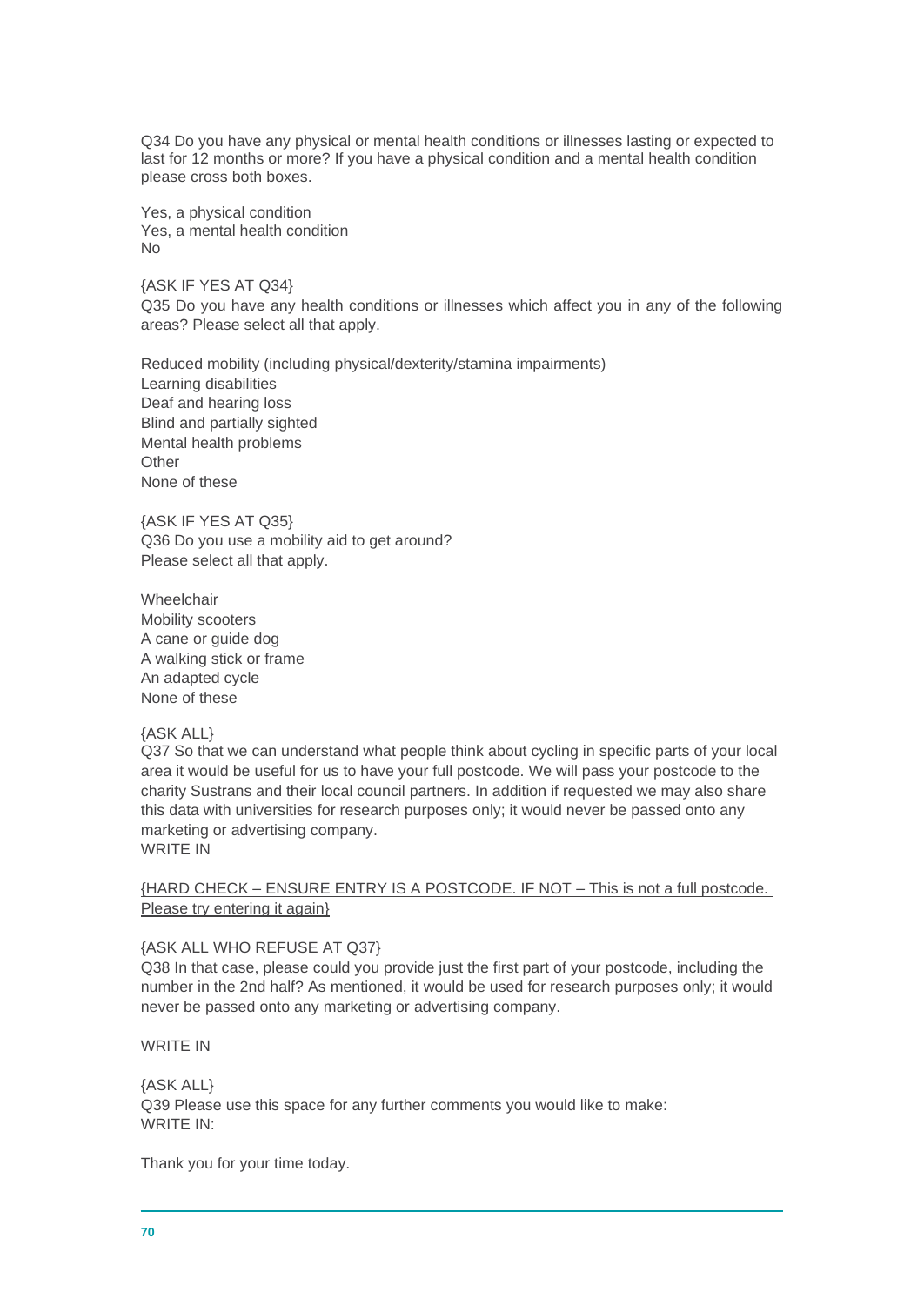Q34 Do you have any physical or mental health conditions or illnesses lasting or expected to last for 12 months or more? If you have a physical condition and a mental health condition please cross both boxes.

Yes, a physical condition
Yes, a mental health condition
No

{ASK IF YES AT Q34}
Q35 Do you have any health conditions or illnesses which affect you in any of the following areas? Please select all that apply.

Reduced mobility (including physical/dexterity/stamina impairments)
Learning disabilities
Deaf and hearing loss
Blind and partially sighted
Mental health problems
Other
None of these

{ASK IF YES AT Q35}
Q36 Do you use a mobility aid to get around?
Please select all that apply.

Wheelchair
Mobility scooters
A cane or guide dog
A walking stick or frame
An adapted cycle
None of these

{ASK ALL}
Q37 So that we can understand what people think about cycling in specific parts of your local area it would be useful for us to have your full postcode. We will pass your postcode to the charity Sustrans and their local council partners. In addition if requested we may also share this data with universities for research purposes only; it would never be passed onto any marketing or advertising company.
WRITE IN

<u>{HARD CHECK – ENSURE ENTRY IS A POSTCODE. IF NOT – This is not a full postcode. Please try entering it again}</u>

{ASK ALL WHO REFUSE AT Q37}
Q38 In that case, please could you provide just the first part of your postcode, including the number in the 2nd half? As mentioned, it would be used for research purposes only; it would never be passed onto any marketing or advertising company.

WRITE IN

{ASK ALL}
Q39 Please use this space for any further comments you would like to make:
WRITE IN:

Thank you for your time today.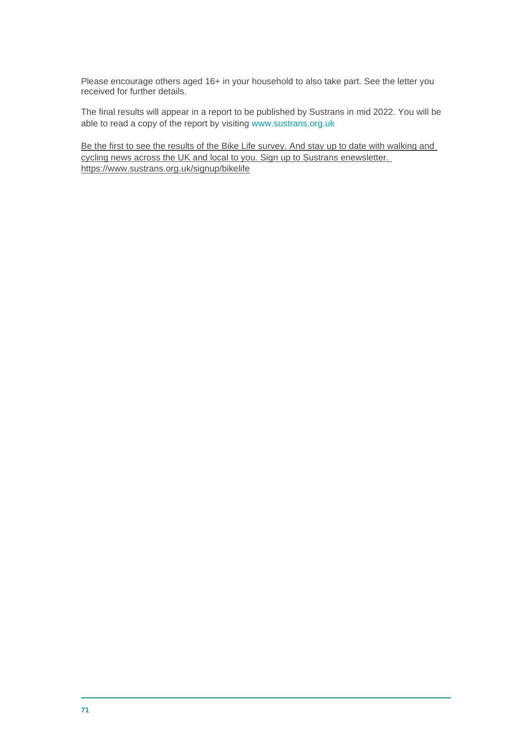Please encourage others aged 16+ in your household to also take part. See the letter you received for further details.

The final results will appear in a report to be published by Sustrans in mid 2022. You will be able to read a copy of the report by visiting www.sustrans.org.uk

Be the first to see the results of the Bike Life survey. And stay up to date with walking and cycling news across the UK and local to you. Sign up to Sustrans enewsletter. https://www.sustrans.org.uk/signup/bikelife